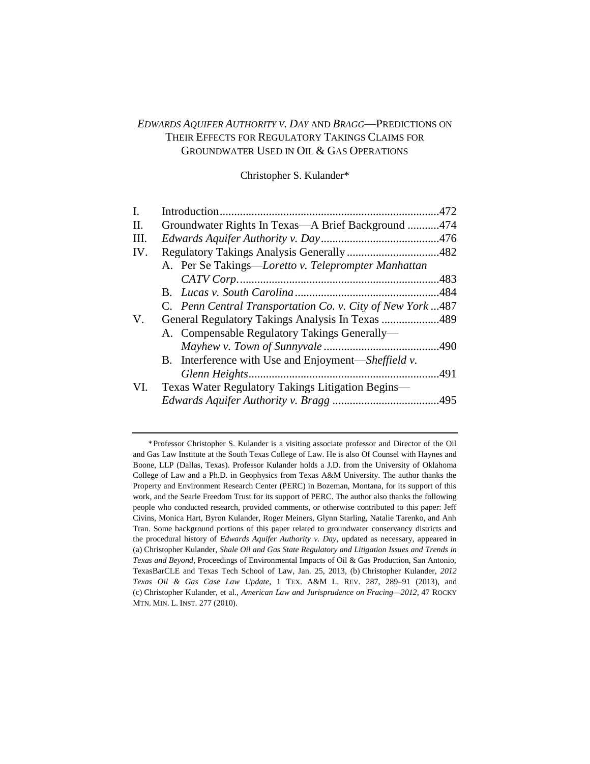# *EDWARDS AQUIFER AUTHORITY V. DAY* AND *BRAGG*—PREDICTIONS ON THEIR EFFECTS FOR REGULATORY TAKINGS CLAIMS FOR GROUNDWATER USED IN OIL & GAS OPERATIONS

Christopher S. Kulander*

| | | |
|---|---|---|
| I. | Introduction | 472 |
| II. | Groundwater Rights In Texas—A Brief Background | 474 |
| III. | *Edwards Aquifer Authority v. Day* | 476 |
| IV. | Regulatory Takings Analysis Generally | 482 |
| | A. Per Se Takings—*Loretto v. Teleprompter Manhattan CATV Corp.* | 483 |
| | B. *Lucas v. South Carolina* | 484 |
| | C. *Penn Central Transportation Co. v. City of New York* | 487 |
| V. | General Regulatory Takings Analysis In Texas | 489 |
| | A. Compensable Regulatory Takings Generally—*Mayhew v. Town of Sunnyvale* | 490 |
| | B. Interference with Use and Enjoyment—*Sheffield v. Glenn Heights* | 491 |
| VI. | Texas Water Regulatory Takings Litigation Begins—*Edwards Aquifer Authority v. Bragg* | 495 |

---

\* Professor Christopher S. Kulander is a visiting associate professor and Director of the Oil and Gas Law Institute at the South Texas College of Law. He is also Of Counsel with Haynes and Boone, LLP (Dallas, Texas). Professor Kulander holds a J.D. from the University of Oklahoma College of Law and a Ph.D. in Geophysics from Texas A&M University. The author thanks the Property and Environment Research Center (PERC) in Bozeman, Montana, for its support of this work, and the Searle Freedom Trust for its support of PERC. The author also thanks the following people who conducted research, provided comments, or otherwise contributed to this paper: Jeff Civins, Monica Hart, Byron Kulander, Roger Meiners, Glynn Starling, Natalie Tarenko, and Anh Tran. Some background portions of this paper related to groundwater conservancy districts and the procedural history of *Edwards Aquifer Authority v. Day*, updated as necessary, appeared in (a) Christopher Kulander, *Shale Oil and Gas State Regulatory and Litigation Issues and Trends in Texas and Beyond*, Proceedings of Environmental Impacts of Oil & Gas Production, San Antonio, TexasBarCLE and Texas Tech School of Law, Jan. 25, 2013, (b) Christopher Kulander, *2012 Texas Oil & Gas Case Law Update*, 1 TEX. A&M L. REV. 287, 289–91 (2013), and (c) Christopher Kulander, et al., *American Law and Jurisprudence on Fracing—2012*, 47 ROCKY MTN. MIN. L. INST. 277 (2010).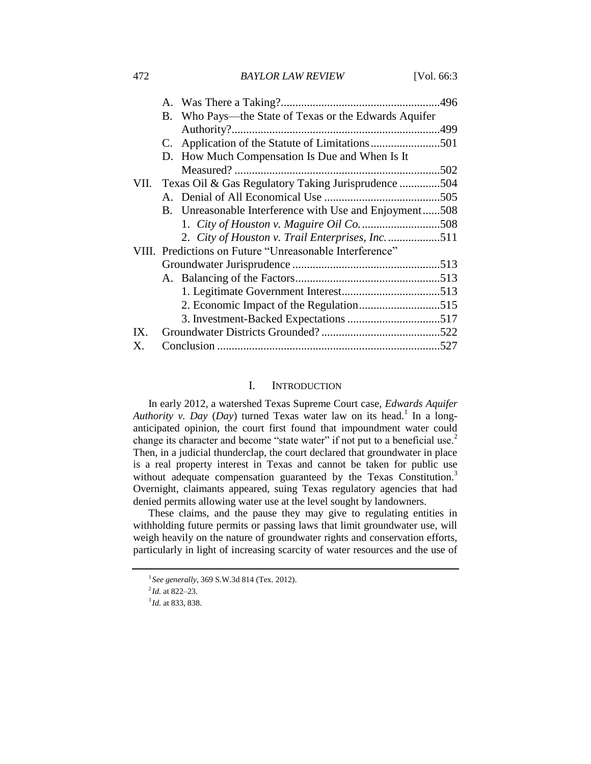A. Was There a Taking? ....................................................... 496
B. Who Pays—the State of Texas or the Edwards Aquifer Authority? ....................................................................... 499
C. Application of the Statute of Limitations ........................ 501
D. How Much Compensation Is Due and When Is It Measured? ...................................................................... 502

VII. Texas Oil & Gas Regulatory Taking Jurisprudence .............. 504
A. Denial of All Economical Use ........................................ 505
B. Unreasonable Interference with Use and Enjoyment...... 508
1. *City of Houston v. Maguire Oil Co.* ........................... 508
2. *City of Houston v. Trail Enterprises, Inc.* .................. 511

VIII. Predictions on Future "Unreasonable Interference" Groundwater Jurisprudence ................................................... 513
A. Balancing of the Factors.................................................. 513
1. Legitimate Government Interest.................................. 513
2. Economic Impact of the Regulation............................ 515
3. Investment-Backed Expectations ................................ 517

IX. Groundwater Districts Grounded? ......................................... 522

X. Conclusion ............................................................................ 527

## I. INTRODUCTION

In early 2012, a watershed Texas Supreme Court case, *Edwards Aquifer Authority v. Day* (*Day*) turned Texas water law on its head.[1] In a long-anticipated opinion, the court first found that impoundment water could change its character and become "state water" if not put to a beneficial use.[2] Then, in a judicial thunderclap, the court declared that groundwater in place is a real property interest in Texas and cannot be taken for public use without adequate compensation guaranteed by the Texas Constitution.[3] Overnight, claimants appeared, suing Texas regulatory agencies that had denied permits allowing water use at the level sought by landowners.

These claims, and the pause they may give to regulating entities in withholding future permits or passing laws that limit groundwater use, will weigh heavily on the nature of groundwater rights and conservation efforts, particularly in light of increasing scarcity of water resources and the use of

---

[1] *See generally*, 369 S.W.3d 814 (Tex. 2012).

[2] *Id.* at 822–23.

[3] *Id.* at 833, 838.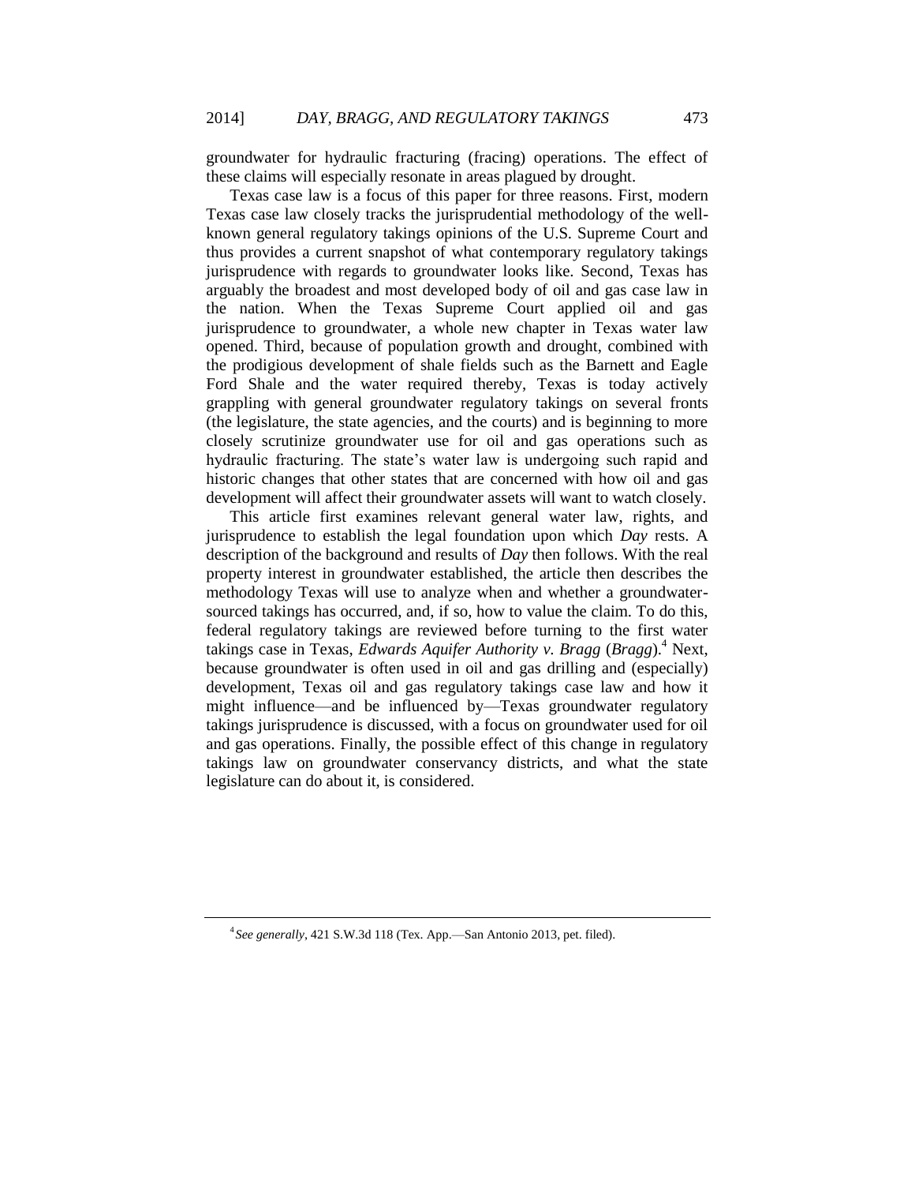groundwater for hydraulic fracturing (fracing) operations. The effect of these claims will especially resonate in areas plagued by drought.

Texas case law is a focus of this paper for three reasons. First, modern Texas case law closely tracks the jurisprudential methodology of the well-known general regulatory takings opinions of the U.S. Supreme Court and thus provides a current snapshot of what contemporary regulatory takings jurisprudence with regards to groundwater looks like. Second, Texas has arguably the broadest and most developed body of oil and gas case law in the nation. When the Texas Supreme Court applied oil and gas jurisprudence to groundwater, a whole new chapter in Texas water law opened. Third, because of population growth and drought, combined with the prodigious development of shale fields such as the Barnett and Eagle Ford Shale and the water required thereby, Texas is today actively grappling with general groundwater regulatory takings on several fronts (the legislature, the state agencies, and the courts) and is beginning to more closely scrutinize groundwater use for oil and gas operations such as hydraulic fracturing. The state's water law is undergoing such rapid and historic changes that other states that are concerned with how oil and gas development will affect their groundwater assets will want to watch closely.

This article first examines relevant general water law, rights, and jurisprudence to establish the legal foundation upon which *Day* rests. A description of the background and results of *Day* then follows. With the real property interest in groundwater established, the article then describes the methodology Texas will use to analyze when and whether a groundwater-sourced takings has occurred, and, if so, how to value the claim. To do this, federal regulatory takings are reviewed before turning to the first water takings case in Texas, *Edwards Aquifer Authority v. Bragg* (*Bragg*).[4] Next, because groundwater is often used in oil and gas drilling and (especially) development, Texas oil and gas regulatory takings case law and how it might influence—and be influenced by—Texas groundwater regulatory takings jurisprudence is discussed, with a focus on groundwater used for oil and gas operations. Finally, the possible effect of this change in regulatory takings law on groundwater conservancy districts, and what the state legislature can do about it, is considered.

---

[4] *See generally*, 421 S.W.3d 118 (Tex. App.—San Antonio 2013, pet. filed).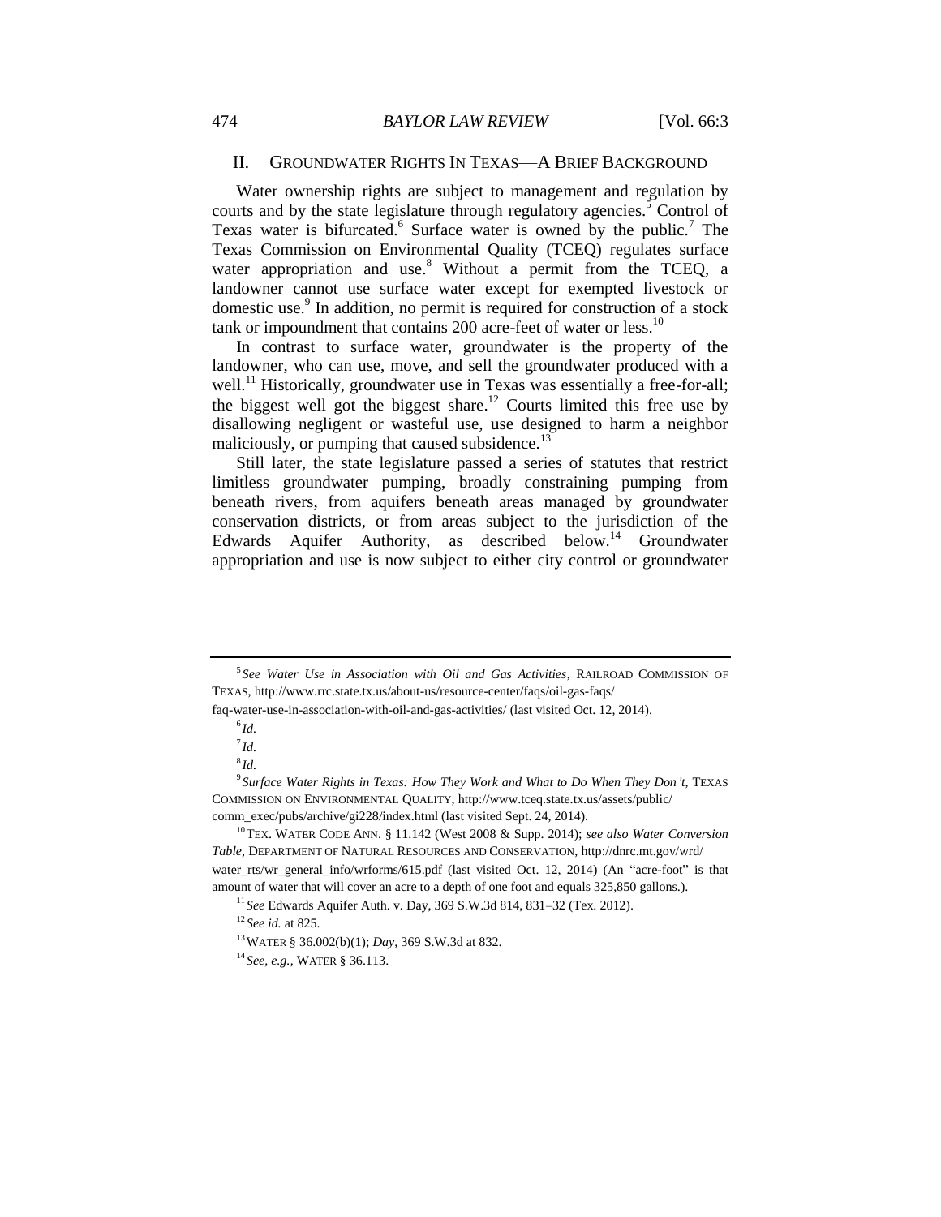## II. GROUNDWATER RIGHTS IN TEXAS—A BRIEF BACKGROUND

Water ownership rights are subject to management and regulation by courts and by the state legislature through regulatory agencies.[5] Control of Texas water is bifurcated.[6] Surface water is owned by the public.[7] The Texas Commission on Environmental Quality (TCEQ) regulates surface water appropriation and use.[8] Without a permit from the TCEQ, a landowner cannot use surface water except for exempted livestock or domestic use.[9] In addition, no permit is required for construction of a stock tank or impoundment that contains 200 acre-feet of water or less.[10]

In contrast to surface water, groundwater is the property of the landowner, who can use, move, and sell the groundwater produced with a well.[11] Historically, groundwater use in Texas was essentially a free-for-all; the biggest well got the biggest share.[12] Courts limited this free use by disallowing negligent or wasteful use, use designed to harm a neighbor maliciously, or pumping that caused subsidence.[13]

Still later, the state legislature passed a series of statutes that restrict limitless groundwater pumping, broadly constraining pumping from beneath rivers, from aquifers beneath areas managed by groundwater conservation districts, or from areas subject to the jurisdiction of the Edwards Aquifer Authority, as described below.[14] Groundwater appropriation and use is now subject to either city control or groundwater

---

[5] *See Water Use in Association with Oil and Gas Activities*, RAILROAD COMMISSION OF TEXAS, http://www.rrc.state.tx.us/about-us/resource-center/faqs/oil-gas-faqs/faq-water-use-in-association-with-oil-and-gas-activities/ (last visited Oct. 12, 2014).

[6] *Id.*

[7] *Id.*

[8] *Id.*

[9] *Surface Water Rights in Texas: How They Work and What to Do When They Don't*, TEXAS COMMISSION ON ENVIRONMENTAL QUALITY, http://www.tceq.state.tx.us/assets/public/comm_exec/pubs/archive/gi228/index.html (last visited Sept. 24, 2014).

[10] TEX. WATER CODE ANN. § 11.142 (West 2008 & Supp. 2014); *see also Water Conversion Table*, DEPARTMENT OF NATURAL RESOURCES AND CONSERVATION, http://dnrc.mt.gov/wrd/water_rts/wr_general_info/wrforms/615.pdf (last visited Oct. 12, 2014) (An "acre-foot" is that amount of water that will cover an acre to a depth of one foot and equals 325,850 gallons.).

[11] *See* Edwards Aquifer Auth. v. Day, 369 S.W.3d 814, 831–32 (Tex. 2012).

[12] *See id.* at 825.

[13] WATER § 36.002(b)(1); *Day*, 369 S.W.3d at 832.

[14] *See, e.g.*, WATER § 36.113.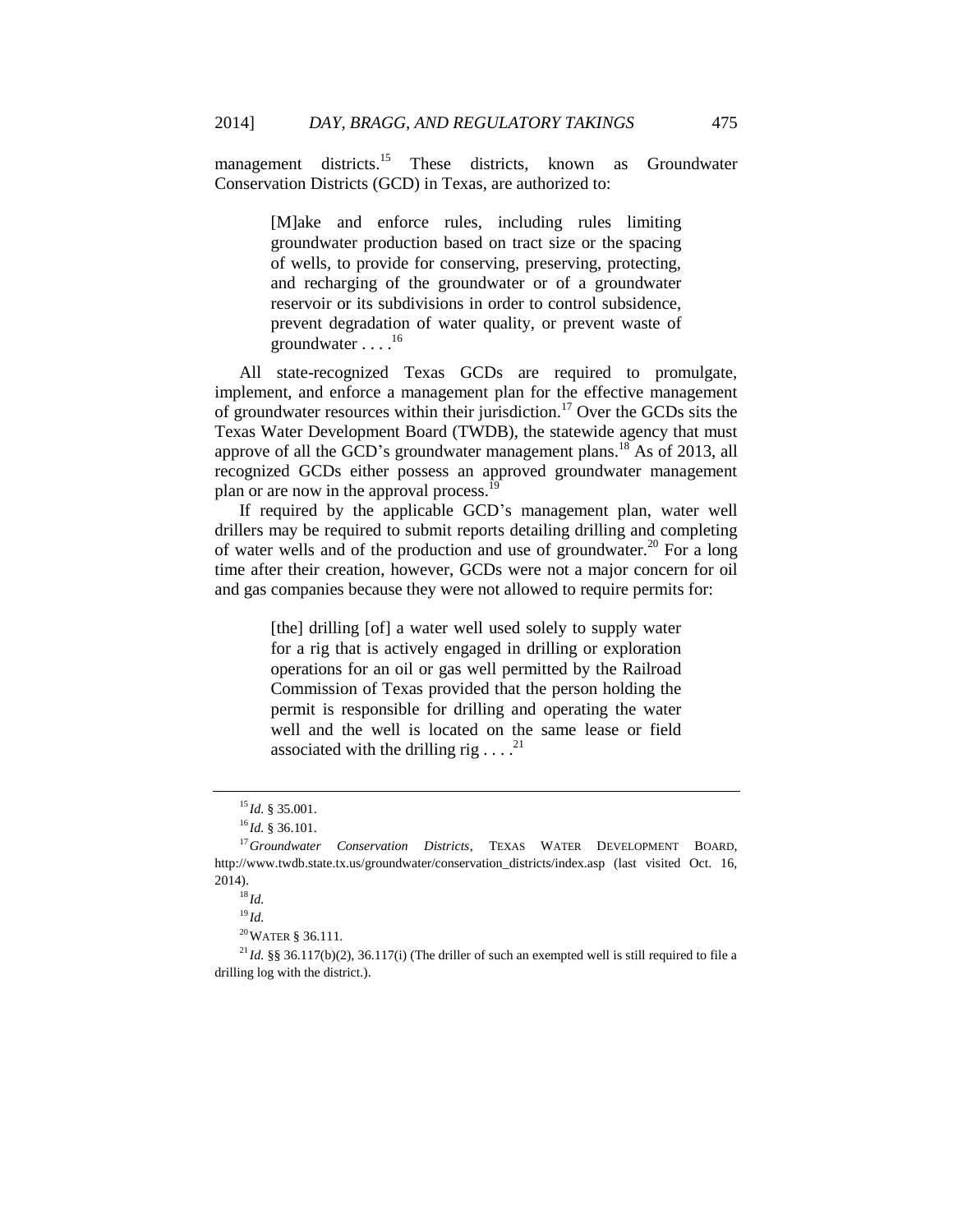management districts.[15] These districts, known as Groundwater Conservation Districts (GCD) in Texas, are authorized to:

> [M]ake and enforce rules, including rules limiting groundwater production based on tract size or the spacing of wells, to provide for conserving, preserving, protecting, and recharging of the groundwater or of a groundwater reservoir or its subdivisions in order to control subsidence, prevent degradation of water quality, or prevent waste of groundwater . . . .[16]

All state-recognized Texas GCDs are required to promulgate, implement, and enforce a management plan for the effective management of groundwater resources within their jurisdiction.[17] Over the GCDs sits the Texas Water Development Board (TWDB), the statewide agency that must approve of all the GCD's groundwater management plans.[18] As of 2013, all recognized GCDs either possess an approved groundwater management plan or are now in the approval process.[19]

If required by the applicable GCD's management plan, water well drillers may be required to submit reports detailing drilling and completing of water wells and of the production and use of groundwater.[20] For a long time after their creation, however, GCDs were not a major concern for oil and gas companies because they were not allowed to require permits for:

> [the] drilling [of] a water well used solely to supply water for a rig that is actively engaged in drilling or exploration operations for an oil or gas well permitted by the Railroad Commission of Texas provided that the person holding the permit is responsible for drilling and operating the water well and the well is located on the same lease or field associated with the drilling rig . . . .[21]

---

[15] *Id.* § 35.001.

[16] *Id.* § 36.101.

[17] *Groundwater Conservation Districts*, TEXAS WATER DEVELOPMENT BOARD, http://www.twdb.state.tx.us/groundwater/conservation_districts/index.asp (last visited Oct. 16, 2014).

[18] *Id.*

[19] *Id.*

[20] WATER § 36.111.

[21] *Id.* §§ 36.117(b)(2), 36.117(i) (The driller of such an exempted well is still required to file a drilling log with the district.).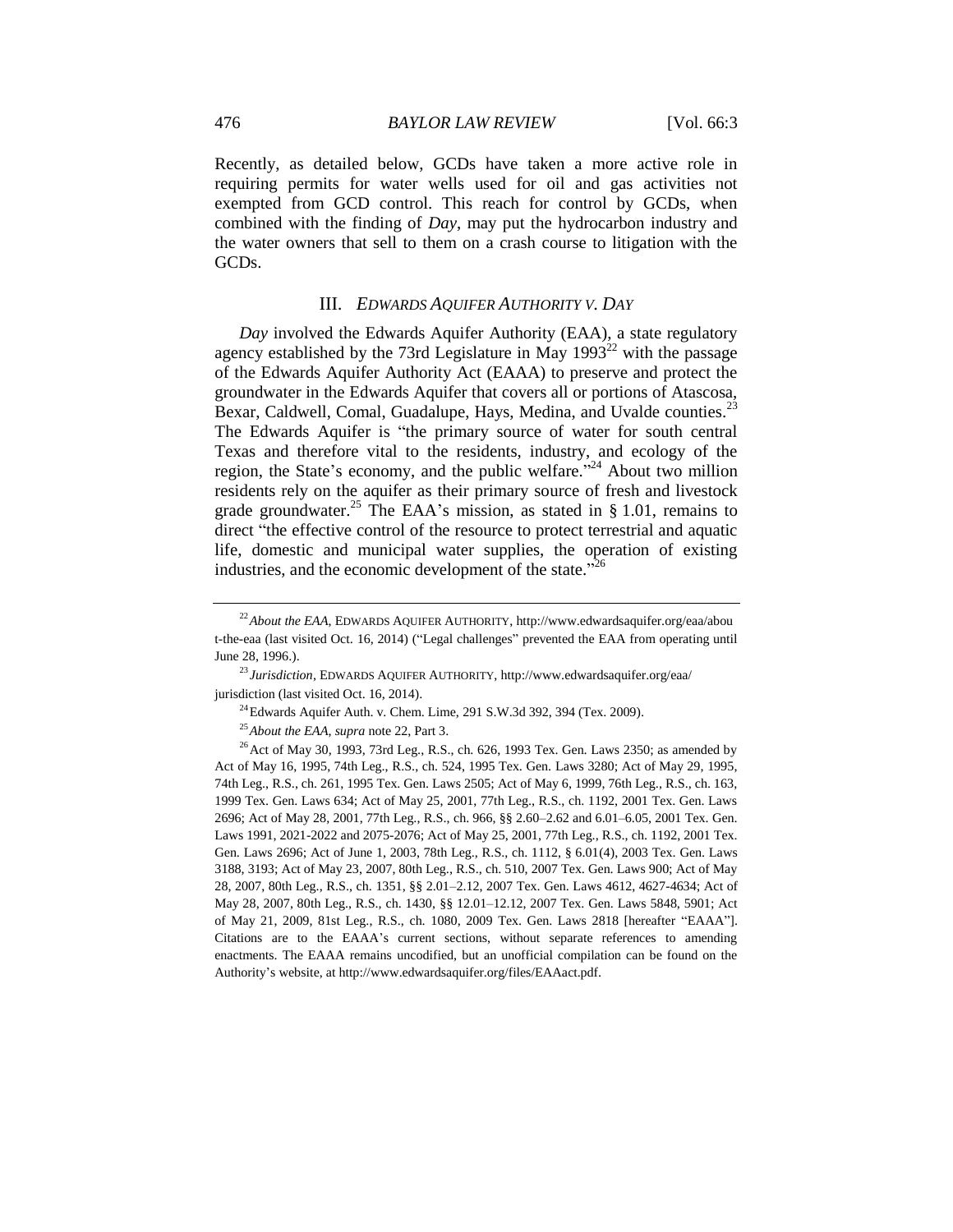Recently, as detailed below, GCDs have taken a more active role in requiring permits for water wells used for oil and gas activities not exempted from GCD control. This reach for control by GCDs, when combined with the finding of *Day*, may put the hydrocarbon industry and the water owners that sell to them on a crash course to litigation with the GCDs.

## III. *EDWARDS AQUIFER AUTHORITY V. DAY*

*Day* involved the Edwards Aquifer Authority (EAA), a state regulatory agency established by the 73rd Legislature in May 1993[22] with the passage of the Edwards Aquifer Authority Act (EAAA) to preserve and protect the groundwater in the Edwards Aquifer that covers all or portions of Atascosa, Bexar, Caldwell, Comal, Guadalupe, Hays, Medina, and Uvalde counties.[23] The Edwards Aquifer is "the primary source of water for south central Texas and therefore vital to the residents, industry, and ecology of the region, the State's economy, and the public welfare."[24] About two million residents rely on the aquifer as their primary source of fresh and livestock grade groundwater.[25] The EAA's mission, as stated in § 1.01, remains to direct "the effective control of the resource to protect terrestrial and aquatic life, domestic and municipal water supplies, the operation of existing industries, and the economic development of the state."[26]

---

[22] *About the EAA*, EDWARDS AQUIFER AUTHORITY, http://www.edwardsaquifer.org/eaa/about-the-eaa (last visited Oct. 16, 2014) ("Legal challenges" prevented the EAA from operating until June 28, 1996.).

[23] *Jurisdiction*, EDWARDS AQUIFER AUTHORITY, http://www.edwardsaquifer.org/eaa/jurisdiction (last visited Oct. 16, 2014).

[24] Edwards Aquifer Auth. v. Chem. Lime, 291 S.W.3d 392, 394 (Tex. 2009).

[25] *About the EAA*, *supra* note 22, Part 3.

[26] Act of May 30, 1993, 73rd Leg., R.S., ch. 626, 1993 Tex. Gen. Laws 2350; as amended by Act of May 16, 1995, 74th Leg., R.S., ch. 524, 1995 Tex. Gen. Laws 3280; Act of May 29, 1995, 74th Leg., R.S., ch. 261, 1995 Tex. Gen. Laws 2505; Act of May 6, 1999, 76th Leg., R.S., ch. 163, 1999 Tex. Gen. Laws 634; Act of May 25, 2001, 77th Leg., R.S., ch. 1192, 2001 Tex. Gen. Laws 2696; Act of May 28, 2001, 77th Leg., R.S., ch. 966, §§ 2.60–2.62 and 6.01–6.05, 2001 Tex. Gen. Laws 1991, 2021-2022 and 2075-2076; Act of May 25, 2001, 77th Leg., R.S., ch. 1192, 2001 Tex. Gen. Laws 2696; Act of June 1, 2003, 78th Leg., R.S., ch. 1112, § 6.01(4), 2003 Tex. Gen. Laws 3188, 3193; Act of May 23, 2007, 80th Leg., R.S., ch. 510, 2007 Tex. Gen. Laws 900; Act of May 28, 2007, 80th Leg., R.S., ch. 1351, §§ 2.01–2.12, 2007 Tex. Gen. Laws 4612, 4627-4634; Act of May 28, 2007, 80th Leg., R.S., ch. 1430, §§ 12.01–12.12, 2007 Tex. Gen. Laws 5848, 5901; Act of May 21, 2009, 81st Leg., R.S., ch. 1080, 2009 Tex. Gen. Laws 2818 [hereafter "EAAA"]. Citations are to the EAAA's current sections, without separate references to amending enactments. The EAAA remains uncodified, but an unofficial compilation can be found on the Authority's website, at http://www.edwardsaquifer.org/files/EAAact.pdf.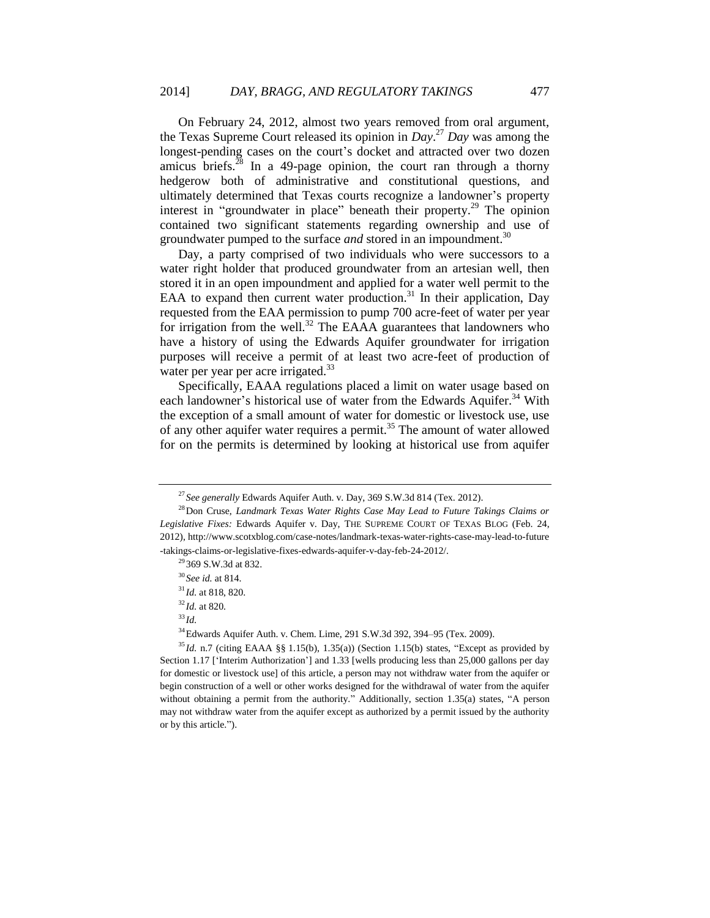On February 24, 2012, almost two years removed from oral argument, the Texas Supreme Court released its opinion in *Day*.[27] *Day* was among the longest-pending cases on the court's docket and attracted over two dozen amicus briefs.[28] In a 49-page opinion, the court ran through a thorny hedgerow both of administrative and constitutional questions, and ultimately determined that Texas courts recognize a landowner's property interest in "groundwater in place" beneath their property.[29] The opinion contained two significant statements regarding ownership and use of groundwater pumped to the surface *and* stored in an impoundment.[30]

Day, a party comprised of two individuals who were successors to a water right holder that produced groundwater from an artesian well, then stored it in an open impoundment and applied for a water well permit to the EAA to expand then current water production.[31] In their application, Day requested from the EAA permission to pump 700 acre-feet of water per year for irrigation from the well.[32] The EAAA guarantees that landowners who have a history of using the Edwards Aquifer groundwater for irrigation purposes will receive a permit of at least two acre-feet of production of water per year per acre irrigated.[33]

Specifically, EAAA regulations placed a limit on water usage based on each landowner's historical use of water from the Edwards Aquifer.[34] With the exception of a small amount of water for domestic or livestock use, use of any other aquifer water requires a permit.[35] The amount of water allowed for on the permits is determined by looking at historical use from aquifer

---

[27] *See generally* Edwards Aquifer Auth. v. Day, 369 S.W.3d 814 (Tex. 2012).

[28] Don Cruse, *Landmark Texas Water Rights Case May Lead to Future Takings Claims or Legislative Fixes:* Edwards Aquifer v. Day, THE SUPREME COURT OF TEXAS BLOG (Feb. 24, 2012), http://www.scotxblog.com/case-notes/landmark-texas-water-rights-case-may-lead-to-future-takings-claims-or-legislative-fixes-edwards-aquifer-v-day-feb-24-2012/.

[29] 369 S.W.3d at 832.

[30] *See id.* at 814.

[31] *Id.* at 818, 820.

[32] *Id.* at 820.

[33] *Id.*

[34] Edwards Aquifer Auth. v. Chem. Lime, 291 S.W.3d 392, 394–95 (Tex. 2009).

[35] *Id.* n.7 (citing EAAA §§ 1.15(b), 1.35(a)) (Section 1.15(b) states, "Except as provided by Section 1.17 ['Interim Authorization'] and 1.33 [wells producing less than 25,000 gallons per day for domestic or livestock use] of this article, a person may not withdraw water from the aquifer or begin construction of a well or other works designed for the withdrawal of water from the aquifer without obtaining a permit from the authority." Additionally, section 1.35(a) states, "A person may not withdraw water from the aquifer except as authorized by a permit issued by the authority or by this article.").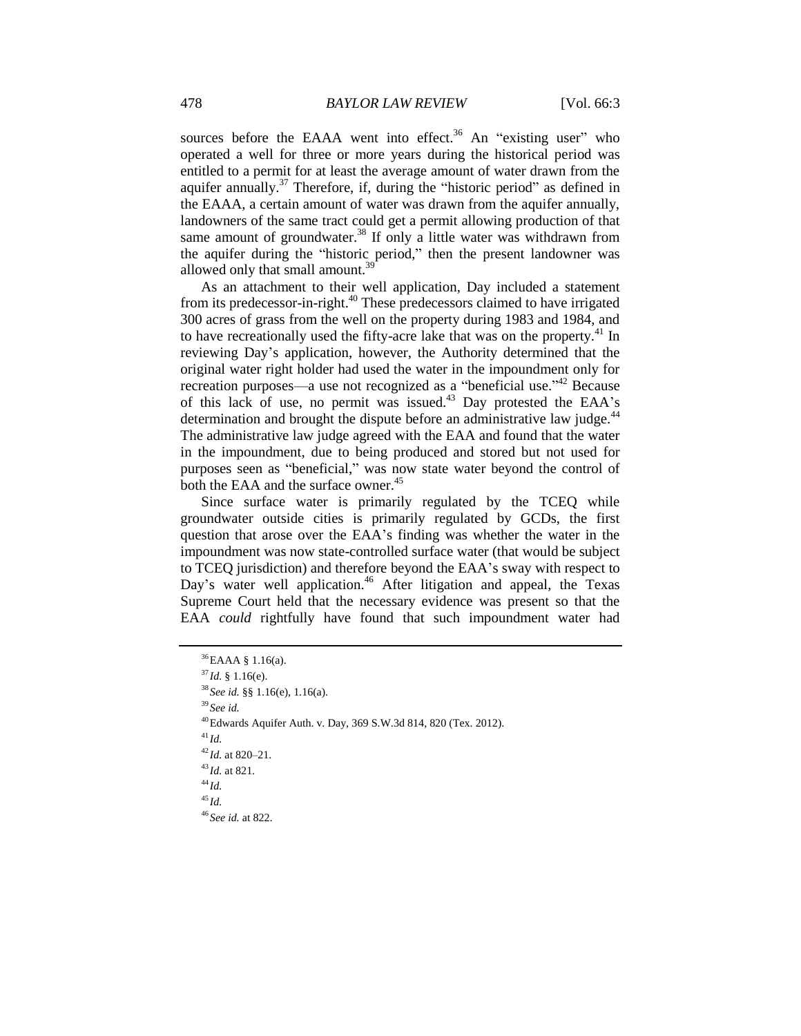sources before the EAAA went into effect.[36] An "existing user" who operated a well for three or more years during the historical period was entitled to a permit for at least the average amount of water drawn from the aquifer annually.[37] Therefore, if, during the "historic period" as defined in the EAAA, a certain amount of water was drawn from the aquifer annually, landowners of the same tract could get a permit allowing production of that same amount of groundwater.[38] If only a little water was withdrawn from the aquifer during the "historic period," then the present landowner was allowed only that small amount.[39]

As an attachment to their well application, Day included a statement from its predecessor-in-right.[40] These predecessors claimed to have irrigated 300 acres of grass from the well on the property during 1983 and 1984, and to have recreationally used the fifty-acre lake that was on the property.[41] In reviewing Day's application, however, the Authority determined that the original water right holder had used the water in the impoundment only for recreation purposes—a use not recognized as a "beneficial use."[42] Because of this lack of use, no permit was issued.[43] Day protested the EAA's determination and brought the dispute before an administrative law judge.[44] The administrative law judge agreed with the EAA and found that the water in the impoundment, due to being produced and stored but not used for purposes seen as "beneficial," was now state water beyond the control of both the EAA and the surface owner.[45]

Since surface water is primarily regulated by the TCEQ while groundwater outside cities is primarily regulated by GCDs, the first question that arose over the EAA's finding was whether the water in the impoundment was now state-controlled surface water (that would be subject to TCEQ jurisdiction) and therefore beyond the EAA's sway with respect to Day's water well application.[46] After litigation and appeal, the Texas Supreme Court held that the necessary evidence was present so that the EAA *could* rightfully have found that such impoundment water had

---

[36] EAAA § 1.16(a).

[37] *Id.* § 1.16(e).

[38] *See id.* §§ 1.16(e), 1.16(a).

[39] *See id.*

[40] Edwards Aquifer Auth. v. Day, 369 S.W.3d 814, 820 (Tex. 2012).

[41] *Id.*

[42] *Id.* at 820–21.

[43] *Id.* at 821.

[44] *Id.*

[45] *Id.*

[46] *See id.* at 822.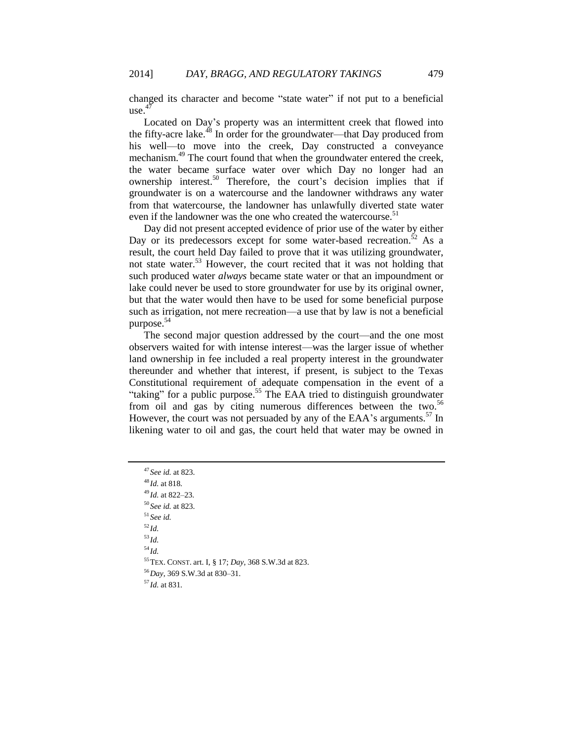changed its character and become "state water" if not put to a beneficial use.[47]

Located on Day's property was an intermittent creek that flowed into the fifty-acre lake.[48] In order for the groundwater—that Day produced from his well—to move into the creek, Day constructed a conveyance mechanism.[49] The court found that when the groundwater entered the creek, the water became surface water over which Day no longer had an ownership interest.[50] Therefore, the court's decision implies that if groundwater is on a watercourse and the landowner withdraws any water from that watercourse, the landowner has unlawfully diverted state water even if the landowner was the one who created the watercourse.[51]

Day did not present accepted evidence of prior use of the water by either Day or its predecessors except for some water-based recreation.[52] As a result, the court held Day failed to prove that it was utilizing groundwater, not state water.[53] However, the court recited that it was not holding that such produced water *always* became state water or that an impoundment or lake could never be used to store groundwater for use by its original owner, but that the water would then have to be used for some beneficial purpose such as irrigation, not mere recreation—a use that by law is not a beneficial purpose.[54]

The second major question addressed by the court—and the one most observers waited for with intense interest—was the larger issue of whether land ownership in fee included a real property interest in the groundwater thereunder and whether that interest, if present, is subject to the Texas Constitutional requirement of adequate compensation in the event of a "taking" for a public purpose.[55] The EAA tried to distinguish groundwater from oil and gas by citing numerous differences between the two.[56] However, the court was not persuaded by any of the EAA's arguments.[57] In likening water to oil and gas, the court held that water may be owned in

---

[47] *See id.* at 823.

[48] *Id.* at 818.

[49] *Id.* at 822–23.

[50] *See id.* at 823.

[51] *See id.*

[52] *Id.*

[53] *Id.*

[54] *Id.*

[55] TEX. CONST. art. I, § 17; *Day*, 368 S.W.3d at 823.

[56] *Day*, 369 S.W.3d at 830–31.

[57] *Id.* at 831.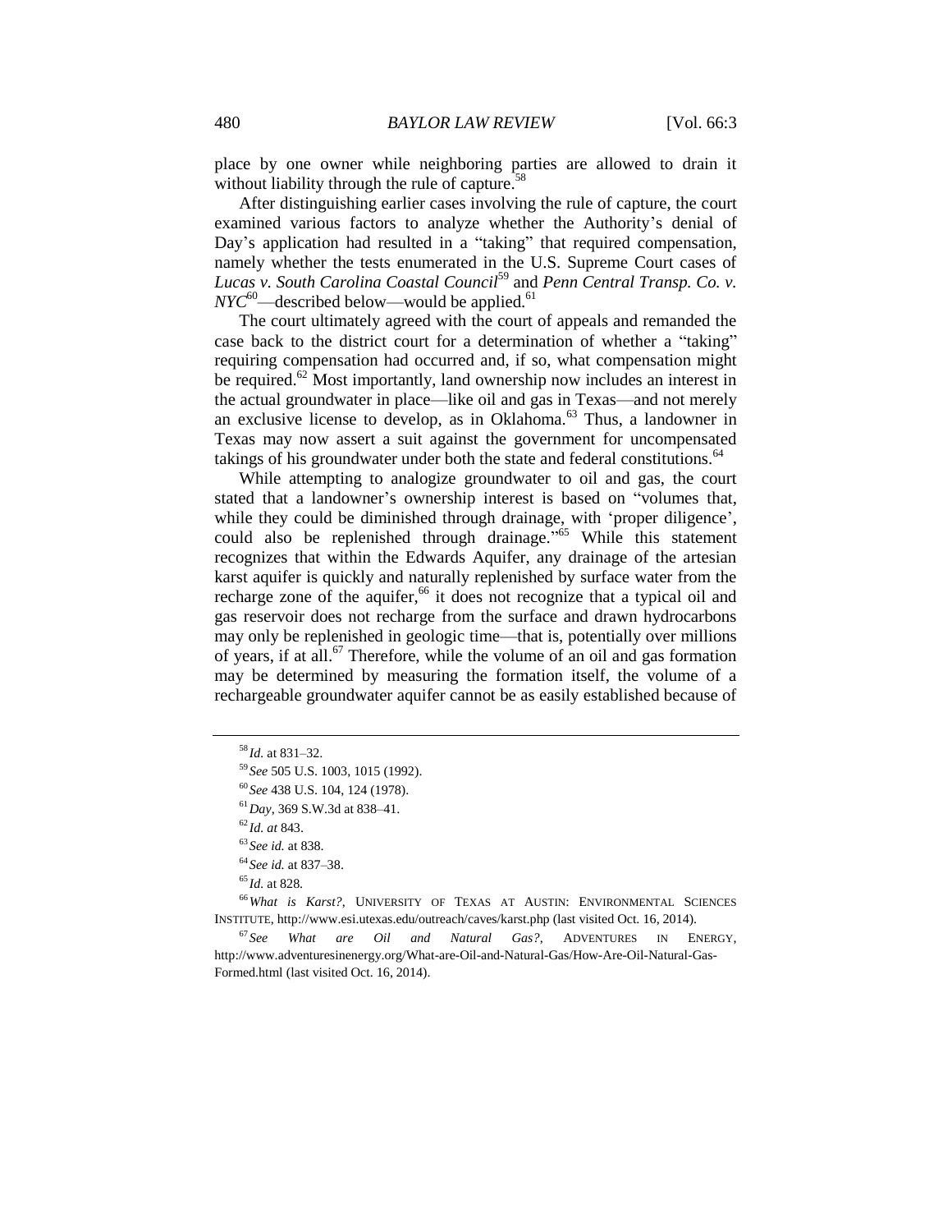place by one owner while neighboring parties are allowed to drain it without liability through the rule of capture.[58]

After distinguishing earlier cases involving the rule of capture, the court examined various factors to analyze whether the Authority's denial of Day's application had resulted in a "taking" that required compensation, namely whether the tests enumerated in the U.S. Supreme Court cases of *Lucas v. South Carolina Coastal Council*[59] and *Penn Central Transp. Co. v. NYC*[60]—described below—would be applied.[61]

The court ultimately agreed with the court of appeals and remanded the case back to the district court for a determination of whether a "taking" requiring compensation had occurred and, if so, what compensation might be required.[62] Most importantly, land ownership now includes an interest in the actual groundwater in place—like oil and gas in Texas—and not merely an exclusive license to develop, as in Oklahoma.[63] Thus, a landowner in Texas may now assert a suit against the government for uncompensated takings of his groundwater under both the state and federal constitutions.[64]

While attempting to analogize groundwater to oil and gas, the court stated that a landowner's ownership interest is based on "volumes that, while they could be diminished through drainage, with 'proper diligence', could also be replenished through drainage."[65] While this statement recognizes that within the Edwards Aquifer, any drainage of the artesian karst aquifer is quickly and naturally replenished by surface water from the recharge zone of the aquifer,[66] it does not recognize that a typical oil and gas reservoir does not recharge from the surface and drawn hydrocarbons may only be replenished in geologic time—that is, potentially over millions of years, if at all.[67] Therefore, while the volume of an oil and gas formation may be determined by measuring the formation itself, the volume of a rechargeable groundwater aquifer cannot be as easily established because of

---

[58] *Id.* at 831–32.

[59] *See* 505 U.S. 1003, 1015 (1992).

[60] *See* 438 U.S. 104, 124 (1978).

[61] *Day*, 369 S.W.3d at 838–41.

[62] *Id. at* 843.

[63] *See id.* at 838.

[64] *See id.* at 837–38.

[65] *Id.* at 828.

[66] *What is Karst?*, UNIVERSITY OF TEXAS AT AUSTIN: ENVIRONMENTAL SCIENCES INSTITUTE, http://www.esi.utexas.edu/outreach/caves/karst.php (last visited Oct. 16, 2014).

[67] *See What are Oil and Natural Gas?*, ADVENTURES IN ENERGY, http://www.adventuresinenergy.org/What-are-Oil-and-Natural-Gas/How-Are-Oil-Natural-Gas-Formed.html (last visited Oct. 16, 2014).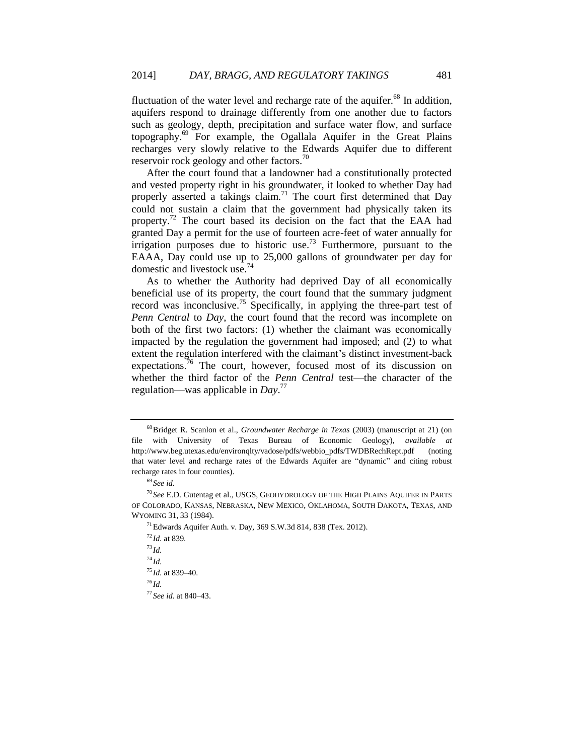fluctuation of the water level and recharge rate of the aquifer.[68] In addition, aquifers respond to drainage differently from one another due to factors such as geology, depth, precipitation and surface water flow, and surface topography.[69] For example, the Ogallala Aquifer in the Great Plains recharges very slowly relative to the Edwards Aquifer due to different reservoir rock geology and other factors.[70]

After the court found that a landowner had a constitutionally protected and vested property right in his groundwater, it looked to whether Day had properly asserted a takings claim.[71] The court first determined that Day could not sustain a claim that the government had physically taken its property.[72] The court based its decision on the fact that the EAA had granted Day a permit for the use of fourteen acre-feet of water annually for irrigation purposes due to historic use.[73] Furthermore, pursuant to the EAAA, Day could use up to 25,000 gallons of groundwater per day for domestic and livestock use.[74]

As to whether the Authority had deprived Day of all economically beneficial use of its property, the court found that the summary judgment record was inconclusive.[75] Specifically, in applying the three-part test of *Penn Central* to *Day*, the court found that the record was incomplete on both of the first two factors: (1) whether the claimant was economically impacted by the regulation the government had imposed; and (2) to what extent the regulation interfered with the claimant's distinct investment-back expectations.[76] The court, however, focused most of its discussion on whether the third factor of the *Penn Central* test—the character of the regulation—was applicable in *Day*.[77]

---

[68] Bridget R. Scanlon et al., *Groundwater Recharge in Texas* (2003) (manuscript at 21) (on file with University of Texas Bureau of Economic Geology), *available at* http://www.beg.utexas.edu/environqlty/vadose/pdfs/webbio_pdfs/TWDBRechRept.pdf (noting that water level and recharge rates of the Edwards Aquifer are "dynamic" and citing robust recharge rates in four counties).

[69] *See id.*

[70] *See* E.D. Gutentag et al., USGS, GEOHYDROLOGY OF THE HIGH PLAINS AQUIFER IN PARTS OF COLORADO, KANSAS, NEBRASKA, NEW MEXICO, OKLAHOMA, SOUTH DAKOTA, TEXAS, AND WYOMING 31, 33 (1984).

[71] Edwards Aquifer Auth. v. Day, 369 S.W.3d 814, 838 (Tex. 2012).

[72] *Id.* at 839.

[73] *Id.*

[74] *Id.*

[75] *Id.* at 839–40.

[76] *Id.*

[77] *See id.* at 840–43.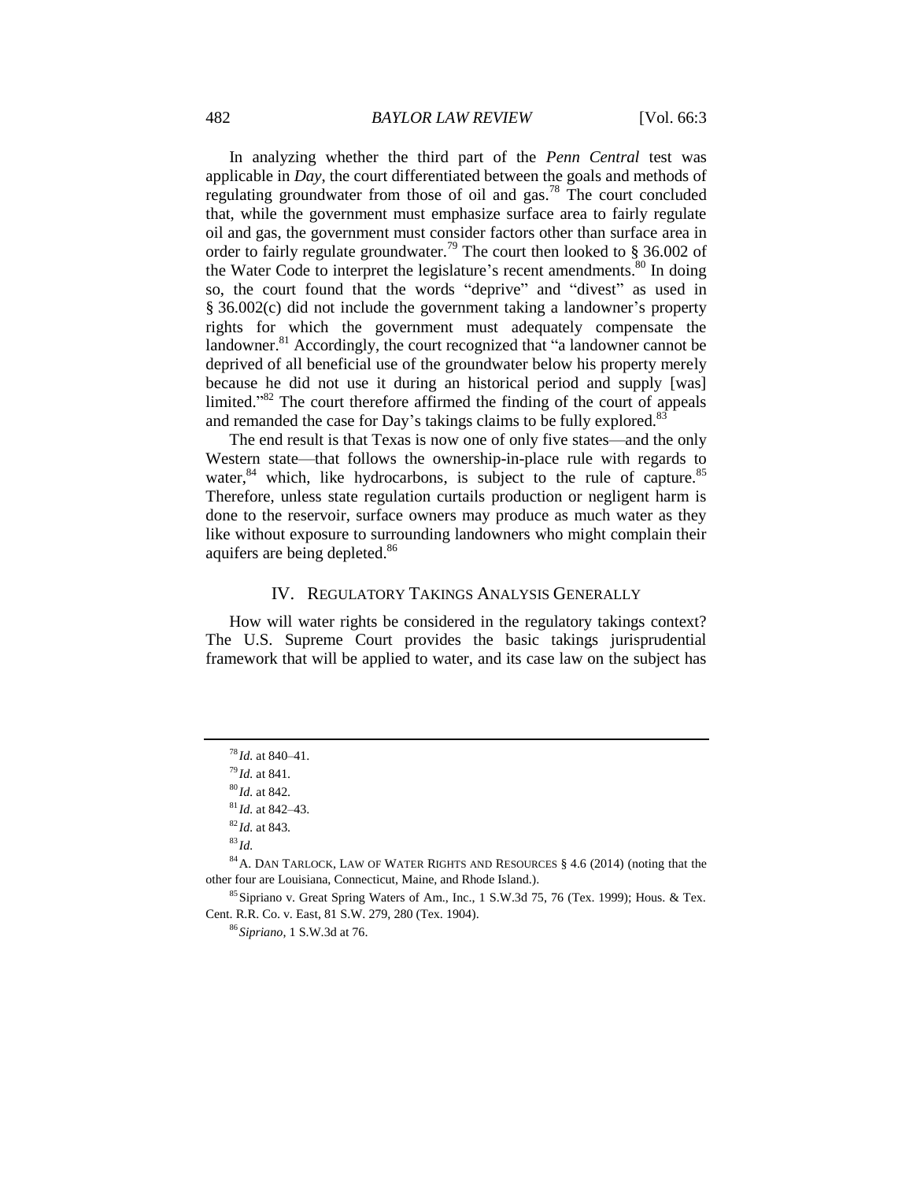In analyzing whether the third part of the *Penn Central* test was applicable in *Day*, the court differentiated between the goals and methods of regulating groundwater from those of oil and gas.[78] The court concluded that, while the government must emphasize surface area to fairly regulate oil and gas, the government must consider factors other than surface area in order to fairly regulate groundwater.[79] The court then looked to § 36.002 of the Water Code to interpret the legislature's recent amendments.[80] In doing so, the court found that the words "deprive" and "divest" as used in § 36.002(c) did not include the government taking a landowner's property rights for which the government must adequately compensate the landowner.[81] Accordingly, the court recognized that "a landowner cannot be deprived of all beneficial use of the groundwater below his property merely because he did not use it during an historical period and supply [was] limited."[82] The court therefore affirmed the finding of the court of appeals and remanded the case for Day's takings claims to be fully explored.[83]

The end result is that Texas is now one of only five states—and the only Western state—that follows the ownership-in-place rule with regards to water,[84] which, like hydrocarbons, is subject to the rule of capture.[85] Therefore, unless state regulation curtails production or negligent harm is done to the reservoir, surface owners may produce as much water as they like without exposure to surrounding landowners who might complain their aquifers are being depleted.[86]

## IV. Regulatory Takings Analysis Generally

How will water rights be considered in the regulatory takings context? The U.S. Supreme Court provides the basic takings jurisprudential framework that will be applied to water, and its case law on the subject has

---

[78] *Id.* at 840–41.

[79] *Id.* at 841.

[80] *Id.* at 842.

[81] *Id.* at 842–43.

[82] *Id.* at 843.

[83] *Id.*

[84] A. Dan Tarlock, Law of Water Rights and Resources § 4.6 (2014) (noting that the other four are Louisiana, Connecticut, Maine, and Rhode Island.).

[85] Sipriano v. Great Spring Waters of Am., Inc., 1 S.W.3d 75, 76 (Tex. 1999); Hous. & Tex. Cent. R.R. Co. v. East, 81 S.W. 279, 280 (Tex. 1904).

[86] *Sipriano*, 1 S.W.3d at 76.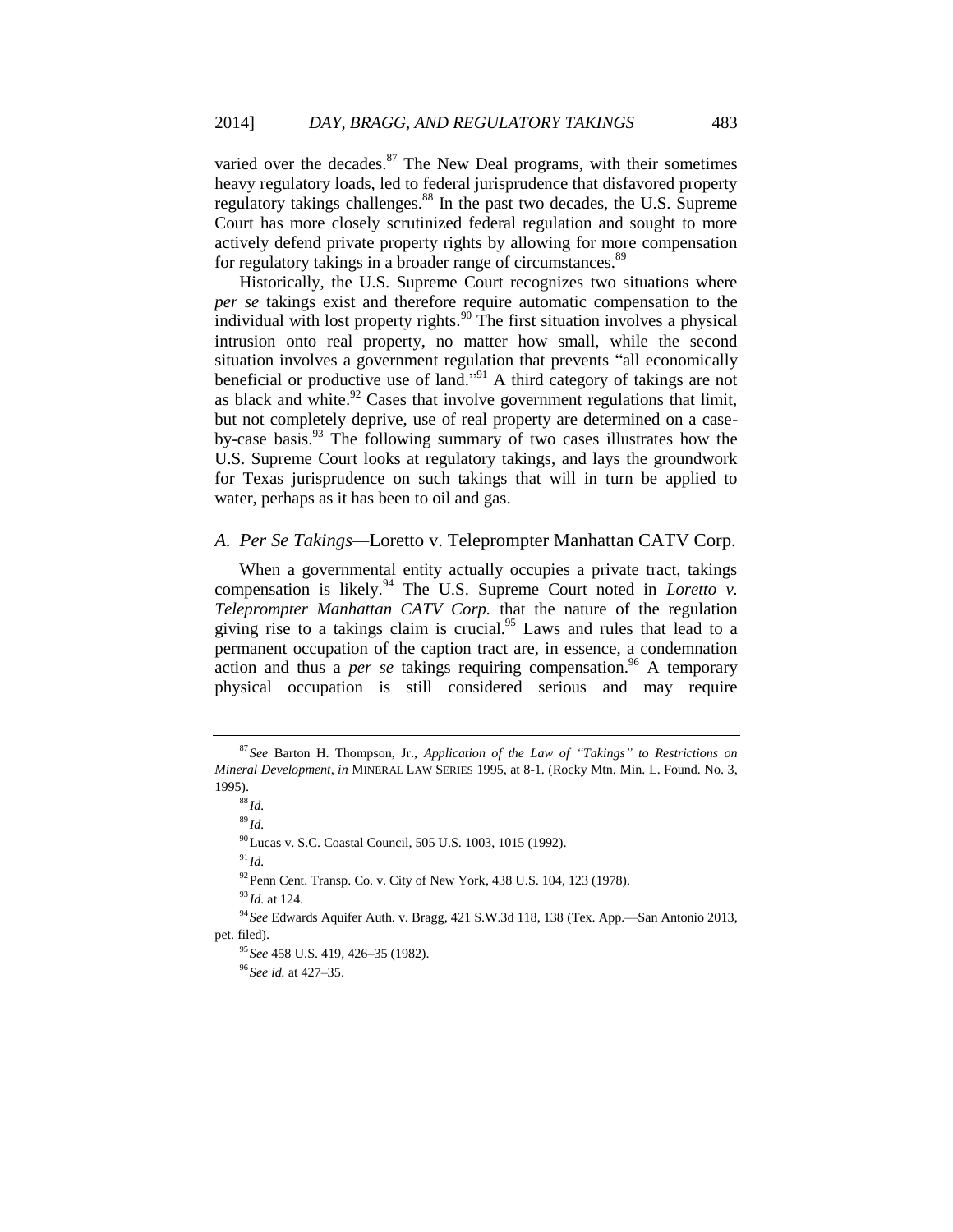varied over the decades.[87] The New Deal programs, with their sometimes heavy regulatory loads, led to federal jurisprudence that disfavored property regulatory takings challenges.[88] In the past two decades, the U.S. Supreme Court has more closely scrutinized federal regulation and sought to more actively defend private property rights by allowing for more compensation for regulatory takings in a broader range of circumstances.[89]

Historically, the U.S. Supreme Court recognizes two situations where *per se* takings exist and therefore require automatic compensation to the individual with lost property rights.[90] The first situation involves a physical intrusion onto real property, no matter how small, while the second situation involves a government regulation that prevents "all economically beneficial or productive use of land."[91] A third category of takings are not as black and white.[92] Cases that involve government regulations that limit, but not completely deprive, use of real property are determined on a case-by-case basis.[93] The following summary of two cases illustrates how the U.S. Supreme Court looks at regulatory takings, and lays the groundwork for Texas jurisprudence on such takings that will in turn be applied to water, perhaps as it has been to oil and gas.

### A. *Per Se Takings*—Loretto v. Teleprompter Manhattan CATV Corp.

When a governmental entity actually occupies a private tract, takings compensation is likely.[94] The U.S. Supreme Court noted in *Loretto v. Teleprompter Manhattan CATV Corp.* that the nature of the regulation giving rise to a takings claim is crucial.[95] Laws and rules that lead to a permanent occupation of the caption tract are, in essence, a condemnation action and thus a *per se* takings requiring compensation.[96] A temporary physical occupation is still considered serious and may require

---

[87] *See* Barton H. Thompson, Jr., *Application of the Law of "Takings" to Restrictions on Mineral Development*, *in* MINERAL LAW SERIES 1995, at 8-1. (Rocky Mtn. Min. L. Found. No. 3, 1995).

[88] *Id.*

[89] *Id.*

[90] Lucas v. S.C. Coastal Council, 505 U.S. 1003, 1015 (1992).

[91] *Id.*

[92] Penn Cent. Transp. Co. v. City of New York, 438 U.S. 104, 123 (1978).

[93] *Id.* at 124.

[94] *See* Edwards Aquifer Auth. v. Bragg, 421 S.W.3d 118, 138 (Tex. App.—San Antonio 2013, pet. filed).

[95] *See* 458 U.S. 419, 426–35 (1982).

[96] *See id.* at 427–35.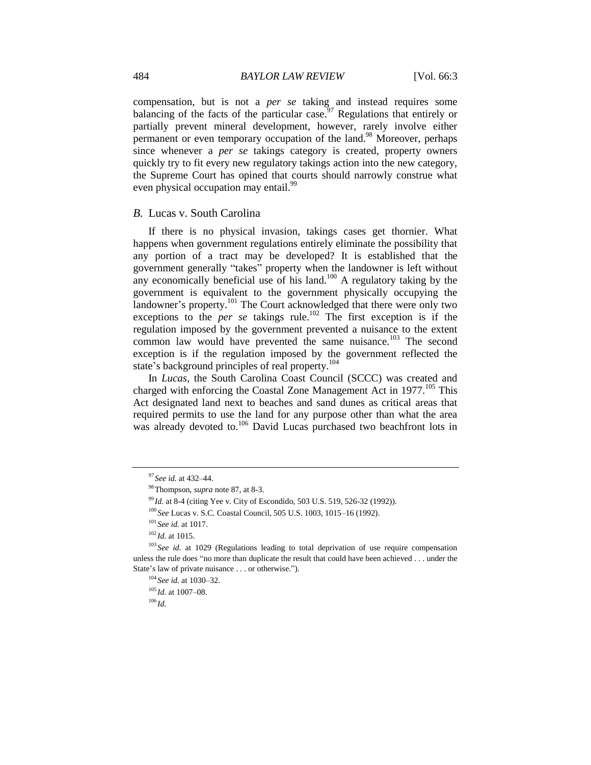compensation, but is not a *per se* taking and instead requires some balancing of the facts of the particular case.[97] Regulations that entirely or partially prevent mineral development, however, rarely involve either permanent or even temporary occupation of the land.[98] Moreover, perhaps since whenever a *per se* takings category is created, property owners quickly try to fit every new regulatory takings action into the new category, the Supreme Court has opined that courts should narrowly construe what even physical occupation may entail.[99]

### *B.* Lucas v. South Carolina

If there is no physical invasion, takings cases get thornier. What happens when government regulations entirely eliminate the possibility that any portion of a tract may be developed? It is established that the government generally "takes" property when the landowner is left without any economically beneficial use of his land.[100] A regulatory taking by the government is equivalent to the government physically occupying the landowner's property.[101] The Court acknowledged that there were only two exceptions to the *per se* takings rule.[102] The first exception is if the regulation imposed by the government prevented a nuisance to the extent common law would have prevented the same nuisance.[103] The second exception is if the regulation imposed by the government reflected the state's background principles of real property.[104]

In *Lucas*, the South Carolina Coast Council (SCCC) was created and charged with enforcing the Coastal Zone Management Act in 1977.[105] This Act designated land next to beaches and sand dunes as critical areas that required permits to use the land for any purpose other than what the area was already devoted to.[106] David Lucas purchased two beachfront lots in

---

[97] *See id.* at 432–44.

[98] Thompson, *supra* note 87, at 8-3.

[99] *Id.* at 8-4 (citing Yee v. City of Escondido, 503 U.S. 519, 526-32 (1992)).

[100] *See* Lucas v. S.C. Coastal Council, 505 U.S. 1003, 1015–16 (1992).

[101] *See id.* at 1017.

[102] *Id.* at 1015.

[103] *See id.* at 1029 (Regulations leading to total deprivation of use require compensation unless the rule does "no more than duplicate the result that could have been achieved . . . under the State's law of private nuisance . . . or otherwise.").

[104] *See id.* at 1030–32.

[105] *Id.* at 1007–08.

[106] *Id.*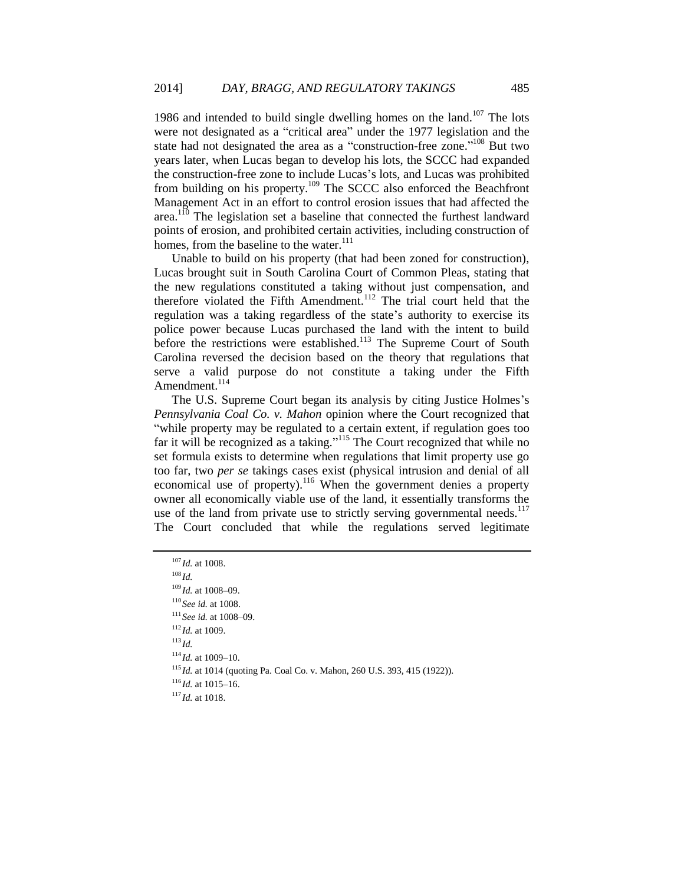1986 and intended to build single dwelling homes on the land.[107] The lots were not designated as a "critical area" under the 1977 legislation and the state had not designated the area as a "construction-free zone."[108] But two years later, when Lucas began to develop his lots, the SCCC had expanded the construction-free zone to include Lucas's lots, and Lucas was prohibited from building on his property.[109] The SCCC also enforced the Beachfront Management Act in an effort to control erosion issues that had affected the area.[110] The legislation set a baseline that connected the furthest landward points of erosion, and prohibited certain activities, including construction of homes, from the baseline to the water.[111]

Unable to build on his property (that had been zoned for construction), Lucas brought suit in South Carolina Court of Common Pleas, stating that the new regulations constituted a taking without just compensation, and therefore violated the Fifth Amendment.[112] The trial court held that the regulation was a taking regardless of the state's authority to exercise its police power because Lucas purchased the land with the intent to build before the restrictions were established.[113] The Supreme Court of South Carolina reversed the decision based on the theory that regulations that serve a valid purpose do not constitute a taking under the Fifth Amendment.[114]

The U.S. Supreme Court began its analysis by citing Justice Holmes's *Pennsylvania Coal Co. v. Mahon* opinion where the Court recognized that "while property may be regulated to a certain extent, if regulation goes too far it will be recognized as a taking."[115] The Court recognized that while no set formula exists to determine when regulations that limit property use go too far, two *per se* takings cases exist (physical intrusion and denial of all economical use of property).[116] When the government denies a property owner all economically viable use of the land, it essentially transforms the use of the land from private use to strictly serving governmental needs.[117] The Court concluded that while the regulations served legitimate

---

[107] *Id.* at 1008.

[108] *Id.*

[109] *Id.* at 1008–09.

[110] *See id.* at 1008.

[111] *See id.* at 1008–09.

[112] *Id.* at 1009.

[113] *Id.*

[114] *Id.* at 1009–10.

[115] *Id.* at 1014 (quoting Pa. Coal Co. v. Mahon, 260 U.S. 393, 415 (1922)).

[116] *Id.* at 1015–16.

[117] *Id.* at 1018.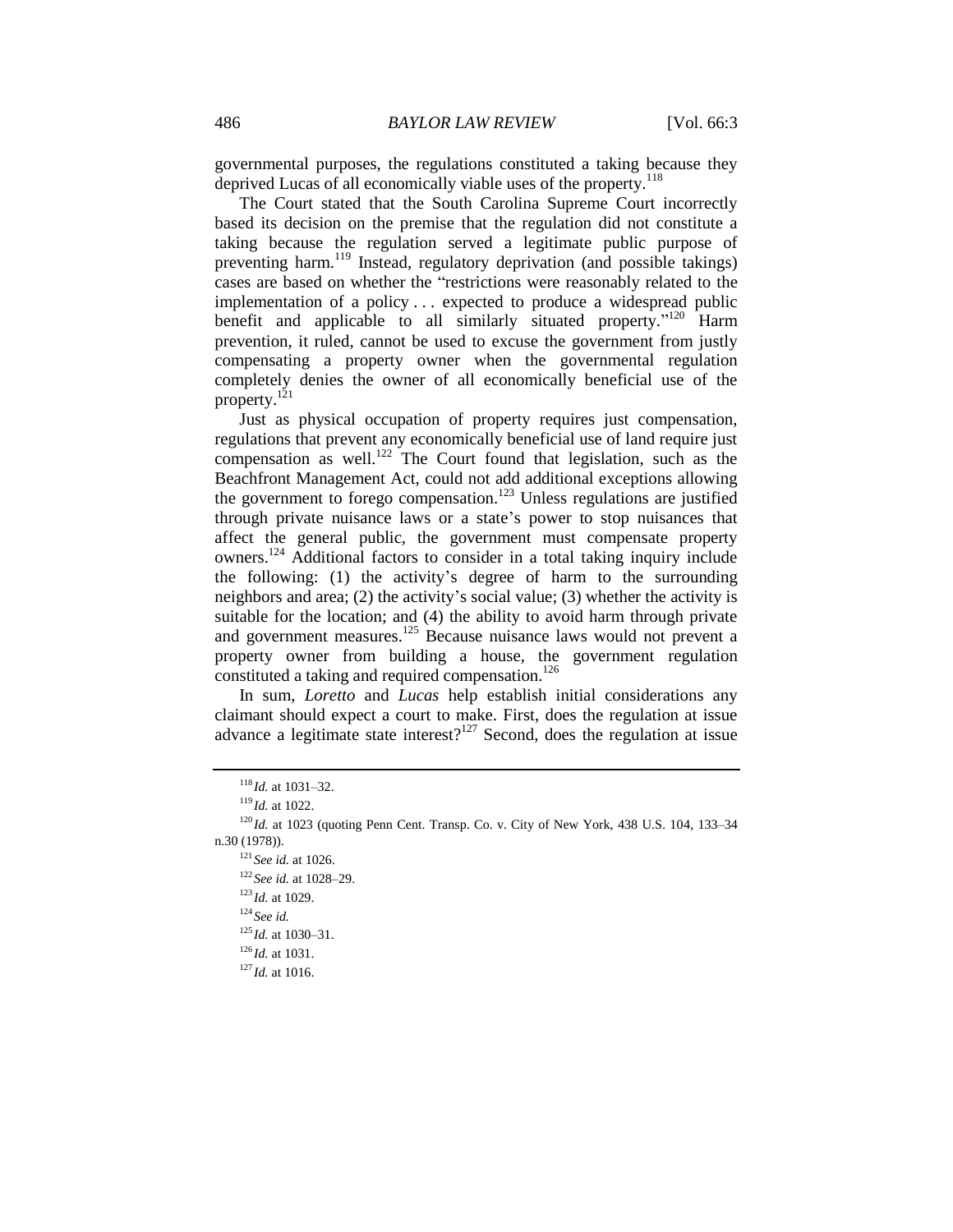governmental purposes, the regulations constituted a taking because they deprived Lucas of all economically viable uses of the property.[118]

The Court stated that the South Carolina Supreme Court incorrectly based its decision on the premise that the regulation did not constitute a taking because the regulation served a legitimate public purpose of preventing harm.[119] Instead, regulatory deprivation (and possible takings) cases are based on whether the "restrictions were reasonably related to the implementation of a policy . . . expected to produce a widespread public benefit and applicable to all similarly situated property."[120] Harm prevention, it ruled, cannot be used to excuse the government from justly compensating a property owner when the governmental regulation completely denies the owner of all economically beneficial use of the property.[121]

Just as physical occupation of property requires just compensation, regulations that prevent any economically beneficial use of land require just compensation as well.[122] The Court found that legislation, such as the Beachfront Management Act, could not add additional exceptions allowing the government to forego compensation.[123] Unless regulations are justified through private nuisance laws or a state's power to stop nuisances that affect the general public, the government must compensate property owners.[124] Additional factors to consider in a total taking inquiry include the following: (1) the activity's degree of harm to the surrounding neighbors and area; (2) the activity's social value; (3) whether the activity is suitable for the location; and (4) the ability to avoid harm through private and government measures.[125] Because nuisance laws would not prevent a property owner from building a house, the government regulation constituted a taking and required compensation.[126]

In sum, *Loretto* and *Lucas* help establish initial considerations any claimant should expect a court to make. First, does the regulation at issue advance a legitimate state interest?[127] Second, does the regulation at issue

---

[118] *Id.* at 1031–32.

[119] *Id.* at 1022.

[120] *Id.* at 1023 (quoting Penn Cent. Transp. Co. v. City of New York, 438 U.S. 104, 133–34 n.30 (1978)).

[121] *See id.* at 1026.

[122] *See id.* at 1028–29.

[123] *Id.* at 1029.

[124] *See id.*

[125] *Id.* at 1030–31.

[126] *Id.* at 1031.

[127] *Id.* at 1016.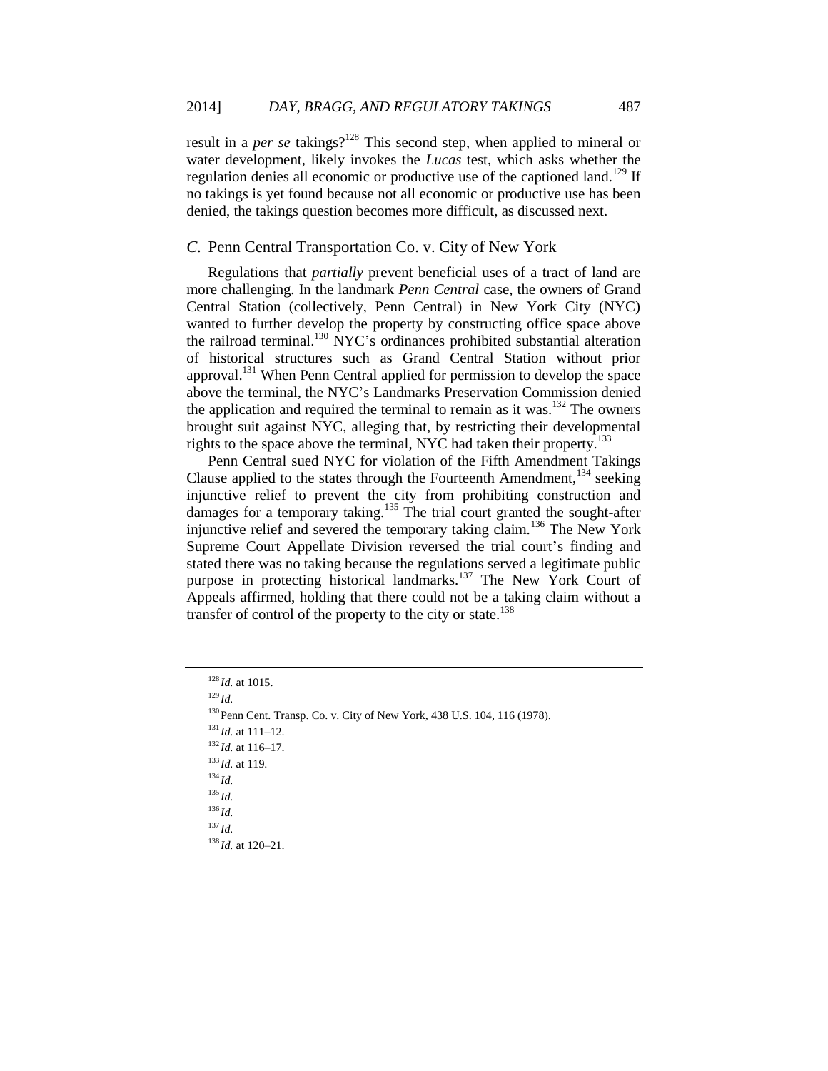result in a *per se* takings?[128] This second step, when applied to mineral or water development, likely invokes the *Lucas* test, which asks whether the regulation denies all economic or productive use of the captioned land.[129] If no takings is yet found because not all economic or productive use has been denied, the takings question becomes more difficult, as discussed next.

### *C.* Penn Central Transportation Co. v. City of New York

Regulations that *partially* prevent beneficial uses of a tract of land are more challenging. In the landmark *Penn Central* case, the owners of Grand Central Station (collectively, Penn Central) in New York City (NYC) wanted to further develop the property by constructing office space above the railroad terminal.[130] NYC's ordinances prohibited substantial alteration of historical structures such as Grand Central Station without prior approval.[131] When Penn Central applied for permission to develop the space above the terminal, the NYC's Landmarks Preservation Commission denied the application and required the terminal to remain as it was.[132] The owners brought suit against NYC, alleging that, by restricting their developmental rights to the space above the terminal, NYC had taken their property.[133]

Penn Central sued NYC for violation of the Fifth Amendment Takings Clause applied to the states through the Fourteenth Amendment,[134] seeking injunctive relief to prevent the city from prohibiting construction and damages for a temporary taking.[135] The trial court granted the sought-after injunctive relief and severed the temporary taking claim.[136] The New York Supreme Court Appellate Division reversed the trial court's finding and stated there was no taking because the regulations served a legitimate public purpose in protecting historical landmarks.[137] The New York Court of Appeals affirmed, holding that there could not be a taking claim without a transfer of control of the property to the city or state.[138]

---

[128] *Id.* at 1015.

[129] *Id.*

[130] Penn Cent. Transp. Co. v. City of New York, 438 U.S. 104, 116 (1978).

[131] *Id.* at 111–12.

[132] *Id.* at 116–17.

[133] *Id.* at 119.

[134] *Id.*

[135] *Id.*

[136] *Id.*

[137] *Id.*

[138] *Id.* at 120–21.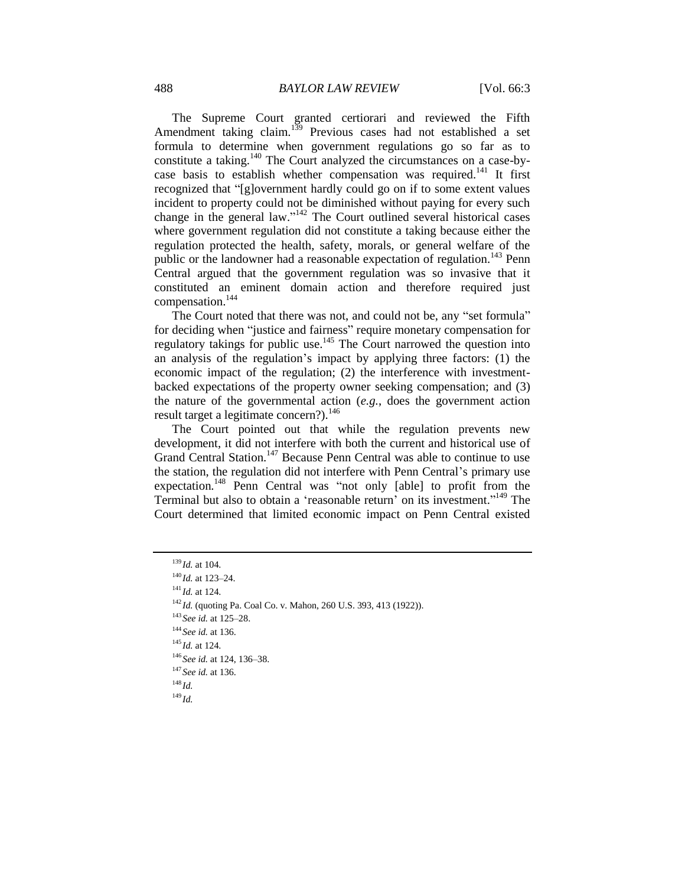The Supreme Court granted certiorari and reviewed the Fifth Amendment taking claim.[139] Previous cases had not established a set formula to determine when government regulations go so far as to constitute a taking.[140] The Court analyzed the circumstances on a case-by-case basis to establish whether compensation was required.[141] It first recognized that "[g]overnment hardly could go on if to some extent values incident to property could not be diminished without paying for every such change in the general law."[142] The Court outlined several historical cases where government regulation did not constitute a taking because either the regulation protected the health, safety, morals, or general welfare of the public or the landowner had a reasonable expectation of regulation.[143] Penn Central argued that the government regulation was so invasive that it constituted an eminent domain action and therefore required just compensation.[144]

The Court noted that there was not, and could not be, any "set formula" for deciding when "justice and fairness" require monetary compensation for regulatory takings for public use.[145] The Court narrowed the question into an analysis of the regulation's impact by applying three factors: (1) the economic impact of the regulation; (2) the interference with investment-backed expectations of the property owner seeking compensation; and (3) the nature of the governmental action (*e.g.*, does the government action result target a legitimate concern?).[146]

The Court pointed out that while the regulation prevents new development, it did not interfere with both the current and historical use of Grand Central Station.[147] Because Penn Central was able to continue to use the station, the regulation did not interfere with Penn Central's primary use expectation.[148] Penn Central was "not only [able] to profit from the Terminal but also to obtain a 'reasonable return' on its investment."[149] The Court determined that limited economic impact on Penn Central existed

---

[139] *Id.* at 104.

[140] *Id.* at 123–24.

[141] *Id.* at 124.

[142] *Id.* (quoting Pa. Coal Co. v. Mahon, 260 U.S. 393, 413 (1922)).

[143] *See id.* at 125–28.

[144] *See id.* at 136.

[145] *Id.* at 124.

[146] *See id.* at 124, 136–38.

[147] *See id.* at 136.

[148] *Id.*

[149] *Id.*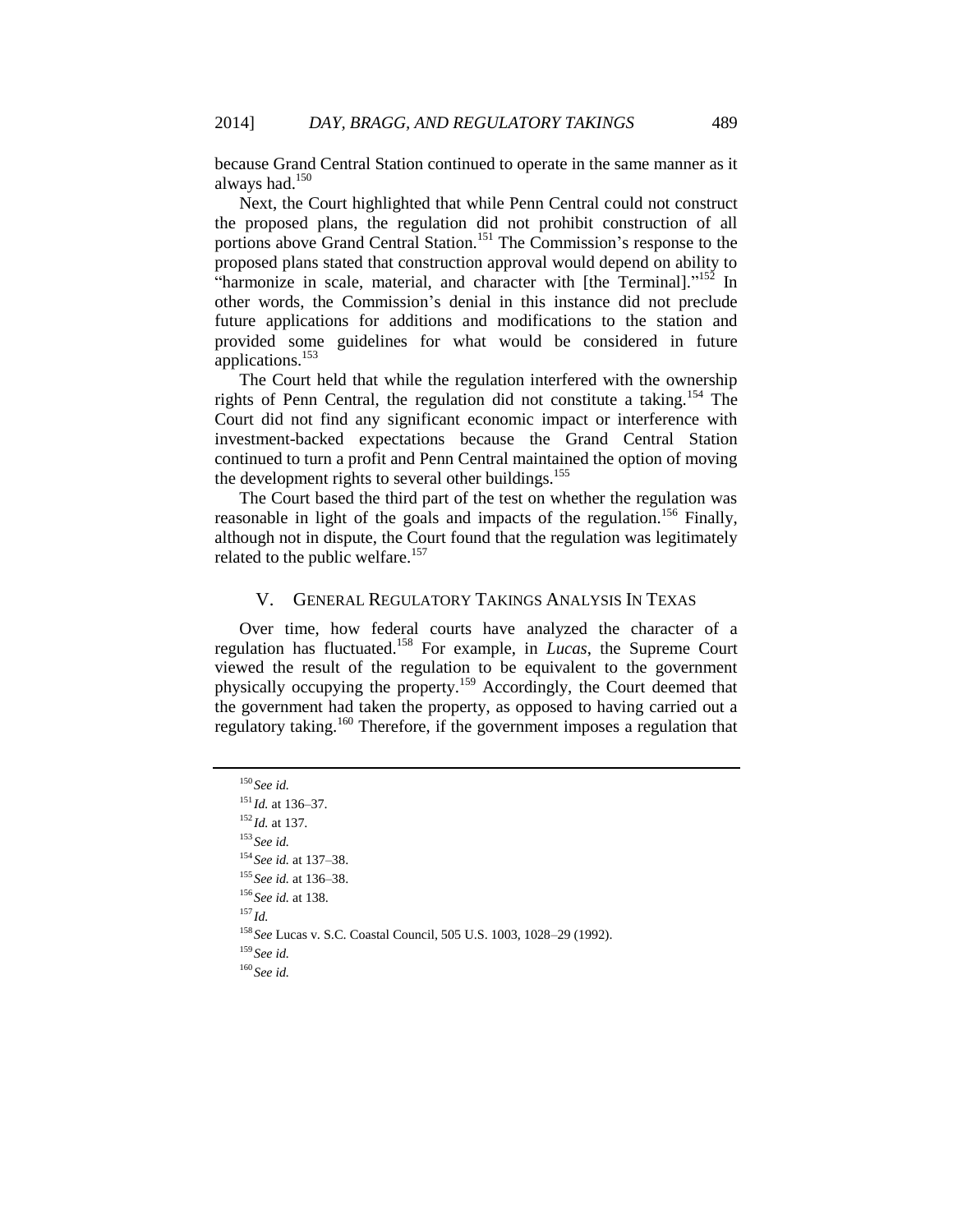because Grand Central Station continued to operate in the same manner as it always had.[150]

Next, the Court highlighted that while Penn Central could not construct the proposed plans, the regulation did not prohibit construction of all portions above Grand Central Station.[151] The Commission's response to the proposed plans stated that construction approval would depend on ability to "harmonize in scale, material, and character with [the Terminal]."[152] In other words, the Commission's denial in this instance did not preclude future applications for additions and modifications to the station and provided some guidelines for what would be considered in future applications.[153]

The Court held that while the regulation interfered with the ownership rights of Penn Central, the regulation did not constitute a taking.[154] The Court did not find any significant economic impact or interference with investment-backed expectations because the Grand Central Station continued to turn a profit and Penn Central maintained the option of moving the development rights to several other buildings.[155]

The Court based the third part of the test on whether the regulation was reasonable in light of the goals and impacts of the regulation.[156] Finally, although not in dispute, the Court found that the regulation was legitimately related to the public welfare.[157]

## V. GENERAL REGULATORY TAKINGS ANALYSIS IN TEXAS

Over time, how federal courts have analyzed the character of a regulation has fluctuated.[158] For example, in *Lucas*, the Supreme Court viewed the result of the regulation to be equivalent to the government physically occupying the property.[159] Accordingly, the Court deemed that the government had taken the property, as opposed to having carried out a regulatory taking.[160] Therefore, if the government imposes a regulation that

---

[150] *See id.*

[151] *Id.* at 136–37.

[152] *Id.* at 137.

[153] *See id.*

[154] *See id.* at 137–38.

[155] *See id.* at 136–38.

[156] *See id.* at 138.

[157] *Id.*

[158] *See* Lucas v. S.C. Coastal Council, 505 U.S. 1003, 1028–29 (1992).

[159] *See id.*

[160] *See id.*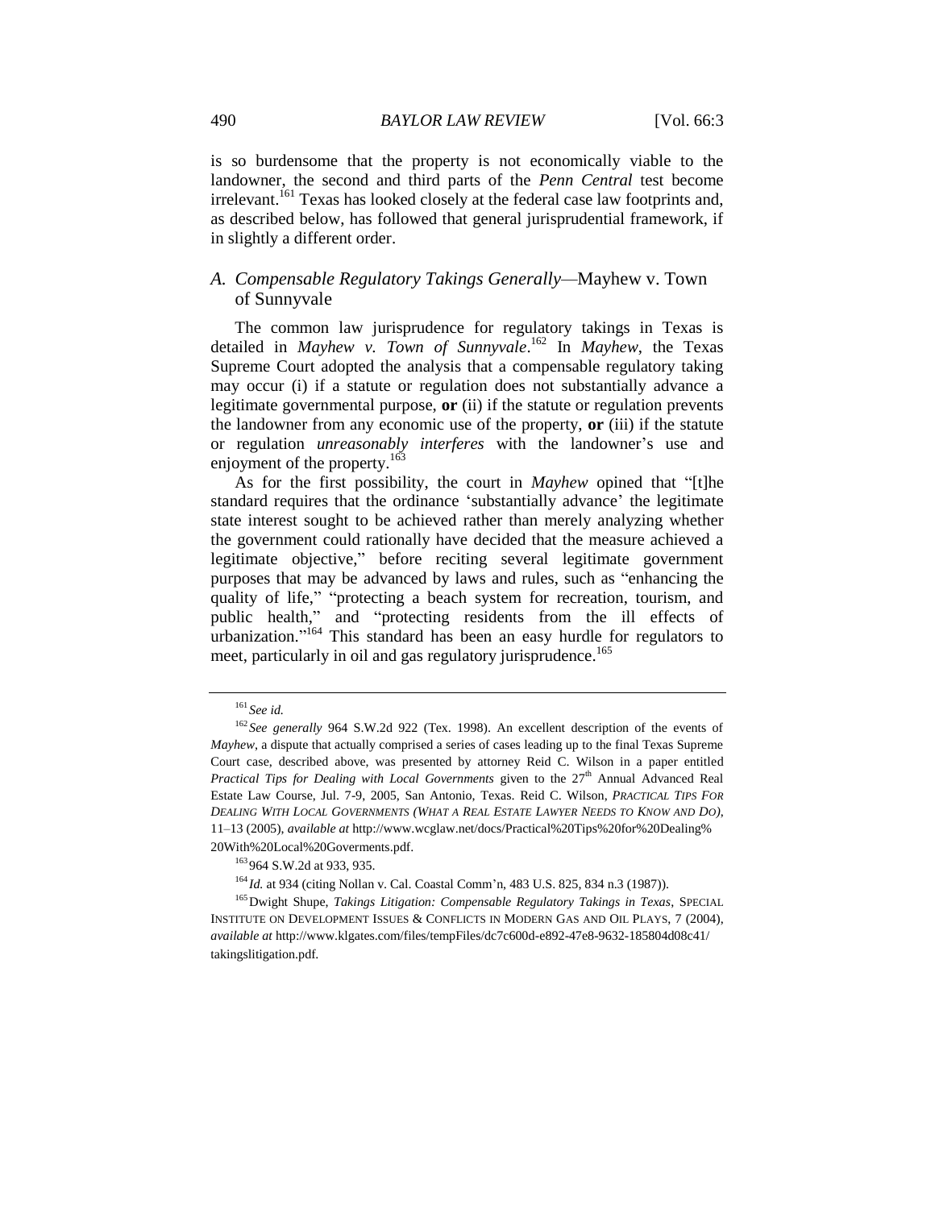is so burdensome that the property is not economically viable to the landowner, the second and third parts of the *Penn Central* test become irrelevant.[161] Texas has looked closely at the federal case law footprints and, as described below, has followed that general jurisprudential framework, if in slightly a different order.

### A. *Compensable Regulatory Takings Generally*—Mayhew v. Town of Sunnyvale

The common law jurisprudence for regulatory takings in Texas is detailed in *Mayhew v. Town of Sunnyvale*.[162] In *Mayhew*, the Texas Supreme Court adopted the analysis that a compensable regulatory taking may occur (i) if a statute or regulation does not substantially advance a legitimate governmental purpose, **or** (ii) if the statute or regulation prevents the landowner from any economic use of the property, **or** (iii) if the statute or regulation *unreasonably interferes* with the landowner's use and enjoyment of the property.[163]

As for the first possibility, the court in *Mayhew* opined that "[t]he standard requires that the ordinance 'substantially advance' the legitimate state interest sought to be achieved rather than merely analyzing whether the government could rationally have decided that the measure achieved a legitimate objective," before reciting several legitimate government purposes that may be advanced by laws and rules, such as "enhancing the quality of life," "protecting a beach system for recreation, tourism, and public health," and "protecting residents from the ill effects of urbanization."[164] This standard has been an easy hurdle for regulators to meet, particularly in oil and gas regulatory jurisprudence.[165]

---

[161] *See id.*

[162] *See generally* 964 S.W.2d 922 (Tex. 1998). An excellent description of the events of *Mayhew*, a dispute that actually comprised a series of cases leading up to the final Texas Supreme Court case, described above, was presented by attorney Reid C. Wilson in a paper entitled *Practical Tips for Dealing with Local Governments* given to the 27th Annual Advanced Real Estate Law Course, Jul. 7-9, 2005, San Antonio, Texas. Reid C. Wilson, *PRACTICAL TIPS FOR DEALING WITH LOCAL GOVERNMENTS (WHAT A REAL ESTATE LAWYER NEEDS TO KNOW AND DO)*, 11–13 (2005), *available at* http://www.wcglaw.net/docs/Practical%20Tips%20for%20Dealing%20With%20Local%20Goverments.pdf.

[163] 964 S.W.2d at 933, 935.

[164] *Id.* at 934 (citing Nollan v. Cal. Coastal Comm'n, 483 U.S. 825, 834 n.3 (1987)).

[165] Dwight Shupe, *Takings Litigation: Compensable Regulatory Takings in Texas*, SPECIAL INSTITUTE ON DEVELOPMENT ISSUES & CONFLICTS IN MODERN GAS AND OIL PLAYS, 7 (2004), *available at* http://www.klgates.com/files/tempFiles/dc7c600d-e892-47e8-9632-185804d08c41/takingslitigation.pdf.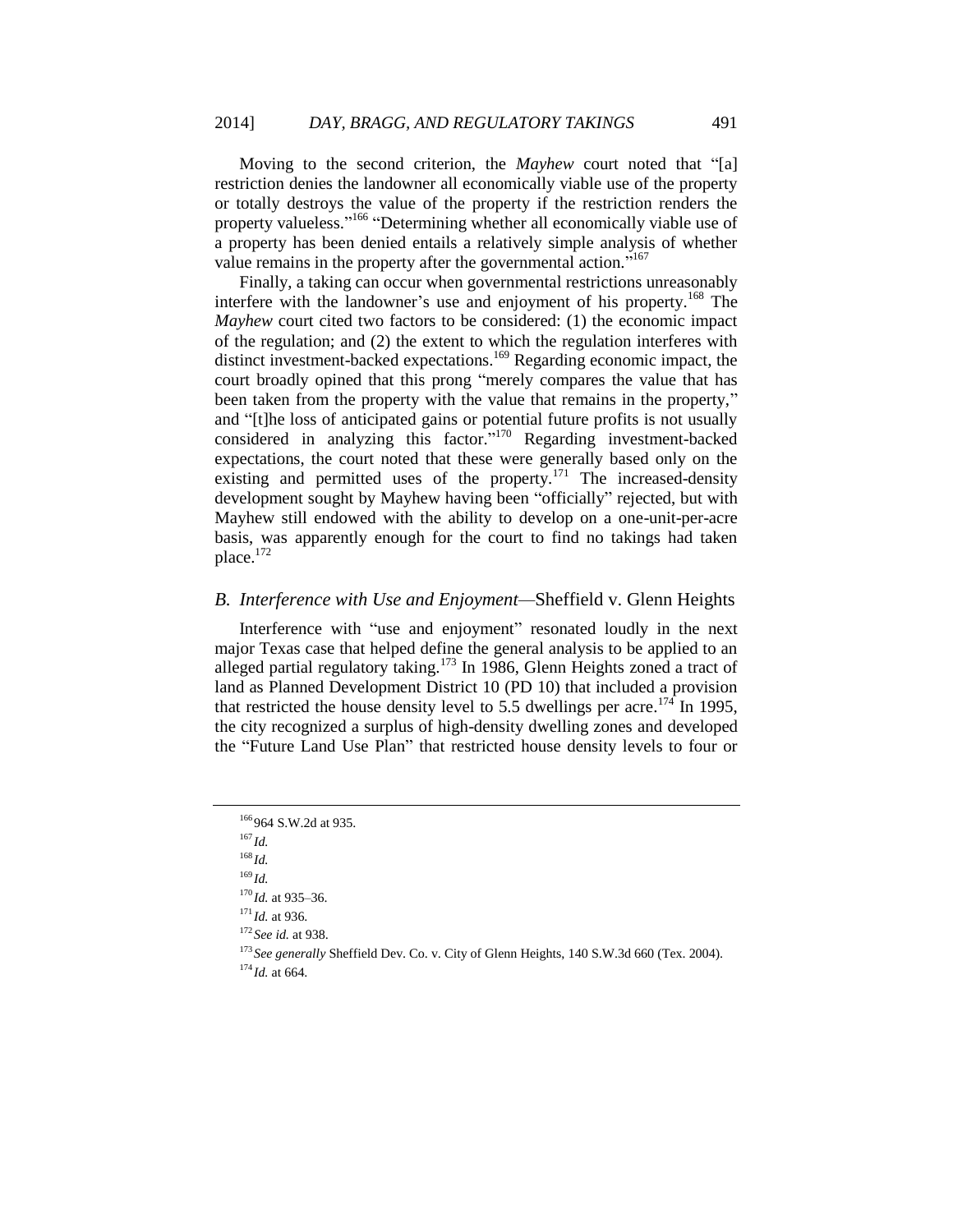Moving to the second criterion, the *Mayhew* court noted that "[a] restriction denies the landowner all economically viable use of the property or totally destroys the value of the property if the restriction renders the property valueless."[166] "Determining whether all economically viable use of a property has been denied entails a relatively simple analysis of whether value remains in the property after the governmental action."[167]

Finally, a taking can occur when governmental restrictions unreasonably interfere with the landowner's use and enjoyment of his property.[168] The *Mayhew* court cited two factors to be considered: (1) the economic impact of the regulation; and (2) the extent to which the regulation interferes with distinct investment-backed expectations.[169] Regarding economic impact, the court broadly opined that this prong "merely compares the value that has been taken from the property with the value that remains in the property," and "[t]he loss of anticipated gains or potential future profits is not usually considered in analyzing this factor."[170] Regarding investment-backed expectations, the court noted that these were generally based only on the existing and permitted uses of the property.[171] The increased-density development sought by Mayhew having been "officially" rejected, but with Mayhew still endowed with the ability to develop on a one-unit-per-acre basis, was apparently enough for the court to find no takings had taken place.[172]

### B. *Interference with Use and Enjoyment*—Sheffield v. Glenn Heights

Interference with "use and enjoyment" resonated loudly in the next major Texas case that helped define the general analysis to be applied to an alleged partial regulatory taking.[173] In 1986, Glenn Heights zoned a tract of land as Planned Development District 10 (PD 10) that included a provision that restricted the house density level to 5.5 dwellings per acre.[174] In 1995, the city recognized a surplus of high-density dwelling zones and developed the "Future Land Use Plan" that restricted house density levels to four or

---

[166] 964 S.W.2d at 935.

[167] *Id.*

[168] *Id.*

[169] *Id.*

[170] *Id.* at 935–36.

[171] *Id.* at 936.

[172] *See id.* at 938.

[173] *See generally* Sheffield Dev. Co. v. City of Glenn Heights, 140 S.W.3d 660 (Tex. 2004).

[174] *Id.* at 664.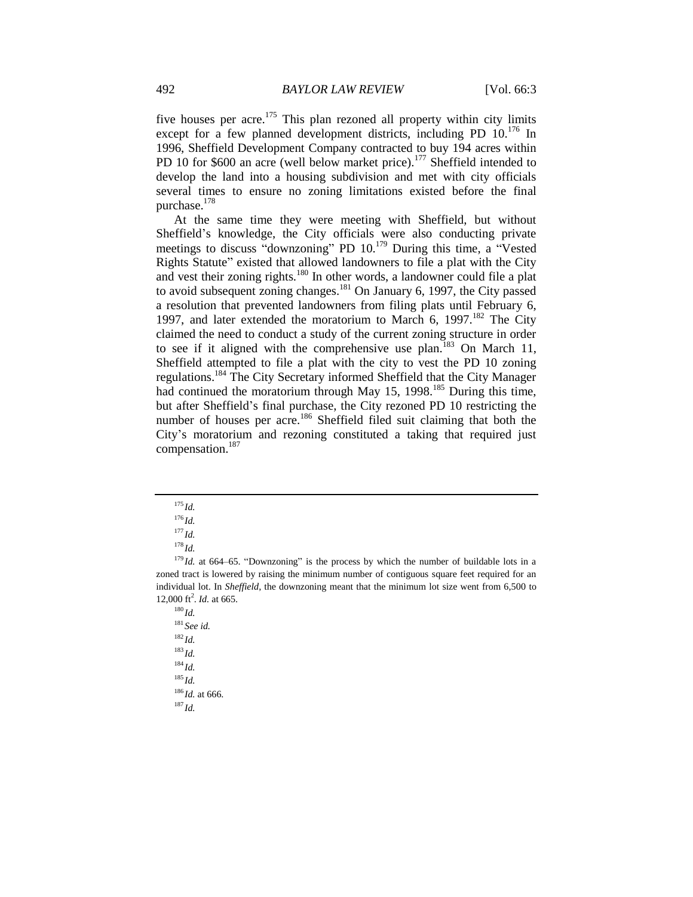five houses per acre.[175] This plan rezoned all property within city limits except for a few planned development districts, including PD 10.[176] In 1996, Sheffield Development Company contracted to buy 194 acres within PD 10 for $600 an acre (well below market price).[177] Sheffield intended to develop the land into a housing subdivision and met with city officials several times to ensure no zoning limitations existed before the final purchase.[178]

At the same time they were meeting with Sheffield, but without Sheffield's knowledge, the City officials were also conducting private meetings to discuss "downzoning" PD 10.[179] During this time, a "Vested Rights Statute" existed that allowed landowners to file a plat with the City and vest their zoning rights.[180] In other words, a landowner could file a plat to avoid subsequent zoning changes.[181] On January 6, 1997, the City passed a resolution that prevented landowners from filing plats until February 6, 1997, and later extended the moratorium to March 6, 1997.[182] The City claimed the need to conduct a study of the current zoning structure in order to see if it aligned with the comprehensive use plan.[183] On March 11, Sheffield attempted to file a plat with the city to vest the PD 10 zoning regulations.[184] The City Secretary informed Sheffield that the City Manager had continued the moratorium through May 15, 1998.[185] During this time, but after Sheffield's final purchase, the City rezoned PD 10 restricting the number of houses per acre.[186] Sheffield filed suit claiming that both the City's moratorium and rezoning constituted a taking that required just compensation.[187]

---

[175] *Id.*

[176] *Id.*

[177] *Id.*

[178] *Id.*

[179] *Id.* at 664–65. "Downzoning" is the process by which the number of buildable lots in a zoned tract is lowered by raising the minimum number of contiguous square feet required for an individual lot. In *Sheffield*, the downzoning meant that the minimum lot size went from 6,500 to 12,000 $ft^2$. *Id.* at 665.

[180] *Id.*

[181] *See id.*

[182] *Id.*

[183] *Id.*

[184] *Id.*

[185] *Id.*

[186] *Id.* at 666.

[187] *Id.*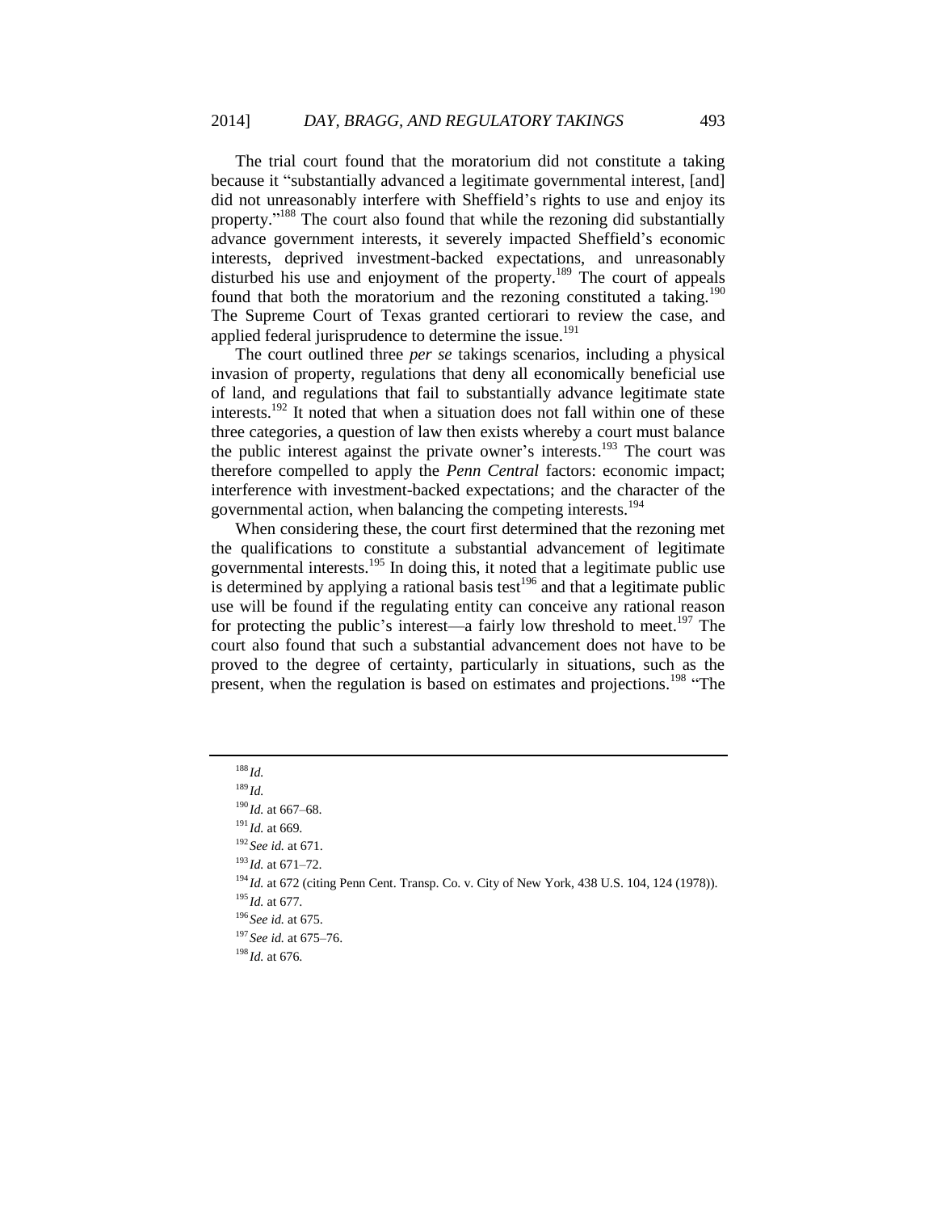The trial court found that the moratorium did not constitute a taking because it "substantially advanced a legitimate governmental interest, [and] did not unreasonably interfere with Sheffield's rights to use and enjoy its property."[188] The court also found that while the rezoning did substantially advance government interests, it severely impacted Sheffield's economic interests, deprived investment-backed expectations, and unreasonably disturbed his use and enjoyment of the property.[189] The court of appeals found that both the moratorium and the rezoning constituted a taking.[190] The Supreme Court of Texas granted certiorari to review the case, and applied federal jurisprudence to determine the issue.[191]

The court outlined three *per se* takings scenarios, including a physical invasion of property, regulations that deny all economically beneficial use of land, and regulations that fail to substantially advance legitimate state interests.[192] It noted that when a situation does not fall within one of these three categories, a question of law then exists whereby a court must balance the public interest against the private owner's interests.[193] The court was therefore compelled to apply the *Penn Central* factors: economic impact; interference with investment-backed expectations; and the character of the governmental action, when balancing the competing interests.[194]

When considering these, the court first determined that the rezoning met the qualifications to constitute a substantial advancement of legitimate governmental interests.[195] In doing this, it noted that a legitimate public use is determined by applying a rational basis test[196] and that a legitimate public use will be found if the regulating entity can conceive any rational reason for protecting the public's interest—a fairly low threshold to meet.[197] The court also found that such a substantial advancement does not have to be proved to the degree of certainty, particularly in situations, such as the present, when the regulation is based on estimates and projections.[198] "The

---

[188] *Id.*

[189] *Id.*

[190] *Id.* at 667–68.

[191] *Id.* at 669.

[192] *See id.* at 671.

[193] *Id.* at 671–72.

[194] *Id.* at 672 (citing Penn Cent. Transp. Co. v. City of New York, 438 U.S. 104, 124 (1978)).

[195] *Id.* at 677.

[196] *See id.* at 675.

[197] *See id.* at 675–76.

[198] *Id.* at 676.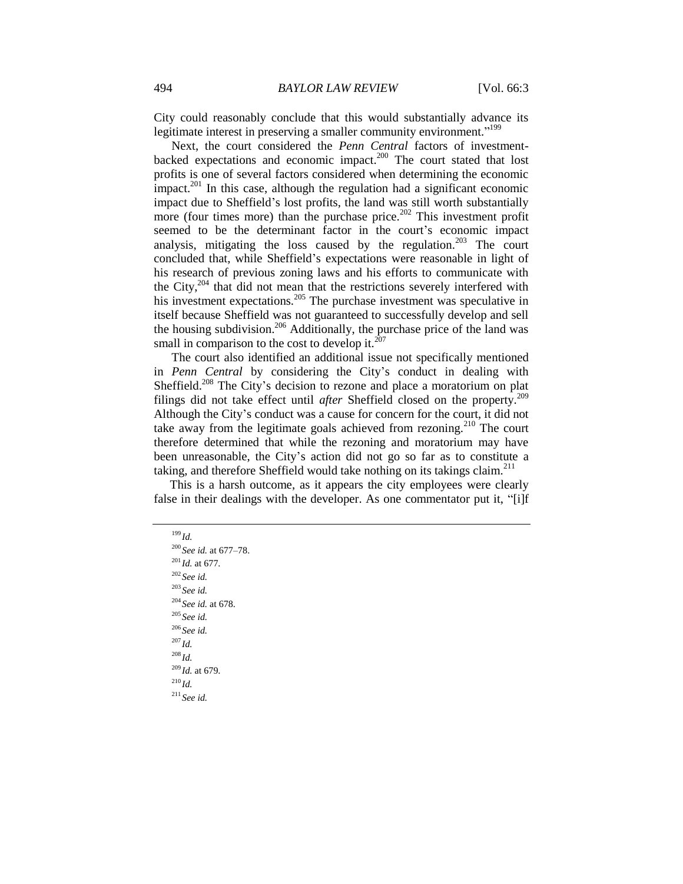City could reasonably conclude that this would substantially advance its legitimate interest in preserving a smaller community environment."[199]

Next, the court considered the *Penn Central* factors of investment-backed expectations and economic impact.[200] The court stated that lost profits is one of several factors considered when determining the economic impact.[201] In this case, although the regulation had a significant economic impact due to Sheffield's lost profits, the land was still worth substantially more (four times more) than the purchase price.[202] This investment profit seemed to be the determinant factor in the court's economic impact analysis, mitigating the loss caused by the regulation.[203] The court concluded that, while Sheffield's expectations were reasonable in light of his research of previous zoning laws and his efforts to communicate with the City,[204] that did not mean that the restrictions severely interfered with his investment expectations.[205] The purchase investment was speculative in itself because Sheffield was not guaranteed to successfully develop and sell the housing subdivision.[206] Additionally, the purchase price of the land was small in comparison to the cost to develop it.[207]

The court also identified an additional issue not specifically mentioned in *Penn Central* by considering the City's conduct in dealing with Sheffield.[208] The City's decision to rezone and place a moratorium on plat filings did not take effect until *after* Sheffield closed on the property.[209] Although the City's conduct was a cause for concern for the court, it did not take away from the legitimate goals achieved from rezoning.[210] The court therefore determined that while the rezoning and moratorium may have been unreasonable, the City's action did not go so far as to constitute a taking, and therefore Sheffield would take nothing on its takings claim.[211]

This is a harsh outcome, as it appears the city employees were clearly false in their dealings with the developer. As one commentator put it, "[i]f

---

[199] *Id.*

[200] *See id.* at 677–78.

[201] *Id.* at 677.

[202] *See id.*

[203] *See id.*

[204] *See id.* at 678.

[205] *See id.*

[206] *See id.*

[207] *Id.*

[208] *Id.*

[209] *Id.* at 679.

[210] *Id.*

[211] *See id.*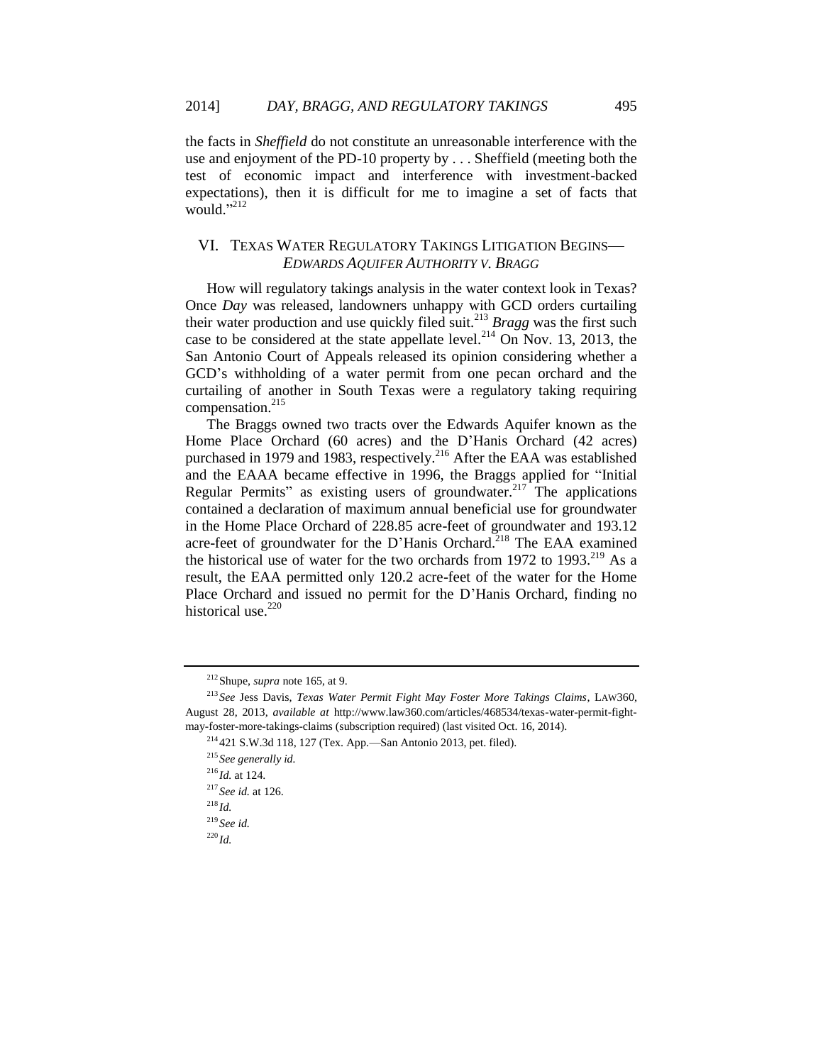the facts in *Sheffield* do not constitute an unreasonable interference with the use and enjoyment of the PD-10 property by . . . Sheffield (meeting both the test of economic impact and interference with investment-backed expectations), then it is difficult for me to imagine a set of facts that would."[212]

## VI. TEXAS WATER REGULATORY TAKINGS LITIGATION BEGINS—*EDWARDS AQUIFER AUTHORITY V. BRAGG*

How will regulatory takings analysis in the water context look in Texas? Once *Day* was released, landowners unhappy with GCD orders curtailing their water production and use quickly filed suit.[213] *Bragg* was the first such case to be considered at the state appellate level.[214] On Nov. 13, 2013, the San Antonio Court of Appeals released its opinion considering whether a GCD's withholding of a water permit from one pecan orchard and the curtailing of another in South Texas were a regulatory taking requiring compensation.[215]

The Braggs owned two tracts over the Edwards Aquifer known as the Home Place Orchard (60 acres) and the D'Hanis Orchard (42 acres) purchased in 1979 and 1983, respectively.[216] After the EAA was established and the EAAA became effective in 1996, the Braggs applied for "Initial Regular Permits" as existing users of groundwater.[217] The applications contained a declaration of maximum annual beneficial use for groundwater in the Home Place Orchard of 228.85 acre-feet of groundwater and 193.12 acre-feet of groundwater for the D'Hanis Orchard.[218] The EAA examined the historical use of water for the two orchards from 1972 to 1993.[219] As a result, the EAA permitted only 120.2 acre-feet of the water for the Home Place Orchard and issued no permit for the D'Hanis Orchard, finding no historical use.[220]

---

[212] Shupe, *supra* note 165, at 9.

[213] *See* Jess Davis, *Texas Water Permit Fight May Foster More Takings Claims*, LAW360, August 28, 2013, *available at* http://www.law360.com/articles/468534/texas-water-permit-fight-may-foster-more-takings-claims (subscription required) (last visited Oct. 16, 2014).

[214] 421 S.W.3d 118, 127 (Tex. App.—San Antonio 2013, pet. filed).

[215] *See generally id.*

[216] *Id.* at 124.

[217] *See id.* at 126.

[218] *Id.*

[219] *See id.*

[220] *Id.*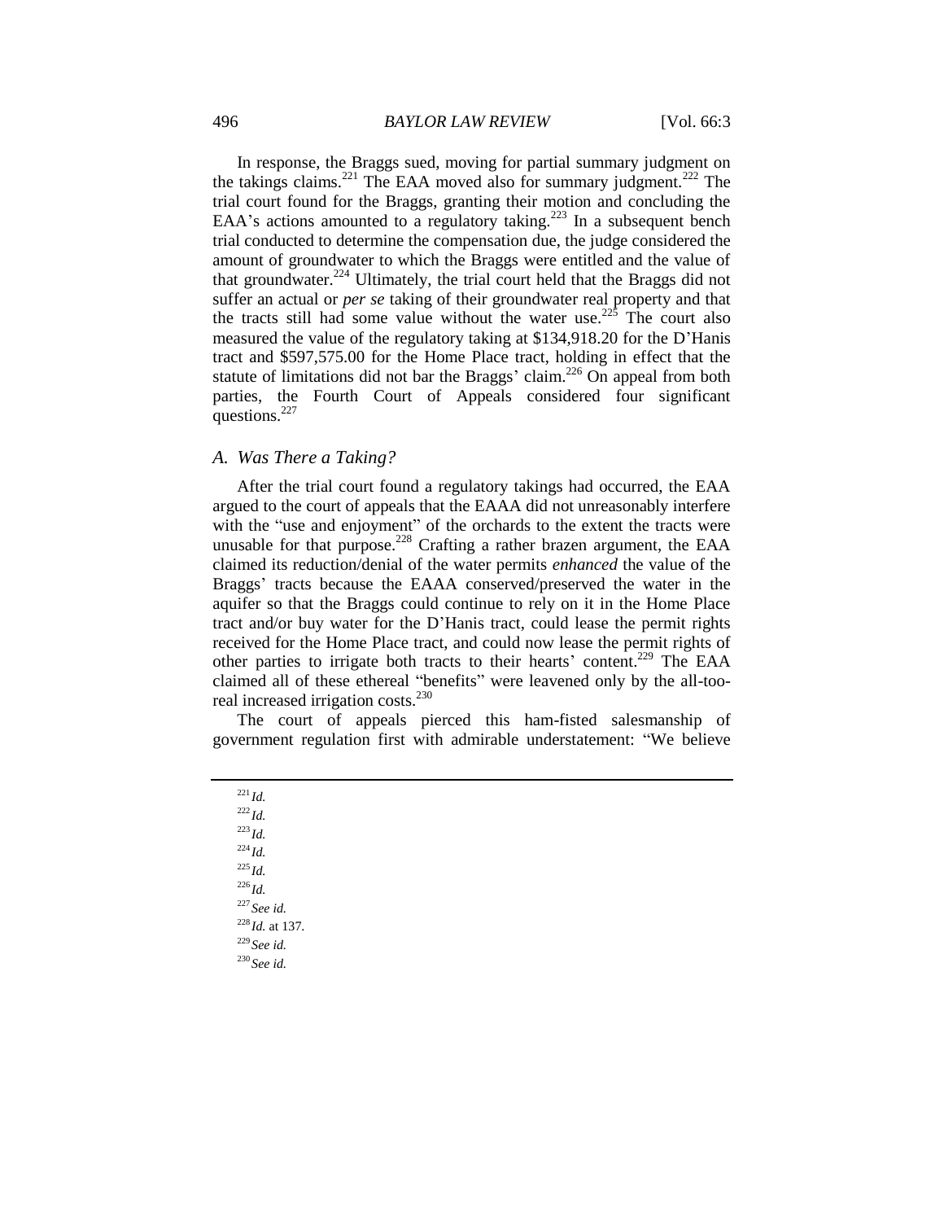In response, the Braggs sued, moving for partial summary judgment on the takings claims.[221] The EAA moved also for summary judgment.[222] The trial court found for the Braggs, granting their motion and concluding the EAA's actions amounted to a regulatory taking.[223] In a subsequent bench trial conducted to determine the compensation due, the judge considered the amount of groundwater to which the Braggs were entitled and the value of that groundwater.[224] Ultimately, the trial court held that the Braggs did not suffer an actual or *per se* taking of their groundwater real property and that the tracts still had some value without the water use.[225] The court also measured the value of the regulatory taking at $134,918.20 for the D'Hanis tract and $597,575.00 for the Home Place tract, holding in effect that the statute of limitations did not bar the Braggs' claim.[226] On appeal from both parties, the Fourth Court of Appeals considered four significant questions.[227]

### A. Was There a Taking?

After the trial court found a regulatory takings had occurred, the EAA argued to the court of appeals that the EAAA did not unreasonably interfere with the "use and enjoyment" of the orchards to the extent the tracts were unusable for that purpose.[228] Crafting a rather brazen argument, the EAA claimed its reduction/denial of the water permits *enhanced* the value of the Braggs' tracts because the EAAA conserved/preserved the water in the aquifer so that the Braggs could continue to rely on it in the Home Place tract and/or buy water for the D'Hanis tract, could lease the permit rights received for the Home Place tract, and could now lease the permit rights of other parties to irrigate both tracts to their hearts' content.[229] The EAA claimed all of these ethereal "benefits" were leavened only by the all-too-real increased irrigation costs.[230]

The court of appeals pierced this ham-fisted salesmanship of government regulation first with admirable understatement: "We believe

---

[221] *Id.*

[222] *Id.*

[223] *Id.*

[224] *Id.*

[225] *Id.*

[226] *Id.*

[227] *See id.*

[228] *Id.* at 137.

[229] *See id.*

[230] *See id.*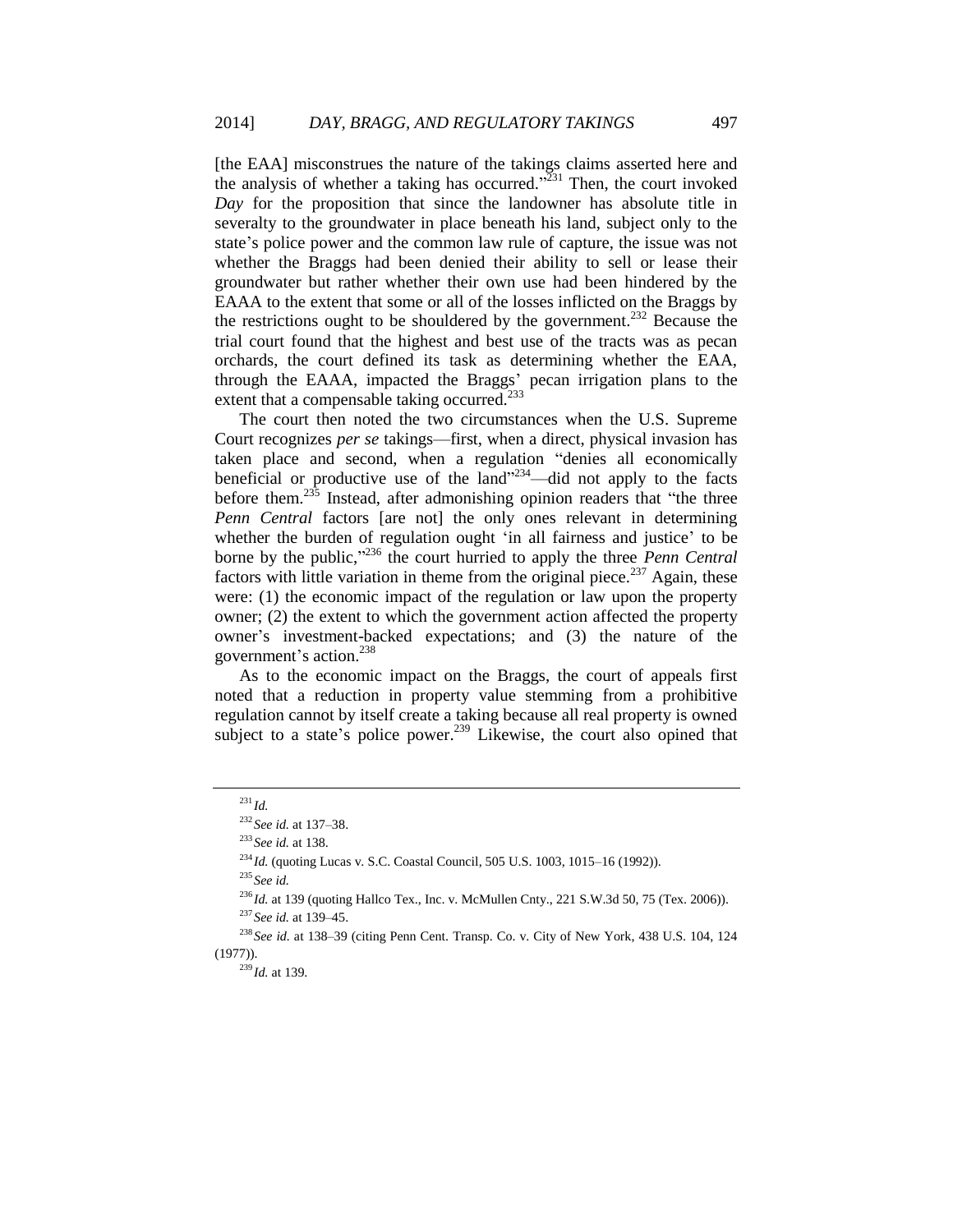[the EAA] misconstrues the nature of the takings claims asserted here and the analysis of whether a taking has occurred."[231] Then, the court invoked *Day* for the proposition that since the landowner has absolute title in severalty to the groundwater in place beneath his land, subject only to the state's police power and the common law rule of capture, the issue was not whether the Braggs had been denied their ability to sell or lease their groundwater but rather whether their own use had been hindered by the EAAA to the extent that some or all of the losses inflicted on the Braggs by the restrictions ought to be shouldered by the government.[232] Because the trial court found that the highest and best use of the tracts was as pecan orchards, the court defined its task as determining whether the EAA, through the EAAA, impacted the Braggs' pecan irrigation plans to the extent that a compensable taking occurred.[233]

The court then noted the two circumstances when the U.S. Supreme Court recognizes *per se* takings—first, when a direct, physical invasion has taken place and second, when a regulation "denies all economically beneficial or productive use of the land"[234]—did not apply to the facts before them.[235] Instead, after admonishing opinion readers that "the three *Penn Central* factors [are not] the only ones relevant in determining whether the burden of regulation ought 'in all fairness and justice' to be borne by the public,"[236] the court hurried to apply the three *Penn Central* factors with little variation in theme from the original piece.[237] Again, these were: (1) the economic impact of the regulation or law upon the property owner; (2) the extent to which the government action affected the property owner's investment-backed expectations; and (3) the nature of the government's action.[238]

As to the economic impact on the Braggs, the court of appeals first noted that a reduction in property value stemming from a prohibitive regulation cannot by itself create a taking because all real property is owned subject to a state's police power.[239] Likewise, the court also opined that

---

[231] *Id.*

[232] *See id.* at 137–38.

[233] *See id.* at 138.

[234] *Id.* (quoting Lucas v. S.C. Coastal Council, 505 U.S. 1003, 1015–16 (1992)).

[235] *See id.*

[236] *Id.* at 139 (quoting Hallco Tex., Inc. v. McMullen Cnty., 221 S.W.3d 50, 75 (Tex. 2006)).

[237] *See id.* at 139–45.

[238] *See id.* at 138–39 (citing Penn Cent. Transp. Co. v. City of New York, 438 U.S. 104, 124 (1977)).

[239] *Id.* at 139.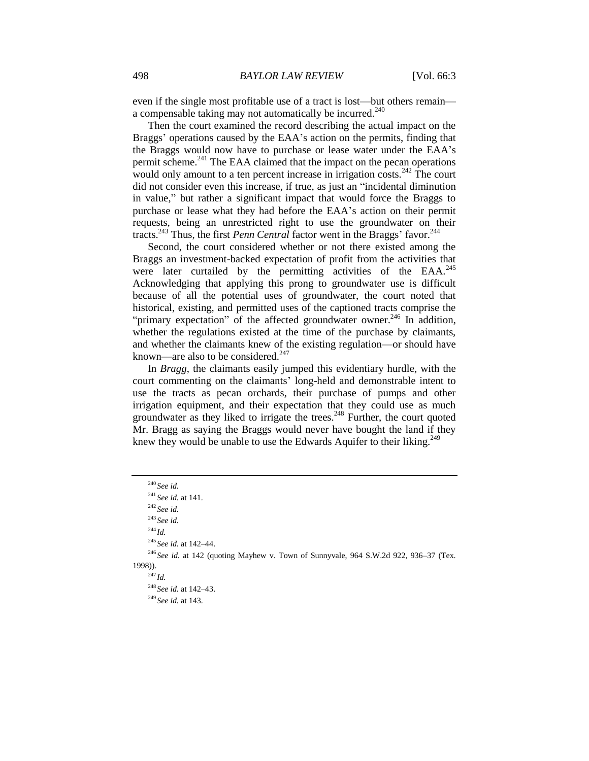even if the single most profitable use of a tract is lost—but others remain—a compensable taking may not automatically be incurred.[240]

Then the court examined the record describing the actual impact on the Braggs' operations caused by the EAA's action on the permits, finding that the Braggs would now have to purchase or lease water under the EAA's permit scheme.[241] The EAA claimed that the impact on the pecan operations would only amount to a ten percent increase in irrigation costs.[242] The court did not consider even this increase, if true, as just an "incidental diminution in value," but rather a significant impact that would force the Braggs to purchase or lease what they had before the EAA's action on their permit requests, being an unrestricted right to use the groundwater on their tracts.[243] Thus, the first *Penn Central* factor went in the Braggs' favor.[244]

Second, the court considered whether or not there existed among the Braggs an investment-backed expectation of profit from the activities that were later curtailed by the permitting activities of the EAA.[245] Acknowledging that applying this prong to groundwater use is difficult because of all the potential uses of groundwater, the court noted that historical, existing, and permitted uses of the captioned tracts comprise the "primary expectation" of the affected groundwater owner.[246] In addition, whether the regulations existed at the time of the purchase by claimants, and whether the claimants knew of the existing regulation—or should have known—are also to be considered.[247]

In *Bragg*, the claimants easily jumped this evidentiary hurdle, with the court commenting on the claimants' long-held and demonstrable intent to use the tracts as pecan orchards, their purchase of pumps and other irrigation equipment, and their expectation that they could use as much groundwater as they liked to irrigate the trees.[248] Further, the court quoted Mr. Bragg as saying the Braggs would never have bought the land if they knew they would be unable to use the Edwards Aquifer to their liking.[249]

---

[240] *See id.*

[241] *See id.* at 141.

[242] *See id.*

[243] *See id.*

[244] *Id.*

[245] *See id.* at 142–44.

[246] *See id.* at 142 (quoting Mayhew v. Town of Sunnyvale, 964 S.W.2d 922, 936–37 (Tex. 1998)).

[247] *Id.*

[248] *See id.* at 142–43.

[249] *See id.* at 143.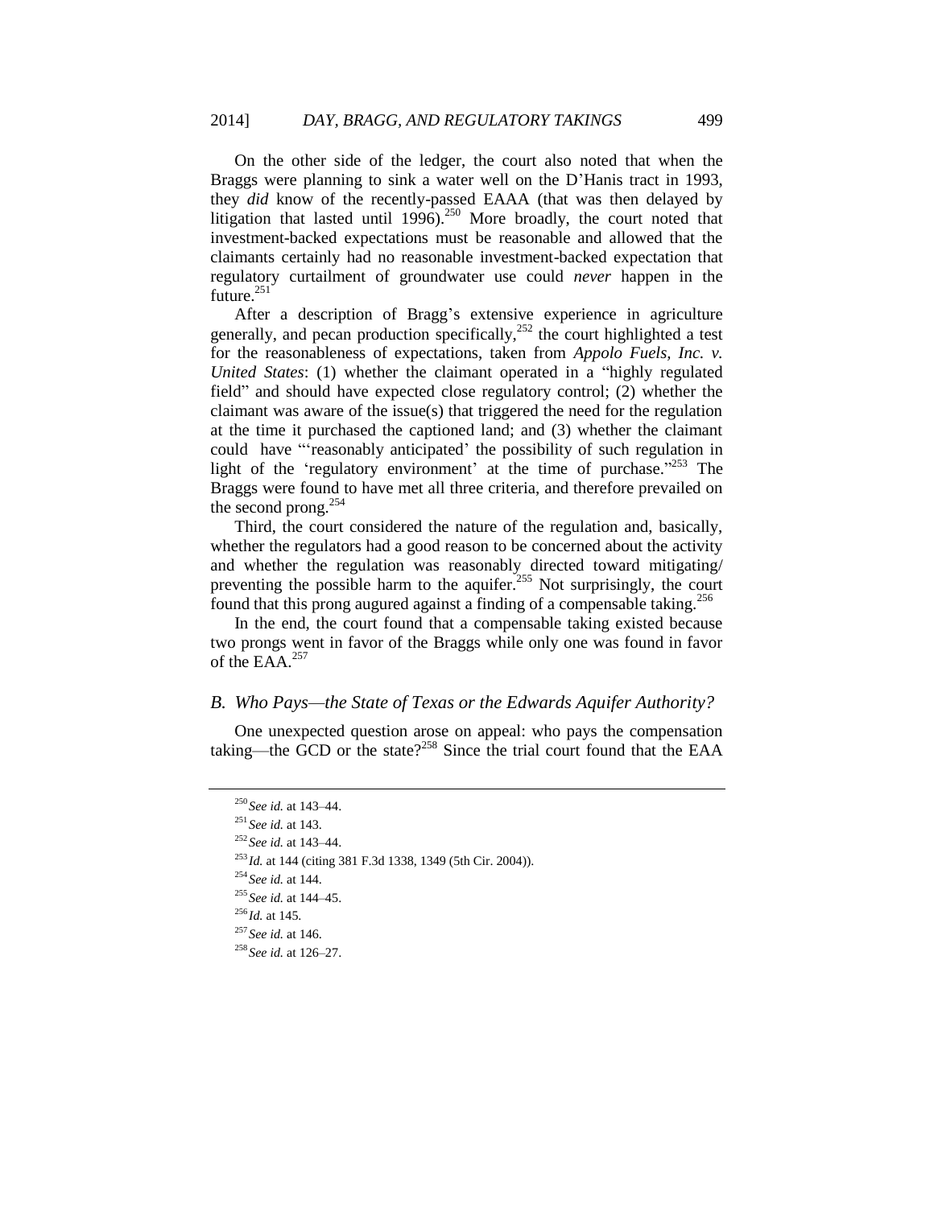On the other side of the ledger, the court also noted that when the Braggs were planning to sink a water well on the D'Hanis tract in 1993, they *did* know of the recently-passed EAAA (that was then delayed by litigation that lasted until 1996).[250] More broadly, the court noted that investment-backed expectations must be reasonable and allowed that the claimants certainly had no reasonable investment-backed expectation that regulatory curtailment of groundwater use could *never* happen in the future.[251]

After a description of Bragg's extensive experience in agriculture generally, and pecan production specifically,[252] the court highlighted a test for the reasonableness of expectations, taken from *Appolo Fuels, Inc. v. United States*: (1) whether the claimant operated in a "highly regulated field" and should have expected close regulatory control; (2) whether the claimant was aware of the issue(s) that triggered the need for the regulation at the time it purchased the captioned land; and (3) whether the claimant could have "'reasonably anticipated' the possibility of such regulation in light of the 'regulatory environment' at the time of purchase."[253] The Braggs were found to have met all three criteria, and therefore prevailed on the second prong.[254]

Third, the court considered the nature of the regulation and, basically, whether the regulators had a good reason to be concerned about the activity and whether the regulation was reasonably directed toward mitigating/ preventing the possible harm to the aquifer.[255] Not surprisingly, the court found that this prong augured against a finding of a compensable taking.[256]

In the end, the court found that a compensable taking existed because two prongs went in favor of the Braggs while only one was found in favor of the EAA.[257]

### *B. Who Pays—the State of Texas or the Edwards Aquifer Authority?*

One unexpected question arose on appeal: who pays the compensation taking—the GCD or the state?[258] Since the trial court found that the EAA

---

[250] *See id.* at 143–44.

[251] *See id.* at 143.

[252] *See id.* at 143–44.

[253] *Id.* at 144 (citing 381 F.3d 1338, 1349 (5th Cir. 2004)).

[254] *See id.* at 144.

[255] *See id.* at 144–45.

[256] *Id.* at 145.

[257] *See id.* at 146.

[258] *See id.* at 126–27.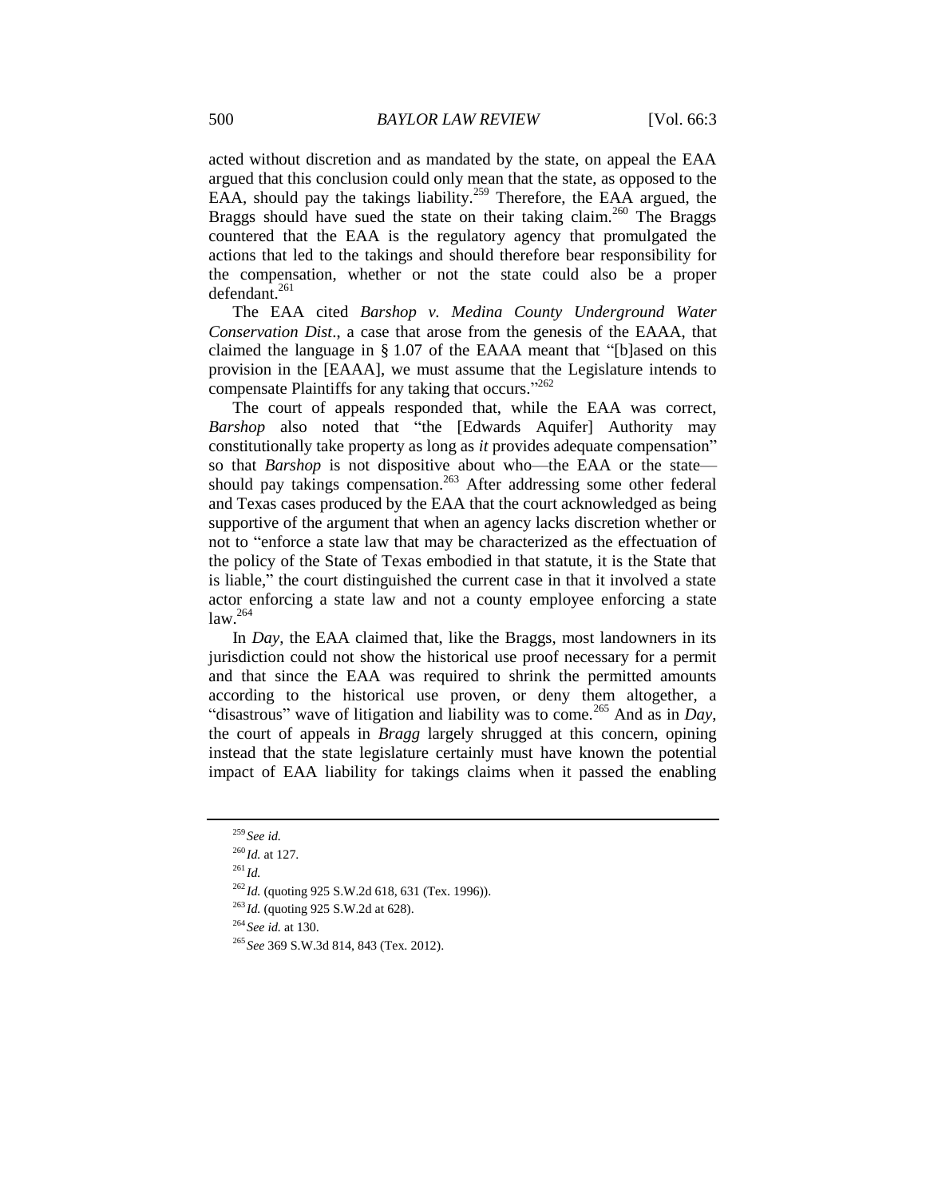acted without discretion and as mandated by the state, on appeal the EAA argued that this conclusion could only mean that the state, as opposed to the EAA, should pay the takings liability.[259] Therefore, the EAA argued, the Braggs should have sued the state on their taking claim.[260] The Braggs countered that the EAA is the regulatory agency that promulgated the actions that led to the takings and should therefore bear responsibility for the compensation, whether or not the state could also be a proper defendant.[261]

The EAA cited *Barshop v. Medina County Underground Water Conservation Dist*., a case that arose from the genesis of the EAAA, that claimed the language in § 1.07 of the EAAA meant that "[b]ased on this provision in the [EAAA], we must assume that the Legislature intends to compensate Plaintiffs for any taking that occurs."[262]

The court of appeals responded that, while the EAA was correct, *Barshop* also noted that "the [Edwards Aquifer] Authority may constitutionally take property as long as *it* provides adequate compensation" so that *Barshop* is not dispositive about who—the EAA or the state—should pay takings compensation.[263] After addressing some other federal and Texas cases produced by the EAA that the court acknowledged as being supportive of the argument that when an agency lacks discretion whether or not to "enforce a state law that may be characterized as the effectuation of the policy of the State of Texas embodied in that statute, it is the State that is liable," the court distinguished the current case in that it involved a state actor enforcing a state law and not a county employee enforcing a state law.[264]

In *Day*, the EAA claimed that, like the Braggs, most landowners in its jurisdiction could not show the historical use proof necessary for a permit and that since the EAA was required to shrink the permitted amounts according to the historical use proven, or deny them altogether, a "disastrous" wave of litigation and liability was to come.[265] And as in *Day*, the court of appeals in *Bragg* largely shrugged at this concern, opining instead that the state legislature certainly must have known the potential impact of EAA liability for takings claims when it passed the enabling

---

[259] *See id.*

[260] *Id.* at 127.

[261] *Id.*

[262] *Id.* (quoting 925 S.W.2d 618, 631 (Tex. 1996)).

[263] *Id.* (quoting 925 S.W.2d at 628).

[264] *See id.* at 130.

[265] *See* 369 S.W.3d 814, 843 (Tex. 2012).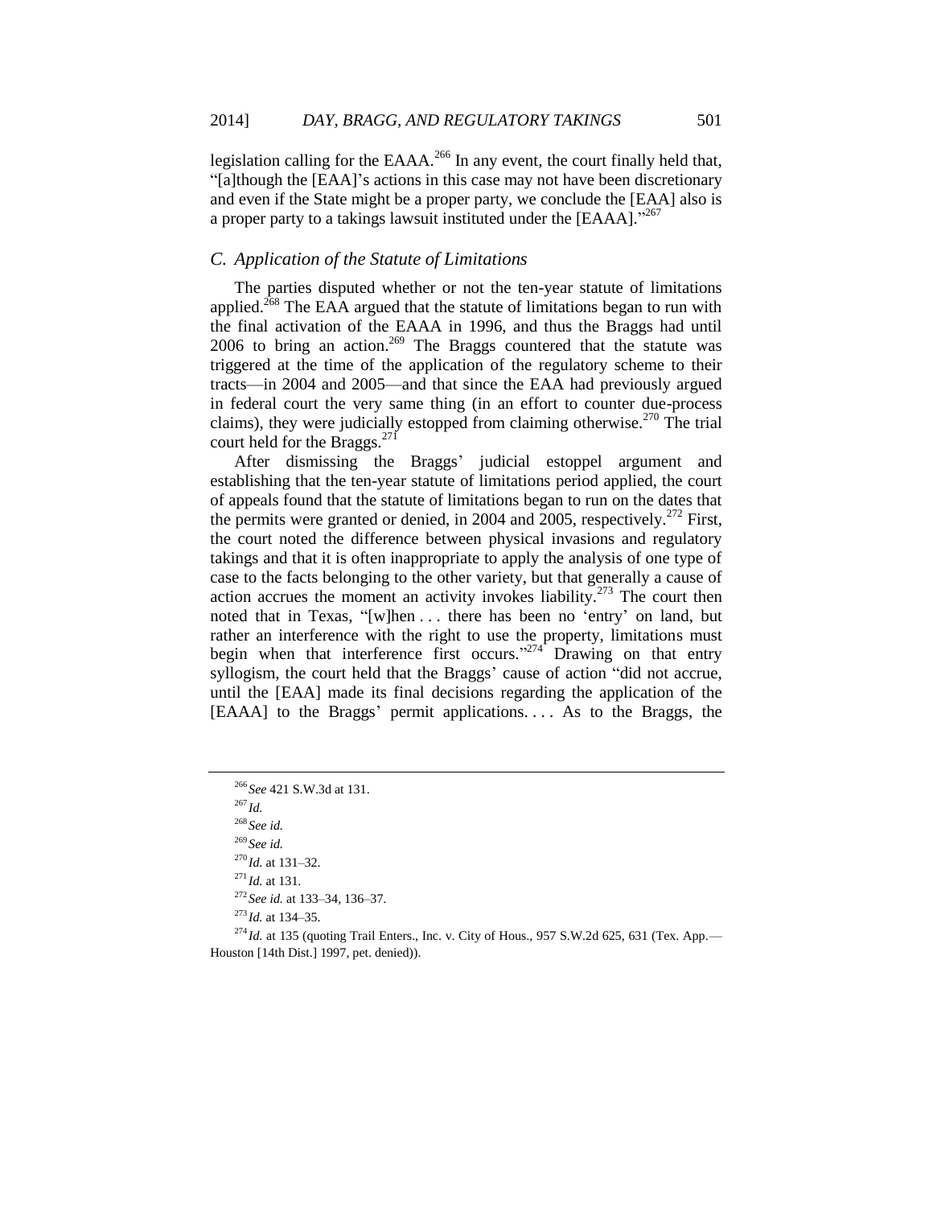legislation calling for the EAAA.[266] In any event, the court finally held that, "[a]though the [EAA]'s actions in this case may not have been discretionary and even if the State might be a proper party, we conclude the [EAA] also is a proper party to a takings lawsuit instituted under the [EAAA]."[267]

### *C. Application of the Statute of Limitations*

The parties disputed whether or not the ten-year statute of limitations applied.[268] The EAA argued that the statute of limitations began to run with the final activation of the EAAA in 1996, and thus the Braggs had until 2006 to bring an action.[269] The Braggs countered that the statute was triggered at the time of the application of the regulatory scheme to their tracts—in 2004 and 2005—and that since the EAA had previously argued in federal court the very same thing (in an effort to counter due-process claims), they were judicially estopped from claiming otherwise.[270] The trial court held for the Braggs.[271]

After dismissing the Braggs' judicial estoppel argument and establishing that the ten-year statute of limitations period applied, the court of appeals found that the statute of limitations began to run on the dates that the permits were granted or denied, in 2004 and 2005, respectively.[272] First, the court noted the difference between physical invasions and regulatory takings and that it is often inappropriate to apply the analysis of one type of case to the facts belonging to the other variety, but that generally a cause of action accrues the moment an activity invokes liability.[273] The court then noted that in Texas, "[w]hen . . . there has been no 'entry' on land, but rather an interference with the right to use the property, limitations must begin when that interference first occurs."[274] Drawing on that entry syllogism, the court held that the Braggs' cause of action "did not accrue, until the [EAA] made its final decisions regarding the application of the [EAAA] to the Braggs' permit applications. . . . As to the Braggs, the

---

[266] *See* 421 S.W.3d at 131.

[267] *Id.*

[268] *See id.*

[269] *See id.*

[270] *Id.* at 131–32.

[271] *Id.* at 131.

[272] *See id.* at 133–34, 136–37.

[273] *Id.* at 134–35.

[274] *Id.* at 135 (quoting Trail Enters., Inc. v. City of Hous., 957 S.W.2d 625, 631 (Tex. App.—Houston [14th Dist.] 1997, pet. denied)).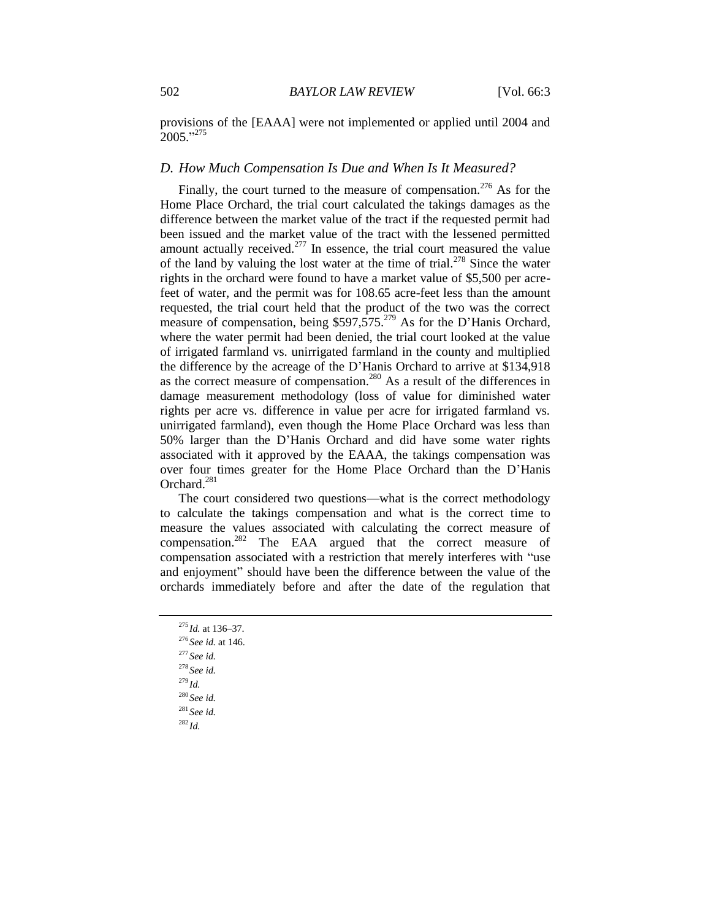provisions of the [EAAA] were not implemented or applied until 2004 and 2005."[275]

### D. How Much Compensation Is Due and When Is It Measured?

Finally, the court turned to the measure of compensation.[276] As for the Home Place Orchard, the trial court calculated the takings damages as the difference between the market value of the tract if the requested permit had been issued and the market value of the tract with the lessened permitted amount actually received.[277] In essence, the trial court measured the value of the land by valuing the lost water at the time of trial.[278] Since the water rights in the orchard were found to have a market value of $5,500 per acre-feet of water, and the permit was for 108.65 acre-feet less than the amount requested, the trial court held that the product of the two was the correct measure of compensation, being $597,575.[279] As for the D'Hanis Orchard, where the water permit had been denied, the trial court looked at the value of irrigated farmland vs. unirrigated farmland in the county and multiplied the difference by the acreage of the D'Hanis Orchard to arrive at $134,918 as the correct measure of compensation.[280] As a result of the differences in damage measurement methodology (loss of value for diminished water rights per acre vs. difference in value per acre for irrigated farmland vs. unirrigated farmland), even though the Home Place Orchard was less than 50% larger than the D'Hanis Orchard and did have some water rights associated with it approved by the EAAA, the takings compensation was over four times greater for the Home Place Orchard than the D'Hanis Orchard.[281]

The court considered two questions—what is the correct methodology to calculate the takings compensation and what is the correct time to measure the values associated with calculating the correct measure of compensation.[282] The EAA argued that the correct measure of compensation associated with a restriction that merely interferes with "use and enjoyment" should have been the difference between the value of the orchards immediately before and after the date of the regulation that

---

[275] *Id.* at 136–37.

[276] *See id.* at 146.

[277] *See id.*

[278] *See id.*

[279] *Id.*

[280] *See id.*

[281] *See id.*

[282] *Id.*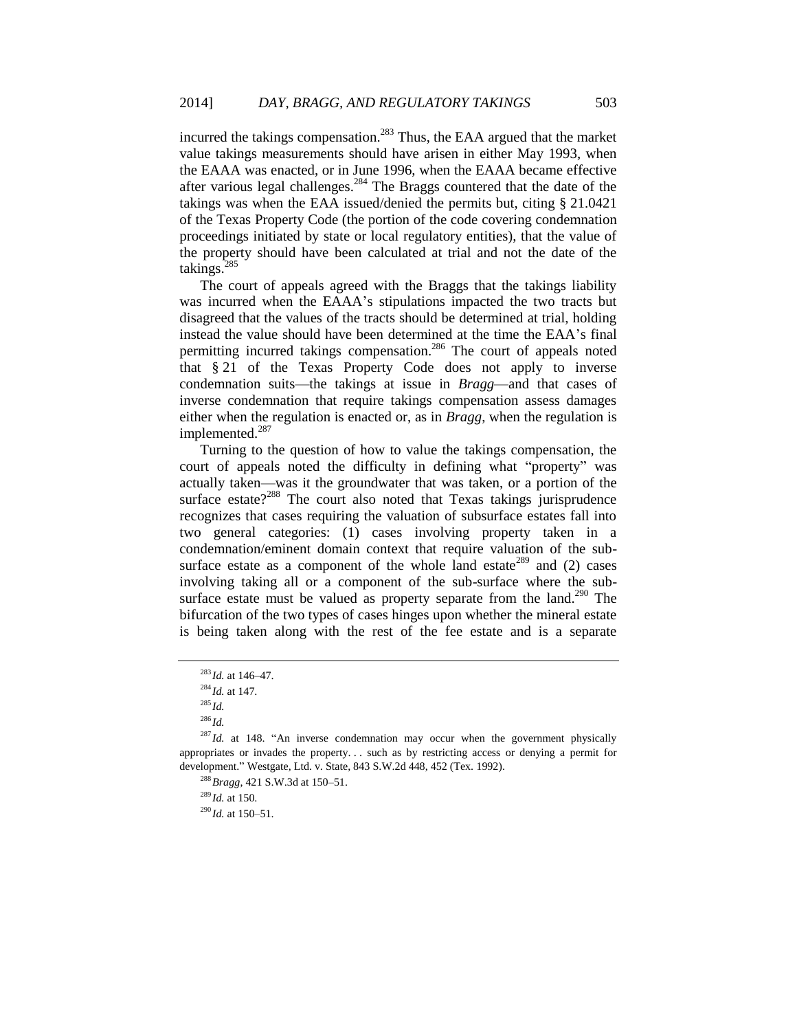incurred the takings compensation.[283] Thus, the EAA argued that the market value takings measurements should have arisen in either May 1993, when the EAAA was enacted, or in June 1996, when the EAAA became effective after various legal challenges.[284] The Braggs countered that the date of the takings was when the EAA issued/denied the permits but, citing § 21.0421 of the Texas Property Code (the portion of the code covering condemnation proceedings initiated by state or local regulatory entities), that the value of the property should have been calculated at trial and not the date of the takings.[285]

The court of appeals agreed with the Braggs that the takings liability was incurred when the EAAA's stipulations impacted the two tracts but disagreed that the values of the tracts should be determined at trial, holding instead the value should have been determined at the time the EAA's final permitting incurred takings compensation.[286] The court of appeals noted that § 21 of the Texas Property Code does not apply to inverse condemnation suits—the takings at issue in *Bragg*—and that cases of inverse condemnation that require takings compensation assess damages either when the regulation is enacted or, as in *Bragg*, when the regulation is implemented.[287]

Turning to the question of how to value the takings compensation, the court of appeals noted the difficulty in defining what "property" was actually taken—was it the groundwater that was taken, or a portion of the surface estate?[288] The court also noted that Texas takings jurisprudence recognizes that cases requiring the valuation of subsurface estates fall into two general categories: (1) cases involving property taken in a condemnation/eminent domain context that require valuation of the sub-surface estate as a component of the whole land estate[289] and (2) cases involving taking all or a component of the sub-surface where the sub-surface estate must be valued as property separate from the land.[290] The bifurcation of the two types of cases hinges upon whether the mineral estate is being taken along with the rest of the fee estate and is a separate

---

[283] *Id.* at 146–47.

[284] *Id.* at 147.

[285] *Id.*

[286] *Id.*

[287] *Id.* at 148. "An inverse condemnation may occur when the government physically appropriates or invades the property. . . such as by restricting access or denying a permit for development." Westgate, Ltd. v. State, 843 S.W.2d 448, 452 (Tex. 1992).

[288] *Bragg*, 421 S.W.3d at 150–51.

[289] *Id.* at 150.

[290] *Id.* at 150–51.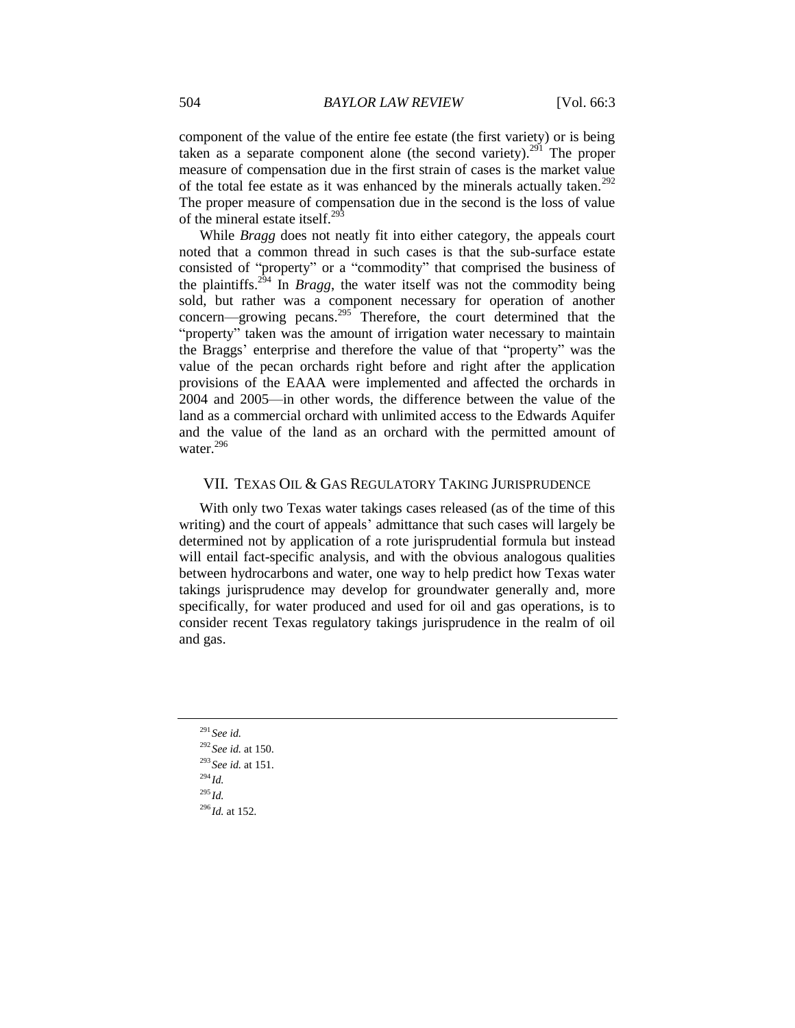component of the value of the entire fee estate (the first variety) or is being taken as a separate component alone (the second variety).[291] The proper measure of compensation due in the first strain of cases is the market value of the total fee estate as it was enhanced by the minerals actually taken.[292] The proper measure of compensation due in the second is the loss of value of the mineral estate itself.[293]

While *Bragg* does not neatly fit into either category, the appeals court noted that a common thread in such cases is that the sub-surface estate consisted of "property" or a "commodity" that comprised the business of the plaintiffs.[294] In *Bragg*, the water itself was not the commodity being sold, but rather was a component necessary for operation of another concern—growing pecans.[295] Therefore, the court determined that the "property" taken was the amount of irrigation water necessary to maintain the Braggs' enterprise and therefore the value of that "property" was the value of the pecan orchards right before and right after the application provisions of the EAAA were implemented and affected the orchards in 2004 and 2005—in other words, the difference between the value of the land as a commercial orchard with unlimited access to the Edwards Aquifer and the value of the land as an orchard with the permitted amount of water.[296]

## VII. TEXAS OIL & GAS REGULATORY TAKING JURISPRUDENCE

With only two Texas water takings cases released (as of the time of this writing) and the court of appeals' admittance that such cases will largely be determined not by application of a rote jurisprudential formula but instead will entail fact-specific analysis, and with the obvious analogous qualities between hydrocarbons and water, one way to help predict how Texas water takings jurisprudence may develop for groundwater generally and, more specifically, for water produced and used for oil and gas operations, is to consider recent Texas regulatory takings jurisprudence in the realm of oil and gas.

---

[291] *See id.*

[292] *See id.* at 150.

[293] *See id.* at 151.

[294] *Id.*

[295] *Id.*

[296] *Id.* at 152.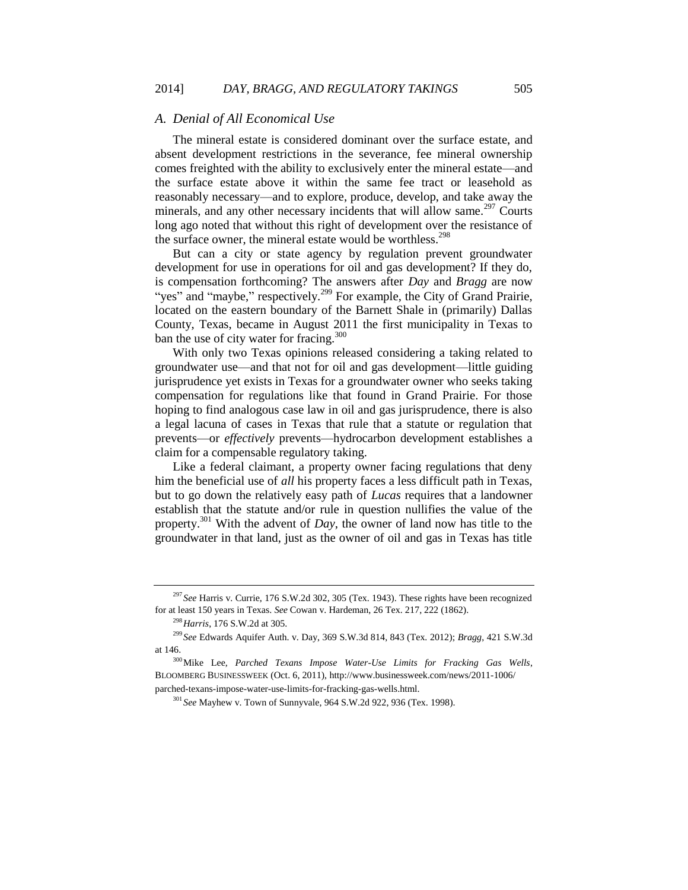### A. Denial of All Economical Use

The mineral estate is considered dominant over the surface estate, and absent development restrictions in the severance, fee mineral ownership comes freighted with the ability to exclusively enter the mineral estate—and the surface estate above it within the same fee tract or leasehold as reasonably necessary—and to explore, produce, develop, and take away the minerals, and any other necessary incidents that will allow same.[297] Courts long ago noted that without this right of development over the resistance of the surface owner, the mineral estate would be worthless.[298]

But can a city or state agency by regulation prevent groundwater development for use in operations for oil and gas development? If they do, is compensation forthcoming? The answers after *Day* and *Bragg* are now "yes" and "maybe," respectively.[299] For example, the City of Grand Prairie, located on the eastern boundary of the Barnett Shale in (primarily) Dallas County, Texas, became in August 2011 the first municipality in Texas to ban the use of city water for fracing.[300]

With only two Texas opinions released considering a taking related to groundwater use—and that not for oil and gas development—little guiding jurisprudence yet exists in Texas for a groundwater owner who seeks taking compensation for regulations like that found in Grand Prairie. For those hoping to find analogous case law in oil and gas jurisprudence, there is also a legal lacuna of cases in Texas that rule that a statute or regulation that prevents—or *effectively* prevents—hydrocarbon development establishes a claim for a compensable regulatory taking.

Like a federal claimant, a property owner facing regulations that deny him the beneficial use of *all* his property faces a less difficult path in Texas, but to go down the relatively easy path of *Lucas* requires that a landowner establish that the statute and/or rule in question nullifies the value of the property.[301] With the advent of *Day*, the owner of land now has title to the groundwater in that land, just as the owner of oil and gas in Texas has title

---

[297] *See* Harris v. Currie, 176 S.W.2d 302, 305 (Tex. 1943). These rights have been recognized for at least 150 years in Texas. *See* Cowan v. Hardeman, 26 Tex. 217, 222 (1862).

[298] *Harris*, 176 S.W.2d at 305.

[299] *See* Edwards Aquifer Auth. v. Day, 369 S.W.3d 814, 843 (Tex. 2012); *Bragg*, 421 S.W.3d at 146.

[300] Mike Lee, *Parched Texans Impose Water-Use Limits for Fracking Gas Wells*, BLOOMBERG BUSINESSWEEK (Oct. 6, 2011), http://www.businessweek.com/news/2011-1006/parched-texans-impose-water-use-limits-for-fracking-gas-wells.html.

[301] *See* Mayhew v. Town of Sunnyvale, 964 S.W.2d 922, 936 (Tex. 1998).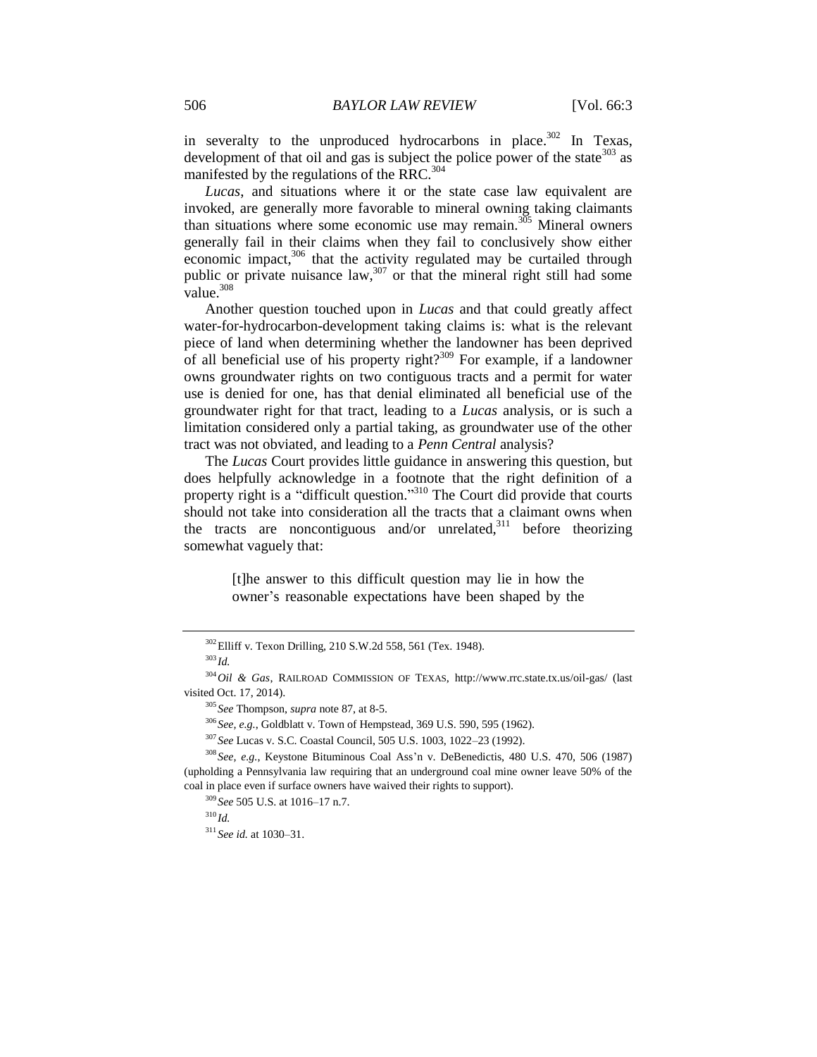in severalty to the unproduced hydrocarbons in place.[302] In Texas, development of that oil and gas is subject the police power of the state[303] as manifested by the regulations of the RRC.[304]

*Lucas*, and situations where it or the state case law equivalent are invoked, are generally more favorable to mineral owning taking claimants than situations where some economic use may remain.[305] Mineral owners generally fail in their claims when they fail to conclusively show either economic impact,[306] that the activity regulated may be curtailed through public or private nuisance law,[307] or that the mineral right still had some value.[308]

Another question touched upon in *Lucas* and that could greatly affect water-for-hydrocarbon-development taking claims is: what is the relevant piece of land when determining whether the landowner has been deprived of all beneficial use of his property right?[309] For example, if a landowner owns groundwater rights on two contiguous tracts and a permit for water use is denied for one, has that denial eliminated all beneficial use of the groundwater right for that tract, leading to a *Lucas* analysis, or is such a limitation considered only a partial taking, as groundwater use of the other tract was not obviated, and leading to a *Penn Central* analysis?

The *Lucas* Court provides little guidance in answering this question, but does helpfully acknowledge in a footnote that the right definition of a property right is a "difficult question."[310] The Court did provide that courts should not take into consideration all the tracts that a claimant owns when the tracts are noncontiguous and/or unrelated,[311] before theorizing somewhat vaguely that:

> [t]he answer to this difficult question may lie in how the owner's reasonable expectations have been shaped by the

---

[302] Elliff v. Texon Drilling, 210 S.W.2d 558, 561 (Tex. 1948).

[303] *Id.*

[304] *Oil & Gas*, RAILROAD COMMISSION OF TEXAS, http://www.rrc.state.tx.us/oil-gas/ (last visited Oct. 17, 2014).

[305] *See* Thompson, *supra* note 87, at 8-5.

[306] *See, e.g.*, Goldblatt v. Town of Hempstead, 369 U.S. 590, 595 (1962).

[307] *See* Lucas v. S.C. Coastal Council, 505 U.S. 1003, 1022–23 (1992).

[308] *See, e.g.*, Keystone Bituminous Coal Ass'n v. DeBenedictis, 480 U.S. 470, 506 (1987) (upholding a Pennsylvania law requiring that an underground coal mine owner leave 50% of the coal in place even if surface owners have waived their rights to support).

[309] *See* 505 U.S. at 1016–17 n.7.

[310] *Id.*

[311] *See id.* at 1030–31.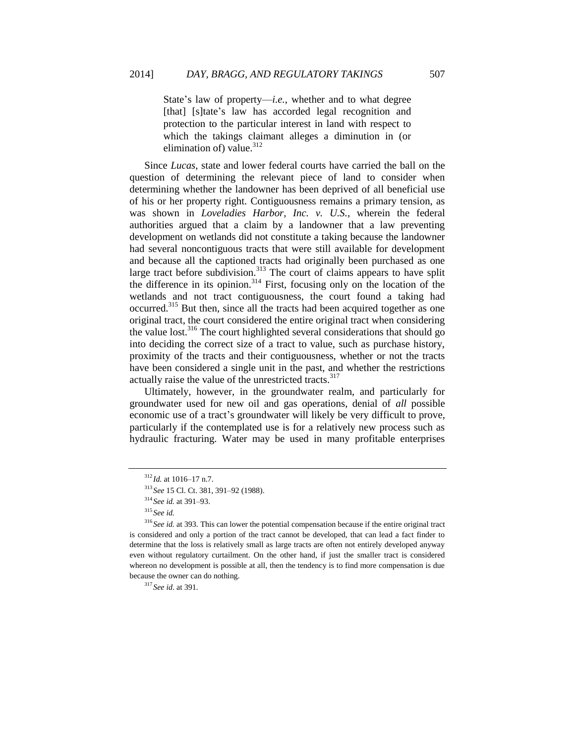> State's law of property—*i.e.*, whether and to what degree [that] [s]tate's law has accorded legal recognition and protection to the particular interest in land with respect to which the takings claimant alleges a diminution in (or elimination of) value.[312]

Since *Lucas*, state and lower federal courts have carried the ball on the question of determining the relevant piece of land to consider when determining whether the landowner has been deprived of all beneficial use of his or her property right. Contiguousness remains a primary tension, as was shown in *Loveladies Harbor, Inc. v. U.S.*, wherein the federal authorities argued that a claim by a landowner that a law preventing development on wetlands did not constitute a taking because the landowner had several noncontiguous tracts that were still available for development and because all the captioned tracts had originally been purchased as one large tract before subdivision.[313] The court of claims appears to have split the difference in its opinion.[314] First, focusing only on the location of the wetlands and not tract contiguousness, the court found a taking had occurred.[315] But then, since all the tracts had been acquired together as one original tract, the court considered the entire original tract when considering the value lost.[316] The court highlighted several considerations that should go into deciding the correct size of a tract to value, such as purchase history, proximity of the tracts and their contiguousness, whether or not the tracts have been considered a single unit in the past, and whether the restrictions actually raise the value of the unrestricted tracts.[317]

Ultimately, however, in the groundwater realm, and particularly for groundwater used for new oil and gas operations, denial of *all* possible economic use of a tract's groundwater will likely be very difficult to prove, particularly if the contemplated use is for a relatively new process such as hydraulic fracturing. Water may be used in many profitable enterprises

---

[312] *Id.* at 1016–17 n.7.

[313] *See* 15 Cl. Ct. 381, 391–92 (1988).

[314] *See id.* at 391–93.

[315] *See id.*

[316] *See id.* at 393. This can lower the potential compensation because if the entire original tract is considered and only a portion of the tract cannot be developed, that can lead a fact finder to determine that the loss is relatively small as large tracts are often not entirely developed anyway even without regulatory curtailment. On the other hand, if just the smaller tract is considered whereon no development is possible at all, then the tendency is to find more compensation is due because the owner can do nothing.

[317] *See id.* at 391.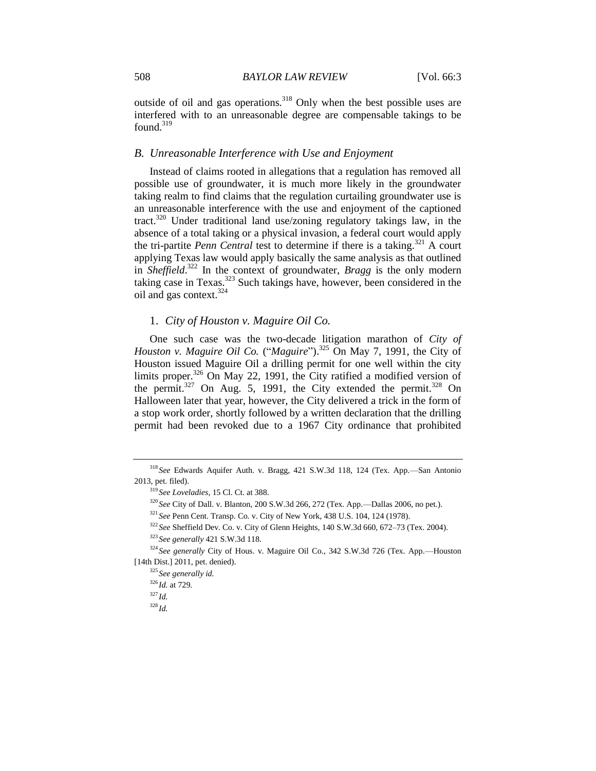outside of oil and gas operations.[318] Only when the best possible uses are interfered with to an unreasonable degree are compensable takings to be found.[319]

### *B. Unreasonable Interference with Use and Enjoyment*

Instead of claims rooted in allegations that a regulation has removed all possible use of groundwater, it is much more likely in the groundwater taking realm to find claims that the regulation curtailing groundwater use is an unreasonable interference with the use and enjoyment of the captioned tract.[320] Under traditional land use/zoning regulatory takings law, in the absence of a total taking or a physical invasion, a federal court would apply the tri-partite *Penn Central* test to determine if there is a taking.[321] A court applying Texas law would apply basically the same analysis as that outlined in *Sheffield*.[322] In the context of groundwater, *Bragg* is the only modern taking case in Texas.[323] Such takings have, however, been considered in the oil and gas context.[324]

#### 1. *City of Houston v. Maguire Oil Co.*

One such case was the two-decade litigation marathon of *City of Houston v. Maguire Oil Co.* ("*Maguire*").[325] On May 7, 1991, the City of Houston issued Maguire Oil a drilling permit for one well within the city limits proper.[326] On May 22, 1991, the City ratified a modified version of the permit.[327] On Aug. 5, 1991, the City extended the permit.[328] On Halloween later that year, however, the City delivered a trick in the form of a stop work order, shortly followed by a written declaration that the drilling permit had been revoked due to a 1967 City ordinance that prohibited

---

[318] *See* Edwards Aquifer Auth. v. Bragg, 421 S.W.3d 118, 124 (Tex. App.—San Antonio 2013, pet. filed).

[319] *See Loveladies*, 15 Cl. Ct. at 388.

[320] *See* City of Dall. v. Blanton, 200 S.W.3d 266, 272 (Tex. App.—Dallas 2006, no pet.).

[321] *See* Penn Cent. Transp. Co. v. City of New York, 438 U.S. 104, 124 (1978).

[322] *See* Sheffield Dev. Co. v. City of Glenn Heights, 140 S.W.3d 660, 672–73 (Tex. 2004).

[323] *See generally* 421 S.W.3d 118.

[324] *See generally* City of Hous. v. Maguire Oil Co., 342 S.W.3d 726 (Tex. App.—Houston [14th Dist.] 2011, pet. denied).

[325] *See generally id.*

[326] *Id.* at 729.

[327] *Id.*

[328] *Id.*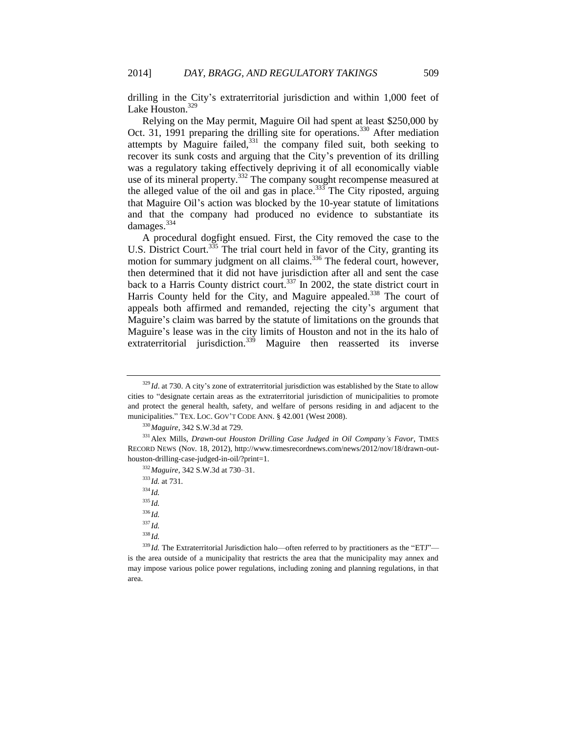drilling in the City's extraterritorial jurisdiction and within 1,000 feet of Lake Houston.[329]

Relying on the May permit, Maguire Oil had spent at least $250,000 by Oct. 31, 1991 preparing the drilling site for operations.[330] After mediation attempts by Maguire failed,[331] the company filed suit, both seeking to recover its sunk costs and arguing that the City's prevention of its drilling was a regulatory taking effectively depriving it of all economically viable use of its mineral property.[332] The company sought recompense measured at the alleged value of the oil and gas in place.[333] The City riposted, arguing that Maguire Oil's action was blocked by the 10-year statute of limitations and that the company had produced no evidence to substantiate its damages.[334]

A procedural dogfight ensued. First, the City removed the case to the U.S. District Court.[335] The trial court held in favor of the City, granting its motion for summary judgment on all claims.[336] The federal court, however, then determined that it did not have jurisdiction after all and sent the case back to a Harris County district court.[337] In 2002, the state district court in Harris County held for the City, and Maguire appealed.[338] The court of appeals both affirmed and remanded, rejecting the city's argument that Maguire's claim was barred by the statute of limitations on the grounds that Maguire's lease was in the city limits of Houston and not in the its halo of extraterritorial jurisdiction.[339] Maguire then reasserted its inverse

---

[329] *Id*. at 730. A city's zone of extraterritorial jurisdiction was established by the State to allow cities to "designate certain areas as the extraterritorial jurisdiction of municipalities to promote and protect the general health, safety, and welfare of persons residing in and adjacent to the municipalities." TEX. LOC. GOV'T CODE ANN. § 42.001 (West 2008).

[330] *Maguire*, 342 S.W.3d at 729.

[331] Alex Mills, *Drawn-out Houston Drilling Case Judged in Oil Company's Favor*, TIMES RECORD NEWS (Nov. 18, 2012), http://www.timesrecordnews.com/news/2012/nov/18/drawn-out-houston-drilling-case-judged-in-oil/?print=1.

[332] *Maguire*, 342 S.W.3d at 730–31.

[333] *Id.* at 731.

[334] *Id.*

[335] *Id.*

[336] *Id.*

[337] *Id.*

[338] *Id.*

[339] *Id.* The Extraterritorial Jurisdiction halo—often referred to by practitioners as the "ETJ"—is the area outside of a municipality that restricts the area that the municipality may annex and may impose various police power regulations, including zoning and planning regulations, in that area.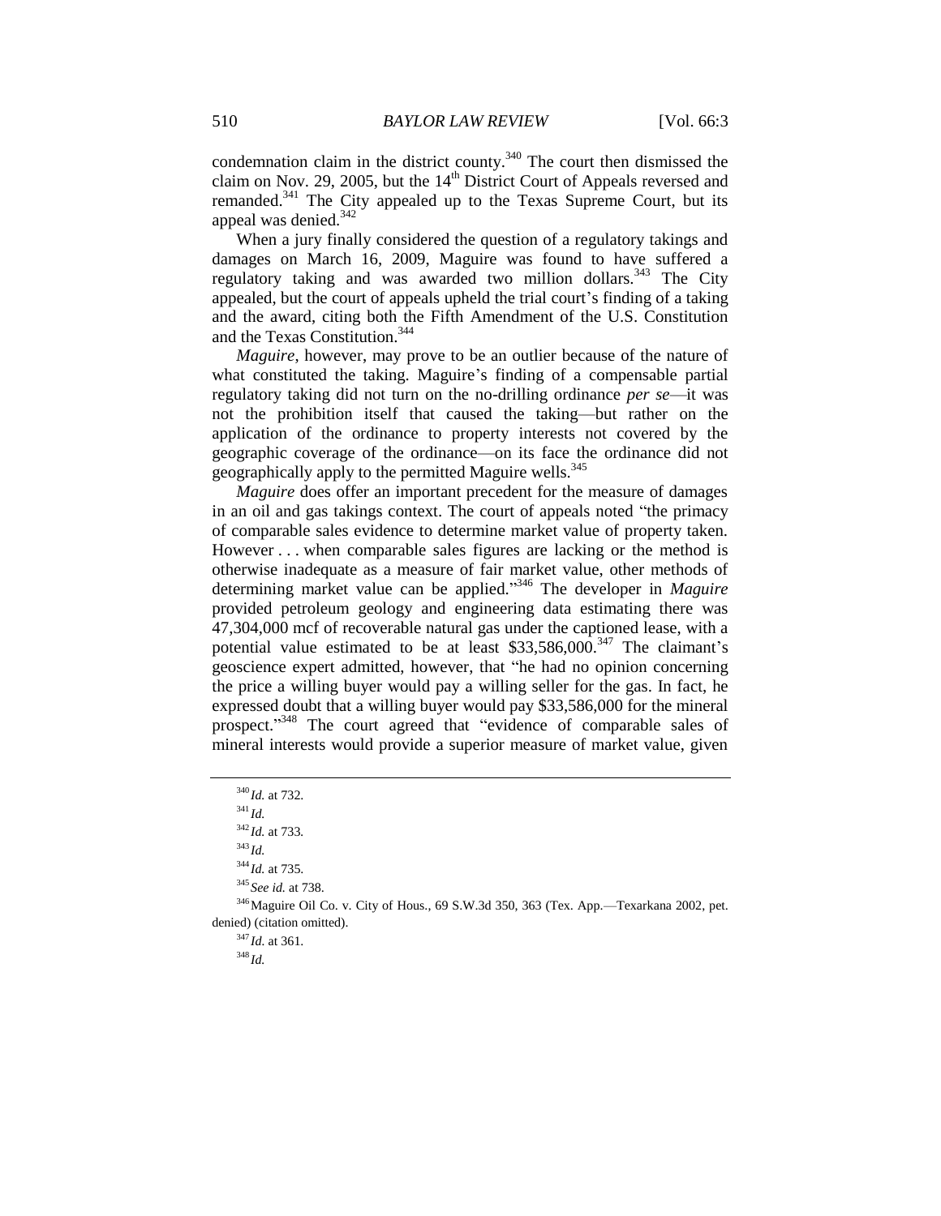condemnation claim in the district county.[340] The court then dismissed the claim on Nov. 29, 2005, but the 14th District Court of Appeals reversed and remanded.[341] The City appealed up to the Texas Supreme Court, but its appeal was denied.[342]

When a jury finally considered the question of a regulatory takings and damages on March 16, 2009, Maguire was found to have suffered a regulatory taking and was awarded two million dollars.[343] The City appealed, but the court of appeals upheld the trial court's finding of a taking and the award, citing both the Fifth Amendment of the U.S. Constitution and the Texas Constitution.[344]

*Maguire*, however, may prove to be an outlier because of the nature of what constituted the taking. Maguire's finding of a compensable partial regulatory taking did not turn on the no-drilling ordinance *per se*—it was not the prohibition itself that caused the taking—but rather on the application of the ordinance to property interests not covered by the geographic coverage of the ordinance—on its face the ordinance did not geographically apply to the permitted Maguire wells.[345]

*Maguire* does offer an important precedent for the measure of damages in an oil and gas takings context. The court of appeals noted "the primacy of comparable sales evidence to determine market value of property taken. However . . . when comparable sales figures are lacking or the method is otherwise inadequate as a measure of fair market value, other methods of determining market value can be applied."[346] The developer in *Maguire* provided petroleum geology and engineering data estimating there was 47,304,000 mcf of recoverable natural gas under the captioned lease, with a potential value estimated to be at least $33,586,000.[347] The claimant's geoscience expert admitted, however, that "he had no opinion concerning the price a willing buyer would pay a willing seller for the gas. In fact, he expressed doubt that a willing buyer would pay $33,586,000 for the mineral prospect."[348] The court agreed that "evidence of comparable sales of mineral interests would provide a superior measure of market value, given

---

[340] *Id.* at 732.

[341] *Id.*

[342] *Id.* at 733.

[343] *Id.*

[344] *Id.* at 735.

[345] *See id.* at 738.

[346] Maguire Oil Co. v. City of Hous., 69 S.W.3d 350, 363 (Tex. App.—Texarkana 2002, pet. denied) (citation omitted).

[347] *Id.* at 361.

[348] *Id.*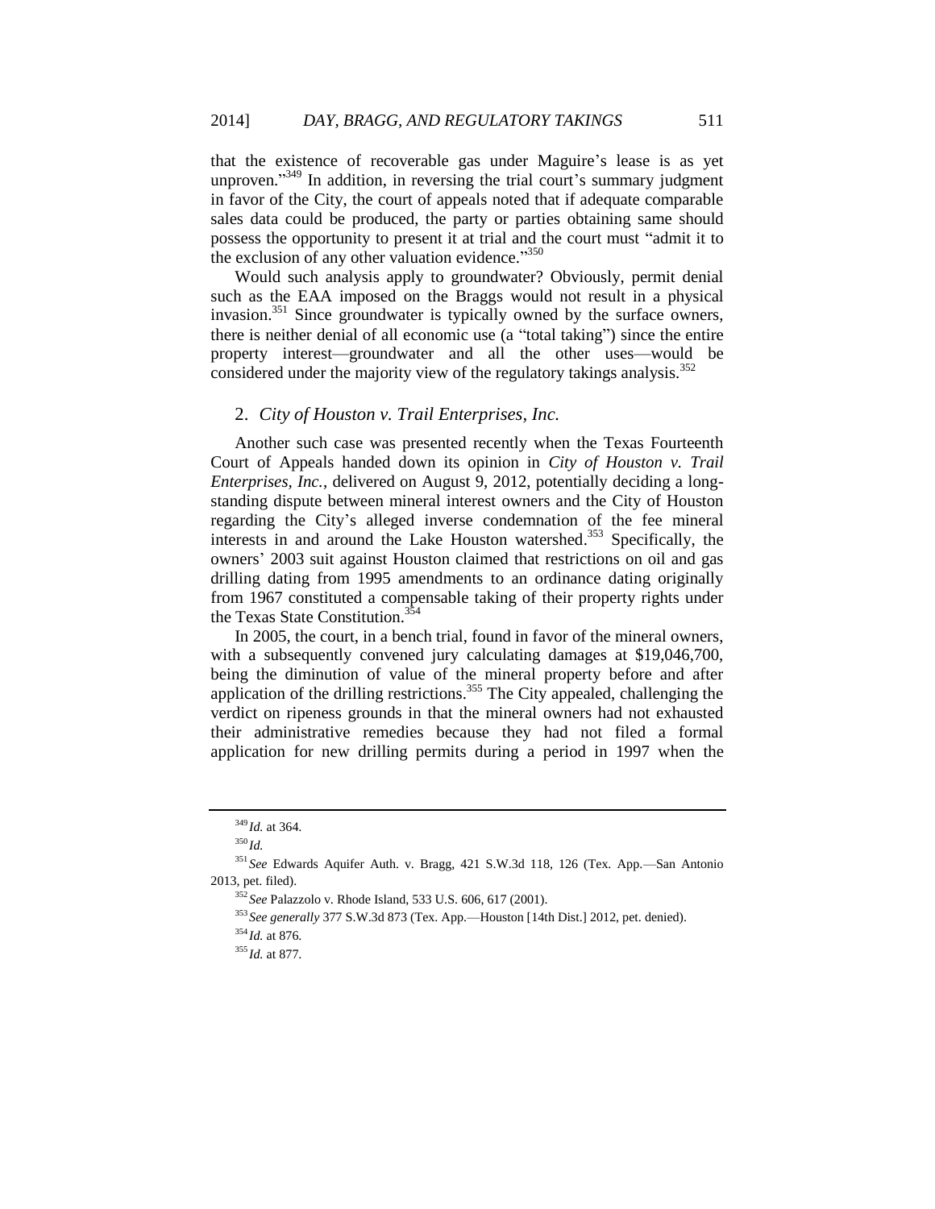that the existence of recoverable gas under Maguire's lease is as yet unproven."[349] In addition, in reversing the trial court's summary judgment in favor of the City, the court of appeals noted that if adequate comparable sales data could be produced, the party or parties obtaining same should possess the opportunity to present it at trial and the court must "admit it to the exclusion of any other valuation evidence."[350]

Would such analysis apply to groundwater? Obviously, permit denial such as the EAA imposed on the Braggs would not result in a physical invasion.[351] Since groundwater is typically owned by the surface owners, there is neither denial of all economic use (a "total taking") since the entire property interest—groundwater and all the other uses—would be considered under the majority view of the regulatory takings analysis.[352]

### 2. *City of Houston v. Trail Enterprises, Inc.*

Another such case was presented recently when the Texas Fourteenth Court of Appeals handed down its opinion in *City of Houston v. Trail Enterprises, Inc.*, delivered on August 9, 2012, potentially deciding a long-standing dispute between mineral interest owners and the City of Houston regarding the City's alleged inverse condemnation of the fee mineral interests in and around the Lake Houston watershed.[353] Specifically, the owners' 2003 suit against Houston claimed that restrictions on oil and gas drilling dating from 1995 amendments to an ordinance dating originally from 1967 constituted a compensable taking of their property rights under the Texas State Constitution.[354]

In 2005, the court, in a bench trial, found in favor of the mineral owners, with a subsequently convened jury calculating damages at $19,046,700, being the diminution of value of the mineral property before and after application of the drilling restrictions.[355] The City appealed, challenging the verdict on ripeness grounds in that the mineral owners had not exhausted their administrative remedies because they had not filed a formal application for new drilling permits during a period in 1997 when the

---

[349] *Id.* at 364.

[350] *Id.*

[351] *See* Edwards Aquifer Auth. v. Bragg, 421 S.W.3d 118, 126 (Tex. App.—San Antonio 2013, pet. filed).

[352] *See* Palazzolo v. Rhode Island, 533 U.S. 606, 617 (2001).

[353] *See generally* 377 S.W.3d 873 (Tex. App.—Houston [14th Dist.] 2012, pet. denied).

[354] *Id.* at 876.

[355] *Id.* at 877.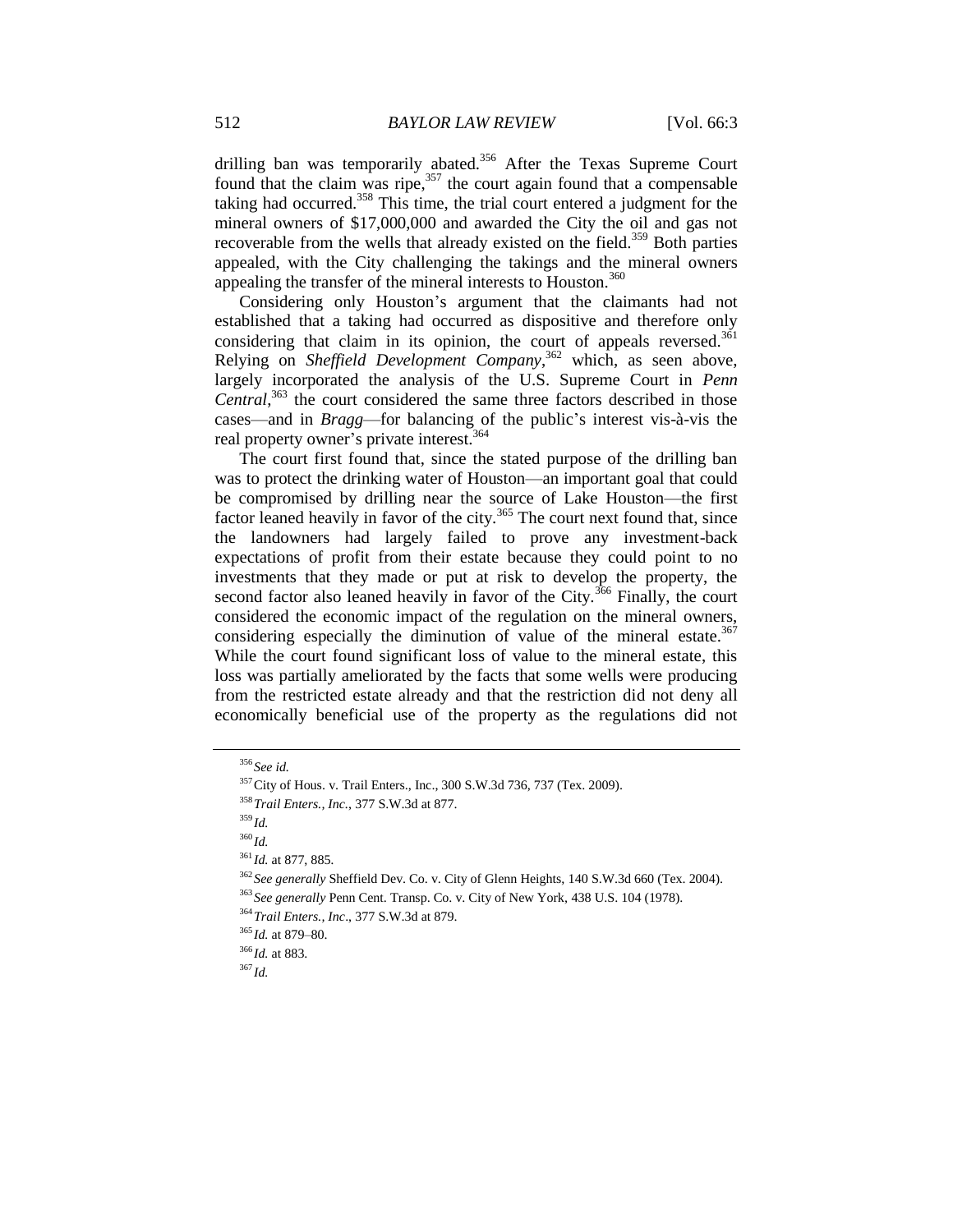drilling ban was temporarily abated.[356] After the Texas Supreme Court found that the claim was ripe,[357] the court again found that a compensable taking had occurred.[358] This time, the trial court entered a judgment for the mineral owners of $17,000,000 and awarded the City the oil and gas not recoverable from the wells that already existed on the field.[359] Both parties appealed, with the City challenging the takings and the mineral owners appealing the transfer of the mineral interests to Houston.[360]

Considering only Houston's argument that the claimants had not established that a taking had occurred as dispositive and therefore only considering that claim in its opinion, the court of appeals reversed.[361] Relying on *Sheffield Development Company*,[362] which, as seen above, largely incorporated the analysis of the U.S. Supreme Court in *Penn Central*,[363] the court considered the same three factors described in those cases—and in *Bragg*—for balancing of the public's interest vis-à-vis the real property owner's private interest.[364]

The court first found that, since the stated purpose of the drilling ban was to protect the drinking water of Houston—an important goal that could be compromised by drilling near the source of Lake Houston—the first factor leaned heavily in favor of the city.[365] The court next found that, since the landowners had largely failed to prove any investment-back expectations of profit from their estate because they could point to no investments that they made or put at risk to develop the property, the second factor also leaned heavily in favor of the City.[366] Finally, the court considered the economic impact of the regulation on the mineral owners, considering especially the diminution of value of the mineral estate.[367] While the court found significant loss of value to the mineral estate, this loss was partially ameliorated by the facts that some wells were producing from the restricted estate already and that the restriction did not deny all economically beneficial use of the property as the regulations did not

---

[356] *See id.*

[357] City of Hous. v. Trail Enters., Inc., 300 S.W.3d 736, 737 (Tex. 2009).

[358] *Trail Enters., Inc.*, 377 S.W.3d at 877.

[359] *Id.*

[360] *Id.*

[361] *Id.* at 877, 885.

[362] *See generally* Sheffield Dev. Co. v. City of Glenn Heights, 140 S.W.3d 660 (Tex. 2004).

[363] *See generally* Penn Cent. Transp. Co. v. City of New York, 438 U.S. 104 (1978).

[364] *Trail Enters., Inc*., 377 S.W.3d at 879.

[365] *Id.* at 879–80.

[366] *Id.* at 883.

[367] *Id.*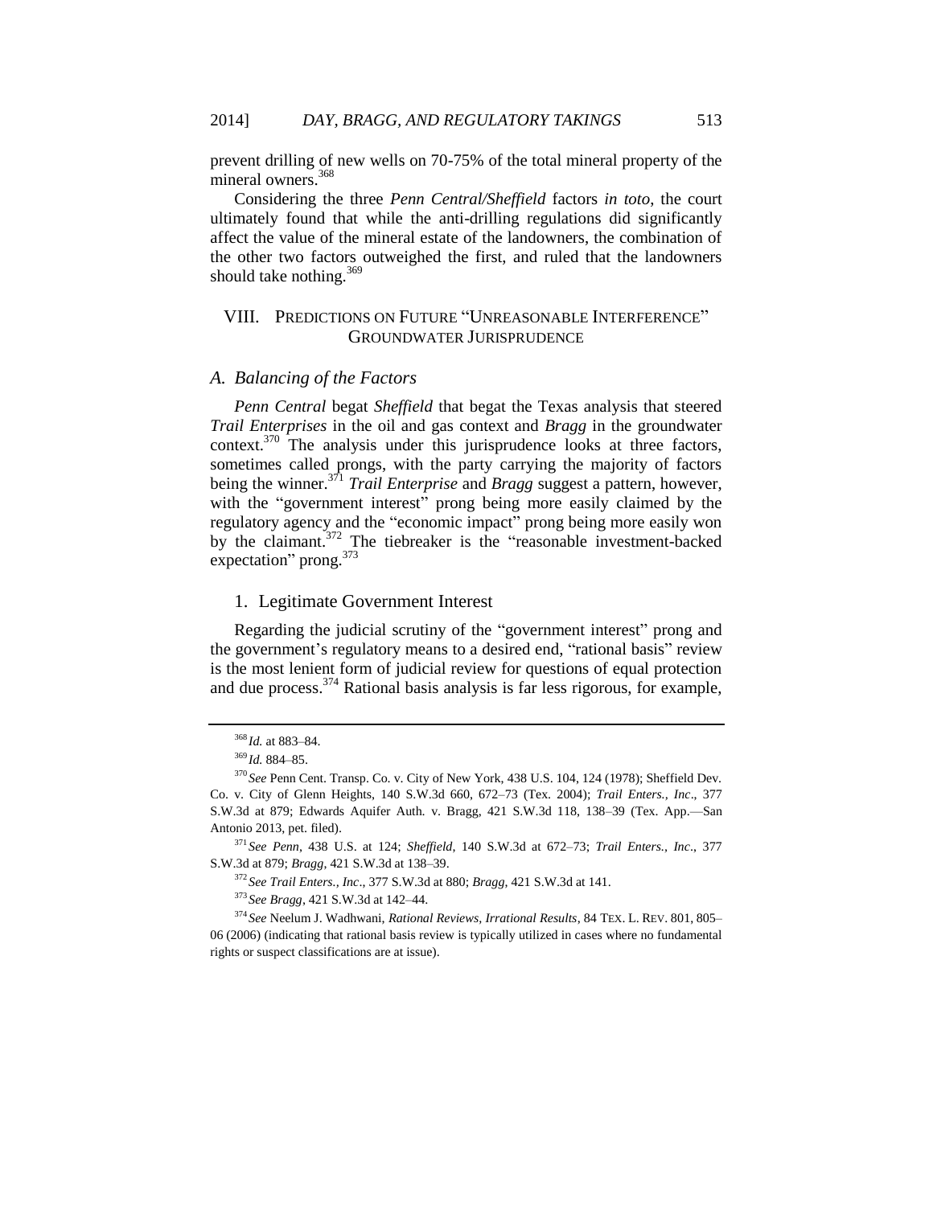prevent drilling of new wells on 70-75% of the total mineral property of the mineral owners.[368]

Considering the three *Penn Central/Sheffield* factors *in toto*, the court ultimately found that while the anti-drilling regulations did significantly affect the value of the mineral estate of the landowners, the combination of the other two factors outweighed the first, and ruled that the landowners should take nothing.[369]

## VIII. PREDICTIONS ON FUTURE "UNREASONABLE INTERFERENCE" GROUNDWATER JURISPRUDENCE

### *A. Balancing of the Factors*

*Penn Central* begat *Sheffield* that begat the Texas analysis that steered *Trail Enterprises* in the oil and gas context and *Bragg* in the groundwater context.[370] The analysis under this jurisprudence looks at three factors, sometimes called prongs, with the party carrying the majority of factors being the winner.[371] *Trail Enterprise* and *Bragg* suggest a pattern, however, with the "government interest" prong being more easily claimed by the regulatory agency and the "economic impact" prong being more easily won by the claimant.[372] The tiebreaker is the "reasonable investment-backed expectation" prong.[373]

#### 1. Legitimate Government Interest

Regarding the judicial scrutiny of the "government interest" prong and the government's regulatory means to a desired end, "rational basis" review is the most lenient form of judicial review for questions of equal protection and due process.[374] Rational basis analysis is far less rigorous, for example,

---

[368] *Id.* at 883–84.

[369] *Id.* 884–85.

[370] *See* Penn Cent. Transp. Co. v. City of New York, 438 U.S. 104, 124 (1978); Sheffield Dev. Co. v. City of Glenn Heights, 140 S.W.3d 660, 672–73 (Tex. 2004); *Trail Enters., Inc*., 377 S.W.3d at 879; Edwards Aquifer Auth. v. Bragg, 421 S.W.3d 118, 138–39 (Tex. App.—San Antonio 2013, pet. filed).

[371] *See Penn*, 438 U.S. at 124; *Sheffield*, 140 S.W.3d at 672–73; *Trail Enters., Inc*., 377 S.W.3d at 879; *Bragg*, 421 S.W.3d at 138–39.

[372] *See Trail Enters., Inc*., 377 S.W.3d at 880; *Bragg*, 421 S.W.3d at 141.

[373] *See Bragg*, 421 S.W.3d at 142–44.

[374] *See* Neelum J. Wadhwani, *Rational Reviews, Irrational Results*, 84 TEX. L. REV. 801, 805–06 (2006) (indicating that rational basis review is typically utilized in cases where no fundamental rights or suspect classifications are at issue).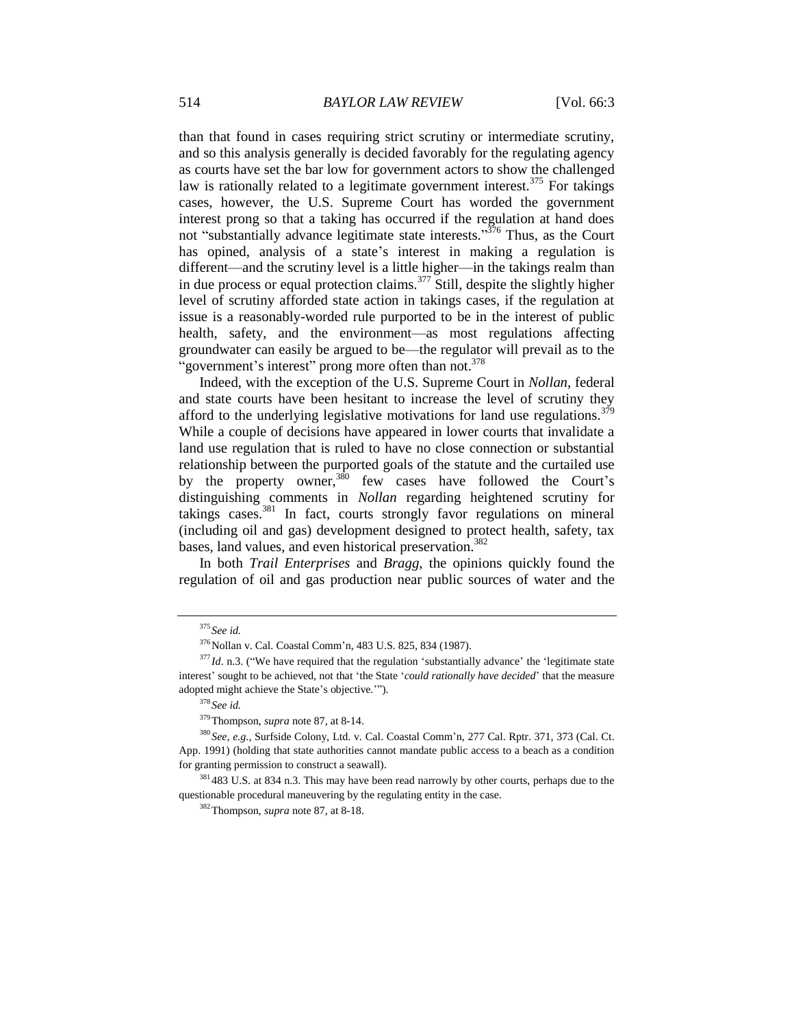than that found in cases requiring strict scrutiny or intermediate scrutiny, and so this analysis generally is decided favorably for the regulating agency as courts have set the bar low for government actors to show the challenged law is rationally related to a legitimate government interest.[375] For takings cases, however, the U.S. Supreme Court has worded the government interest prong so that a taking has occurred if the regulation at hand does not "substantially advance legitimate state interests."[376] Thus, as the Court has opined, analysis of a state's interest in making a regulation is different—and the scrutiny level is a little higher—in the takings realm than in due process or equal protection claims.[377] Still, despite the slightly higher level of scrutiny afforded state action in takings cases, if the regulation at issue is a reasonably-worded rule purported to be in the interest of public health, safety, and the environment—as most regulations affecting groundwater can easily be argued to be—the regulator will prevail as to the "government's interest" prong more often than not.[378]

Indeed, with the exception of the U.S. Supreme Court in *Nollan*, federal and state courts have been hesitant to increase the level of scrutiny they afford to the underlying legislative motivations for land use regulations.[379] While a couple of decisions have appeared in lower courts that invalidate a land use regulation that is ruled to have no close connection or substantial relationship between the purported goals of the statute and the curtailed use by the property owner,[380] few cases have followed the Court's distinguishing comments in *Nollan* regarding heightened scrutiny for takings cases.[381] In fact, courts strongly favor regulations on mineral (including oil and gas) development designed to protect health, safety, tax bases, land values, and even historical preservation.[382]

In both *Trail Enterprises* and *Bragg*, the opinions quickly found the regulation of oil and gas production near public sources of water and the

---

[375] *See id.*

[376] Nollan v. Cal. Coastal Comm'n, 483 U.S. 825, 834 (1987).

[377] *Id*. n.3. ("We have required that the regulation 'substantially advance' the 'legitimate state interest' sought to be achieved, not that 'the State '*could rationally have decided*' that the measure adopted might achieve the State's objective.'").

[378] *See id.*

[379] Thompson, *supra* note 87, at 8-14.

[380] *See, e.g.*, Surfside Colony, Ltd. v. Cal. Coastal Comm'n, 277 Cal. Rptr. 371, 373 (Cal. Ct. App. 1991) (holding that state authorities cannot mandate public access to a beach as a condition for granting permission to construct a seawall).

[381] 483 U.S. at 834 n.3. This may have been read narrowly by other courts, perhaps due to the questionable procedural maneuvering by the regulating entity in the case.

[382] Thompson, *supra* note 87, at 8-18.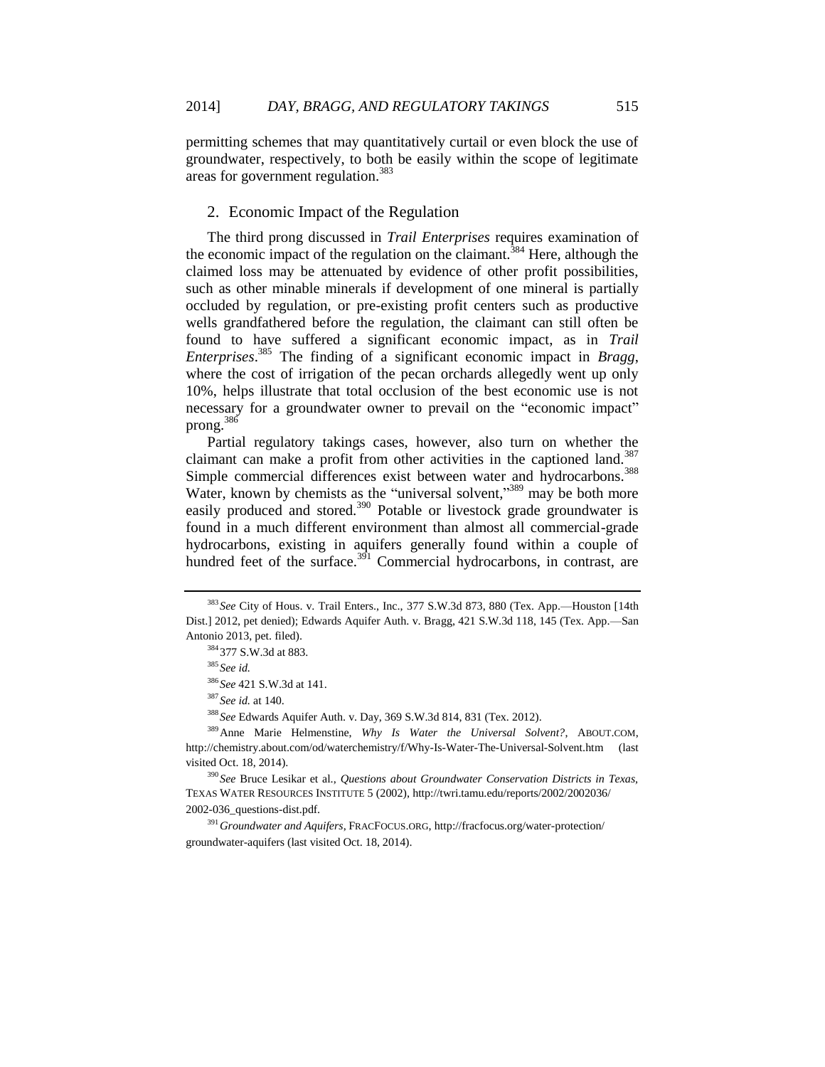permitting schemes that may quantitatively curtail or even block the use of groundwater, respectively, to both be easily within the scope of legitimate areas for government regulation.[383]

### 2. Economic Impact of the Regulation

The third prong discussed in *Trail Enterprises* requires examination of the economic impact of the regulation on the claimant.[384] Here, although the claimed loss may be attenuated by evidence of other profit possibilities, such as other minable minerals if development of one mineral is partially occluded by regulation, or pre-existing profit centers such as productive wells grandfathered before the regulation, the claimant can still often be found to have suffered a significant economic impact, as in *Trail Enterprises*.[385] The finding of a significant economic impact in *Bragg*, where the cost of irrigation of the pecan orchards allegedly went up only 10%, helps illustrate that total occlusion of the best economic use is not necessary for a groundwater owner to prevail on the "economic impact" prong.[386]

Partial regulatory takings cases, however, also turn on whether the claimant can make a profit from other activities in the captioned land.[387] Simple commercial differences exist between water and hydrocarbons.[388] Water, known by chemists as the "universal solvent,"[389] may be both more easily produced and stored.[390] Potable or livestock grade groundwater is found in a much different environment than almost all commercial-grade hydrocarbons, existing in aquifers generally found within a couple of hundred feet of the surface.[391] Commercial hydrocarbons, in contrast, are

---

[383] *See* City of Hous. v. Trail Enters., Inc., 377 S.W.3d 873, 880 (Tex. App.—Houston [14th Dist.] 2012, pet denied); Edwards Aquifer Auth. v. Bragg, 421 S.W.3d 118, 145 (Tex. App.—San Antonio 2013, pet. filed).

[384] 377 S.W.3d at 883.

[385] *See id.*

[386] *See* 421 S.W.3d at 141.

[387] *See id.* at 140.

[388] *See* Edwards Aquifer Auth. v. Day, 369 S.W.3d 814, 831 (Tex. 2012).

[389] Anne Marie Helmenstine, *Why Is Water the Universal Solvent?*, ABOUT.COM, http://chemistry.about.com/od/waterchemistry/f/Why-Is-Water-The-Universal-Solvent.htm (last visited Oct. 18, 2014).

[390] *See* Bruce Lesikar et al., *Questions about Groundwater Conservation Districts in Texas*, TEXAS WATER RESOURCES INSTITUTE 5 (2002), http://twri.tamu.edu/reports/2002/2002036/2002-036_questions-dist.pdf.

[391] *Groundwater and Aquifers*, FRACFOCUS.ORG, http://fracfocus.org/water-protection/groundwater-aquifers (last visited Oct. 18, 2014).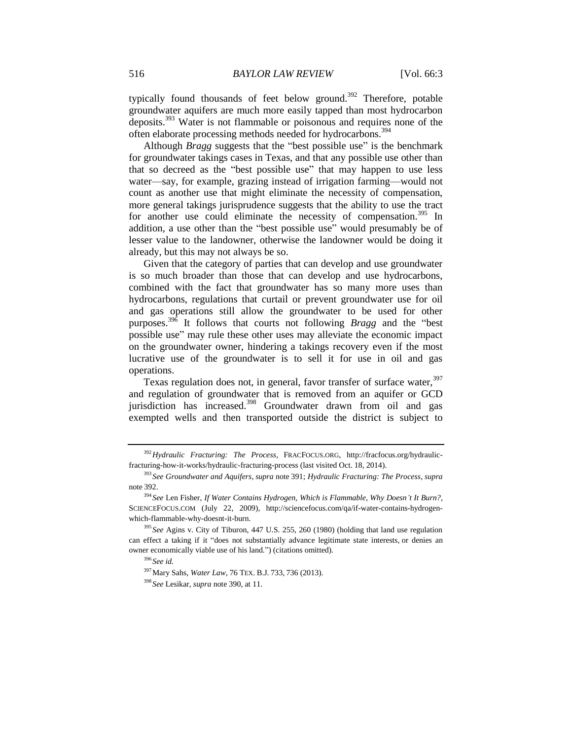typically found thousands of feet below ground.[392] Therefore, potable groundwater aquifers are much more easily tapped than most hydrocarbon deposits.[393] Water is not flammable or poisonous and requires none of the often elaborate processing methods needed for hydrocarbons.[394]

Although *Bragg* suggests that the "best possible use" is the benchmark for groundwater takings cases in Texas, and that any possible use other than that so decreed as the "best possible use" that may happen to use less water—say, for example, grazing instead of irrigation farming—would not count as another use that might eliminate the necessity of compensation, more general takings jurisprudence suggests that the ability to use the tract for another use could eliminate the necessity of compensation.[395] In addition, a use other than the "best possible use" would presumably be of lesser value to the landowner, otherwise the landowner would be doing it already, but this may not always be so.

Given that the category of parties that can develop and use groundwater is so much broader than those that can develop and use hydrocarbons, combined with the fact that groundwater has so many more uses than hydrocarbons, regulations that curtail or prevent groundwater use for oil and gas operations still allow the groundwater to be used for other purposes.[396] It follows that courts not following *Bragg* and the "best possible use" may rule these other uses may alleviate the economic impact on the groundwater owner, hindering a takings recovery even if the most lucrative use of the groundwater is to sell it for use in oil and gas operations.

Texas regulation does not, in general, favor transfer of surface water,[397] and regulation of groundwater that is removed from an aquifer or GCD jurisdiction has increased.[398] Groundwater drawn from oil and gas exempted wells and then transported outside the district is subject to

---

[392] *Hydraulic Fracturing: The Process*, FRACFOCUS.ORG, http://fracfocus.org/hydraulic-fracturing-how-it-works/hydraulic-fracturing-process (last visited Oct. 18, 2014).

[393] *See Groundwater and Aquifers*, *supra* note 391; *Hydraulic Fracturing: The Process*, *supra* note 392.

[394] *See* Len Fisher, *If Water Contains Hydrogen, Which is Flammable, Why Doesn't It Burn?*, SCIENCEFOCUS.COM (July 22, 2009), http://sciencefocus.com/qa/if-water-contains-hydrogen-which-flammable-why-doesnt-it-burn.

[395] *See* Agins v. City of Tiburon, 447 U.S. 255, 260 (1980) (holding that land use regulation can effect a taking if it "does not substantially advance legitimate state interests, or denies an owner economically viable use of his land.") (citations omitted).

[396] *See id.*

[397] Mary Sahs, *Water Law*, 76 TEX. B.J. 733, 736 (2013).

[398] *See* Lesikar, *supra* note 390, at 11.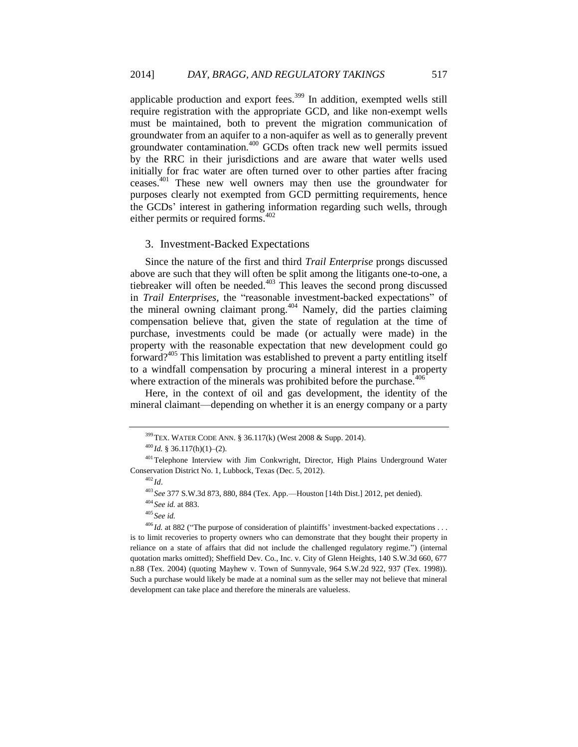applicable production and export fees.[399] In addition, exempted wells still require registration with the appropriate GCD, and like non-exempt wells must be maintained, both to prevent the migration communication of groundwater from an aquifer to a non-aquifer as well as to generally prevent groundwater contamination.[400] GCDs often track new well permits issued by the RRC in their jurisdictions and are aware that water wells used initially for frac water are often turned over to other parties after fracing ceases.[401] These new well owners may then use the groundwater for purposes clearly not exempted from GCD permitting requirements, hence the GCDs' interest in gathering information regarding such wells, through either permits or required forms.[402]

### 3. Investment-Backed Expectations

Since the nature of the first and third *Trail Enterprise* prongs discussed above are such that they will often be split among the litigants one-to-one, a tiebreaker will often be needed.[403] This leaves the second prong discussed in *Trail Enterprises*, the "reasonable investment-backed expectations" of the mineral owning claimant prong.[404] Namely, did the parties claiming compensation believe that, given the state of regulation at the time of purchase, investments could be made (or actually were made) in the property with the reasonable expectation that new development could go forward?[405] This limitation was established to prevent a party entitling itself to a windfall compensation by procuring a mineral interest in a property where extraction of the minerals was prohibited before the purchase.[406]

Here, in the context of oil and gas development, the identity of the mineral claimant—depending on whether it is an energy company or a party

---

[399] TEX. WATER CODE ANN. § 36.117(k) (West 2008 & Supp. 2014).

[400] *Id.* § 36.117(h)(1)–(2).

[401] Telephone Interview with Jim Conkwright, Director, High Plains Underground Water Conservation District No. 1, Lubbock, Texas (Dec. 5, 2012).

[402] *Id*.

[403] *See* 377 S.W.3d 873, 880, 884 (Tex. App.—Houston [14th Dist.] 2012, pet denied).

[404] *See id.* at 883.

[405] *See id.*

[406] *Id.* at 882 ("The purpose of consideration of plaintiffs' investment-backed expectations . . . is to limit recoveries to property owners who can demonstrate that they bought their property in reliance on a state of affairs that did not include the challenged regulatory regime.") (internal quotation marks omitted); Sheffield Dev. Co., Inc. v. City of Glenn Heights, 140 S.W.3d 660, 677 n.88 (Tex. 2004) (quoting Mayhew v. Town of Sunnyvale, 964 S.W.2d 922, 937 (Tex. 1998)). Such a purchase would likely be made at a nominal sum as the seller may not believe that mineral development can take place and therefore the minerals are valueless.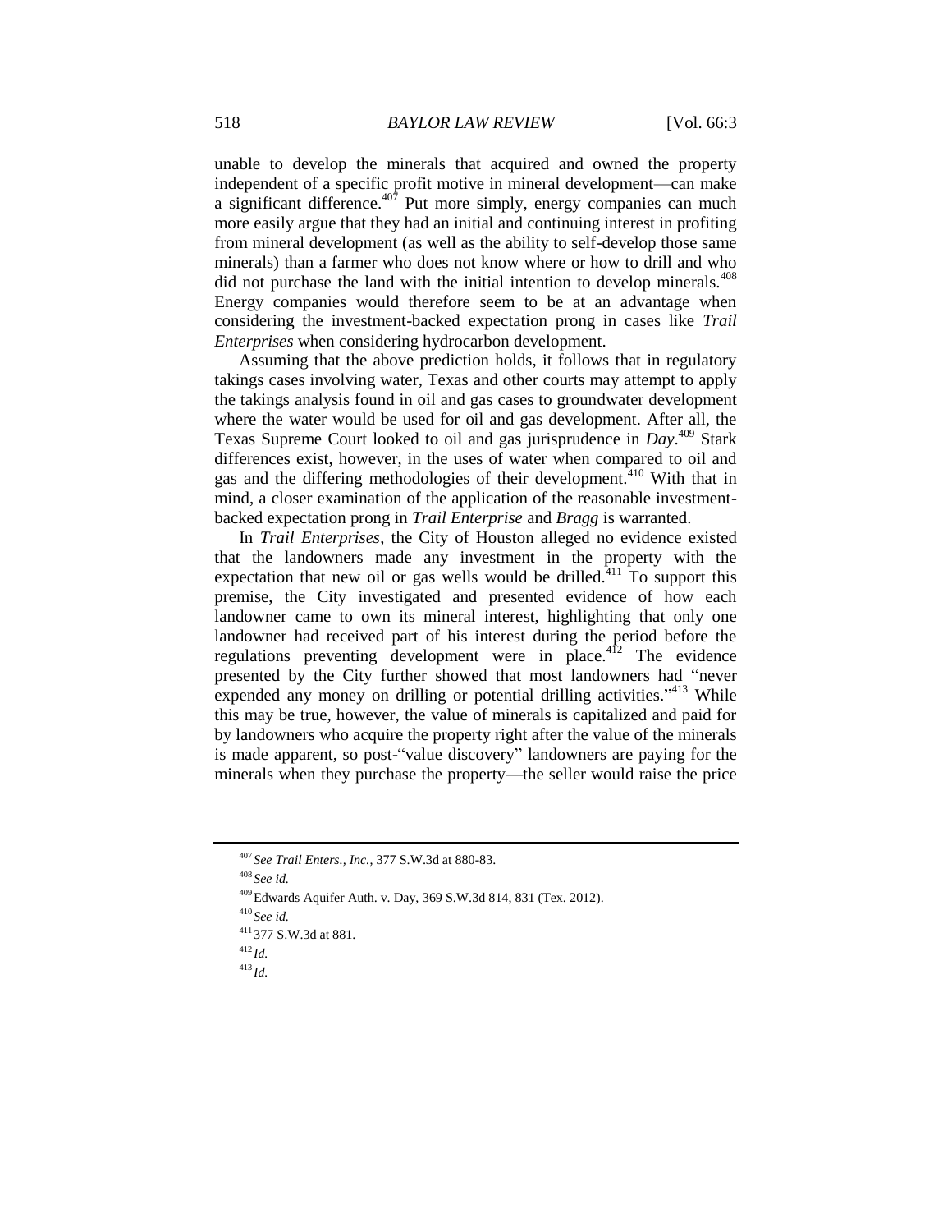unable to develop the minerals that acquired and owned the property independent of a specific profit motive in mineral development—can make a significant difference.[407] Put more simply, energy companies can much more easily argue that they had an initial and continuing interest in profiting from mineral development (as well as the ability to self-develop those same minerals) than a farmer who does not know where or how to drill and who did not purchase the land with the initial intention to develop minerals.[408] Energy companies would therefore seem to be at an advantage when considering the investment-backed expectation prong in cases like *Trail Enterprises* when considering hydrocarbon development.

Assuming that the above prediction holds, it follows that in regulatory takings cases involving water, Texas and other courts may attempt to apply the takings analysis found in oil and gas cases to groundwater development where the water would be used for oil and gas development. After all, the Texas Supreme Court looked to oil and gas jurisprudence in *Day*.[409] Stark differences exist, however, in the uses of water when compared to oil and gas and the differing methodologies of their development.[410] With that in mind, a closer examination of the application of the reasonable investment-backed expectation prong in *Trail Enterprise* and *Bragg* is warranted.

In *Trail Enterprises*, the City of Houston alleged no evidence existed that the landowners made any investment in the property with the expectation that new oil or gas wells would be drilled.[411] To support this premise, the City investigated and presented evidence of how each landowner came to own its mineral interest, highlighting that only one landowner had received part of his interest during the period before the regulations preventing development were in place.[412] The evidence presented by the City further showed that most landowners had "never expended any money on drilling or potential drilling activities."[413] While this may be true, however, the value of minerals is capitalized and paid for by landowners who acquire the property right after the value of the minerals is made apparent, so post-"value discovery" landowners are paying for the minerals when they purchase the property—the seller would raise the price

---

[407] *See Trail Enters., Inc.*, 377 S.W.3d at 880-83.

[408] *See id.*

[409] Edwards Aquifer Auth. v. Day, 369 S.W.3d 814, 831 (Tex. 2012).

[410] *See id.*

[411] 377 S.W.3d at 881.

[412] *Id.*

[413] *Id.*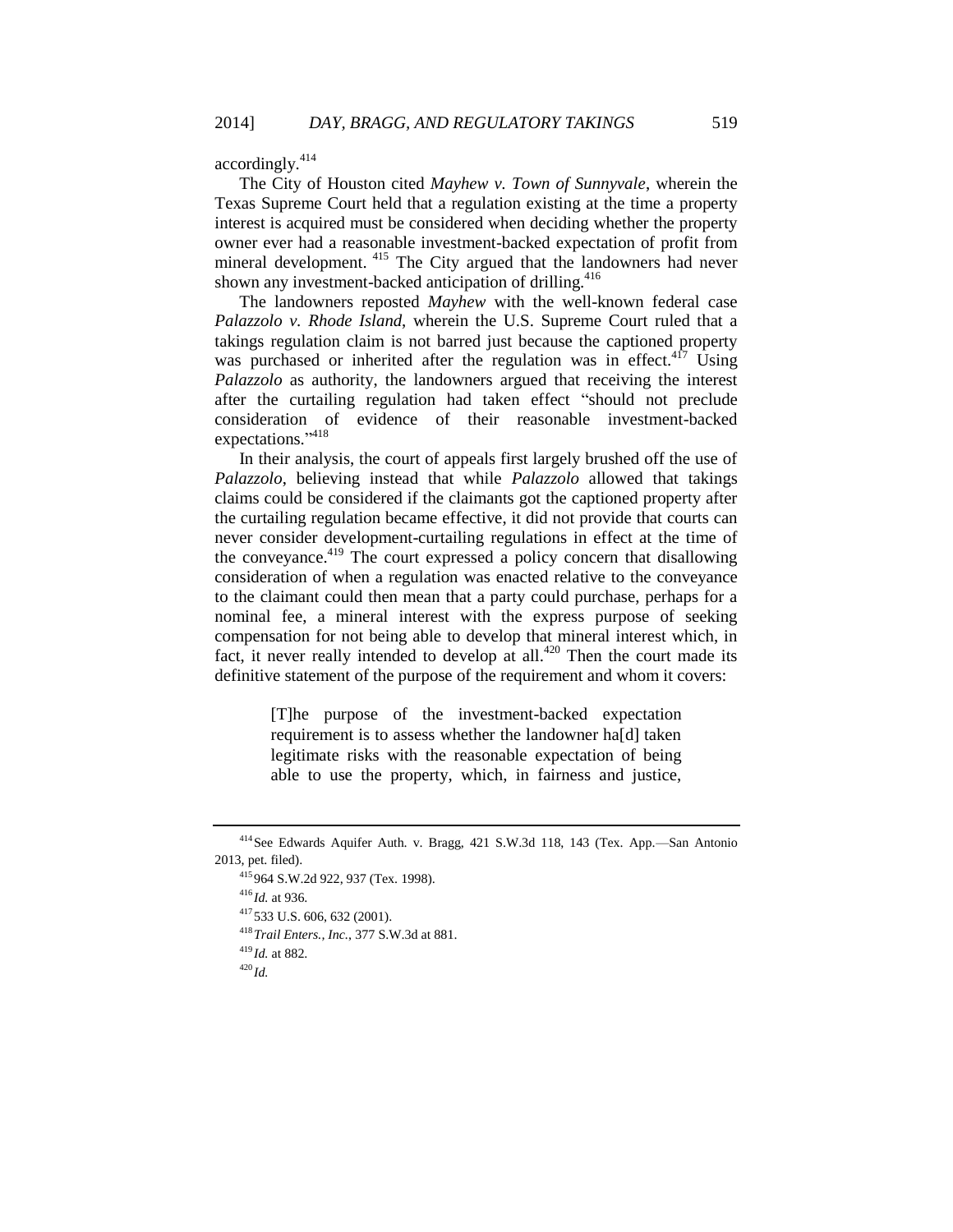accordingly.[414]

The City of Houston cited *Mayhew v. Town of Sunnyvale*, wherein the Texas Supreme Court held that a regulation existing at the time a property interest is acquired must be considered when deciding whether the property owner ever had a reasonable investment-backed expectation of profit from mineral development.[415] The City argued that the landowners had never shown any investment-backed anticipation of drilling.[416]

The landowners reposted *Mayhew* with the well-known federal case *Palazzolo v. Rhode Island*, wherein the U.S. Supreme Court ruled that a takings regulation claim is not barred just because the captioned property was purchased or inherited after the regulation was in effect.[417] Using *Palazzolo* as authority, the landowners argued that receiving the interest after the curtailing regulation had taken effect "should not preclude consideration of evidence of their reasonable investment-backed expectations."[418]

In their analysis, the court of appeals first largely brushed off the use of *Palazzolo*, believing instead that while *Palazzolo* allowed that takings claims could be considered if the claimants got the captioned property after the curtailing regulation became effective, it did not provide that courts can never consider development-curtailing regulations in effect at the time of the conveyance.[419] The court expressed a policy concern that disallowing consideration of when a regulation was enacted relative to the conveyance to the claimant could then mean that a party could purchase, perhaps for a nominal fee, a mineral interest with the express purpose of seeking compensation for not being able to develop that mineral interest which, in fact, it never really intended to develop at all.[420] Then the court made its definitive statement of the purpose of the requirement and whom it covers:

> [T]he purpose of the investment-backed expectation requirement is to assess whether the landowner ha[d] taken legitimate risks with the reasonable expectation of being able to use the property, which, in fairness and justice,

---

[414] See Edwards Aquifer Auth. v. Bragg, 421 S.W.3d 118, 143 (Tex. App.—San Antonio 2013, pet. filed).

[415] 964 S.W.2d 922, 937 (Tex. 1998).

[416] *Id.* at 936.

[417] 533 U.S. 606, 632 (2001).

[418] *Trail Enters., Inc.*, 377 S.W.3d at 881.

[419] *Id.* at 882.

[420] *Id.*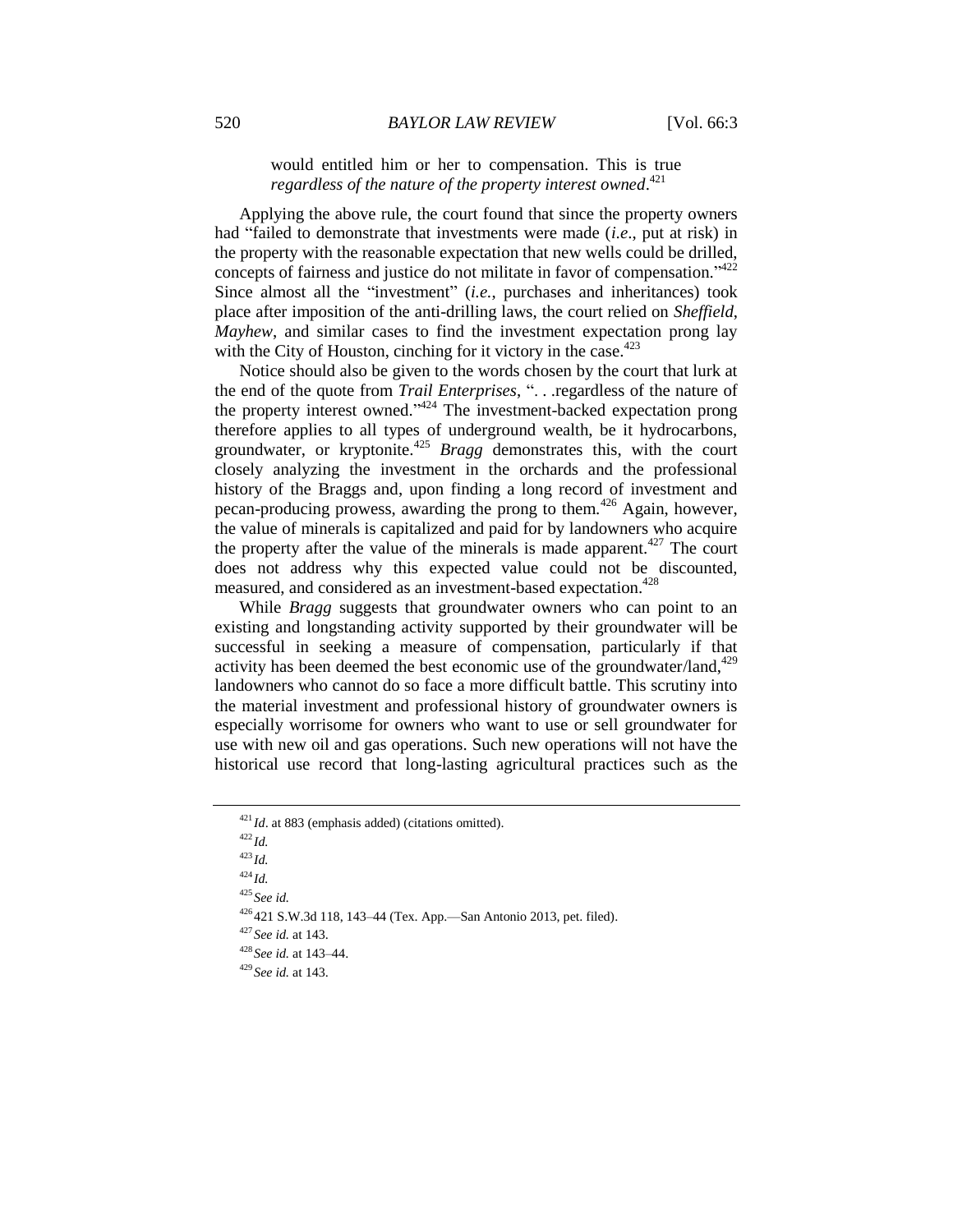> would entitled him or her to compensation. This is true *regardless of the nature of the property interest owned*.[421]

Applying the above rule, the court found that since the property owners had "failed to demonstrate that investments were made (*i.e*., put at risk) in the property with the reasonable expectation that new wells could be drilled, concepts of fairness and justice do not militate in favor of compensation."[422] Since almost all the "investment" (*i.e.*, purchases and inheritances) took place after imposition of the anti-drilling laws, the court relied on *Sheffield*, *Mayhew*, and similar cases to find the investment expectation prong lay with the City of Houston, cinching for it victory in the case.[423]

Notice should also be given to the words chosen by the court that lurk at the end of the quote from *Trail Enterprises*, ". . .regardless of the nature of the property interest owned."[424] The investment-backed expectation prong therefore applies to all types of underground wealth, be it hydrocarbons, groundwater, or kryptonite.[425] *Bragg* demonstrates this, with the court closely analyzing the investment in the orchards and the professional history of the Braggs and, upon finding a long record of investment and pecan-producing prowess, awarding the prong to them.[426] Again, however, the value of minerals is capitalized and paid for by landowners who acquire the property after the value of the minerals is made apparent.[427] The court does not address why this expected value could not be discounted, measured, and considered as an investment-based expectation.[428]

While *Bragg* suggests that groundwater owners who can point to an existing and longstanding activity supported by their groundwater will be successful in seeking a measure of compensation, particularly if that activity has been deemed the best economic use of the groundwater/land,[429] landowners who cannot do so face a more difficult battle. This scrutiny into the material investment and professional history of groundwater owners is especially worrisome for owners who want to use or sell groundwater for use with new oil and gas operations. Such new operations will not have the historical use record that long-lasting agricultural practices such as the

---

[421] *Id*. at 883 (emphasis added) (citations omitted).

[422] *Id.*

[423] *Id.*

[424] *Id.*

[425] *See id.*

[426] 421 S.W.3d 118, 143–44 (Tex. App.—San Antonio 2013, pet. filed).

[427] *See id.* at 143.

[428] *See id.* at 143–44.

[429] *See id.* at 143.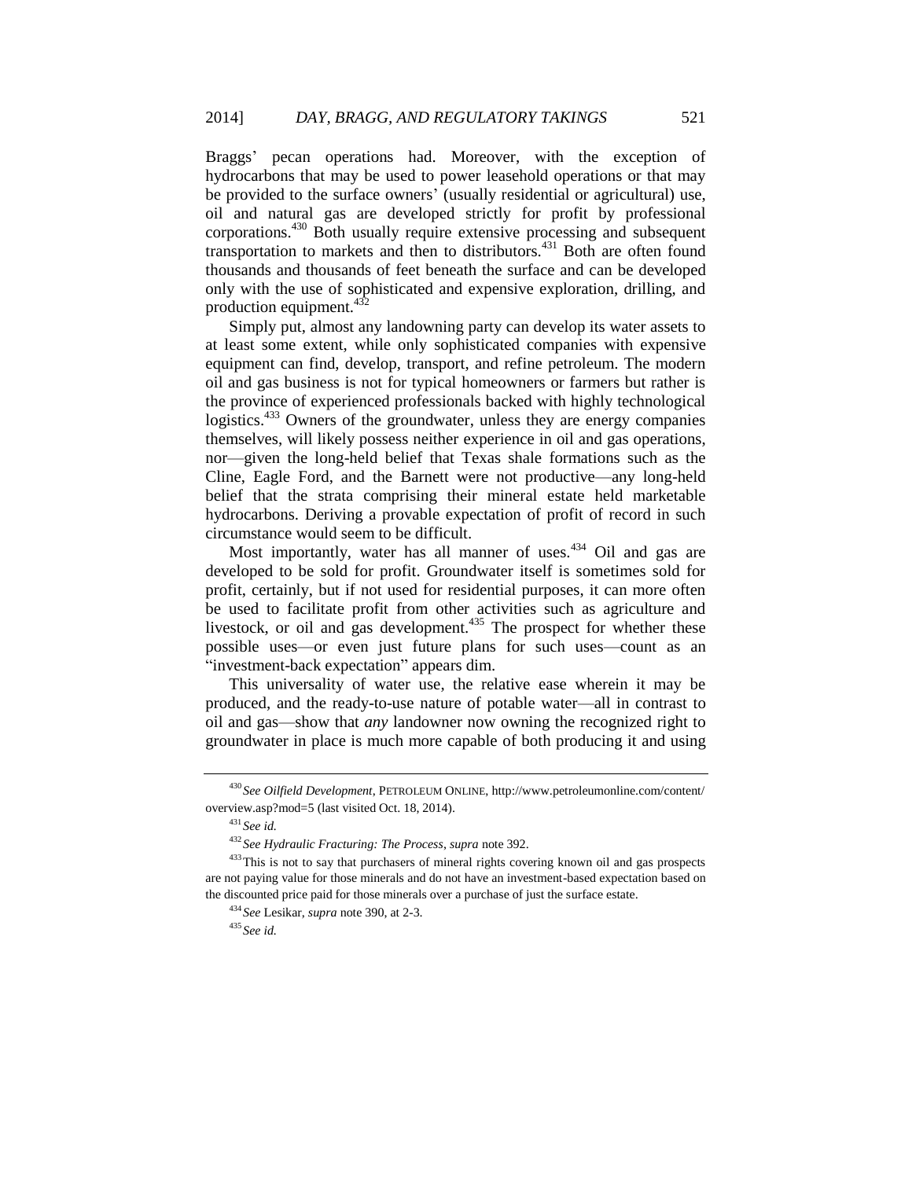Braggs' pecan operations had. Moreover, with the exception of hydrocarbons that may be used to power leasehold operations or that may be provided to the surface owners' (usually residential or agricultural) use, oil and natural gas are developed strictly for profit by professional corporations.[430] Both usually require extensive processing and subsequent transportation to markets and then to distributors.[431] Both are often found thousands and thousands of feet beneath the surface and can be developed only with the use of sophisticated and expensive exploration, drilling, and production equipment.[432]

Simply put, almost any landowning party can develop its water assets to at least some extent, while only sophisticated companies with expensive equipment can find, develop, transport, and refine petroleum. The modern oil and gas business is not for typical homeowners or farmers but rather is the province of experienced professionals backed with highly technological logistics.[433] Owners of the groundwater, unless they are energy companies themselves, will likely possess neither experience in oil and gas operations, nor—given the long-held belief that Texas shale formations such as the Cline, Eagle Ford, and the Barnett were not productive—any long-held belief that the strata comprising their mineral estate held marketable hydrocarbons. Deriving a provable expectation of profit of record in such circumstance would seem to be difficult.

Most importantly, water has all manner of uses.[434] Oil and gas are developed to be sold for profit. Groundwater itself is sometimes sold for profit, certainly, but if not used for residential purposes, it can more often be used to facilitate profit from other activities such as agriculture and livestock, or oil and gas development.[435] The prospect for whether these possible uses—or even just future plans for such uses—count as an "investment-back expectation" appears dim.

This universality of water use, the relative ease wherein it may be produced, and the ready-to-use nature of potable water—all in contrast to oil and gas—show that *any* landowner now owning the recognized right to groundwater in place is much more capable of both producing it and using

---

[430] *See Oilfield Development*, PETROLEUM ONLINE, http://www.petroleumonline.com/content/overview.asp?mod=5 (last visited Oct. 18, 2014).

[431] *See id.*

[432] *See Hydraulic Fracturing: The Process*, *supra* note 392.

[433] This is not to say that purchasers of mineral rights covering known oil and gas prospects are not paying value for those minerals and do not have an investment-based expectation based on the discounted price paid for those minerals over a purchase of just the surface estate.

[434] *See* Lesikar, *supra* note 390, at 2-3.

[435] *See id.*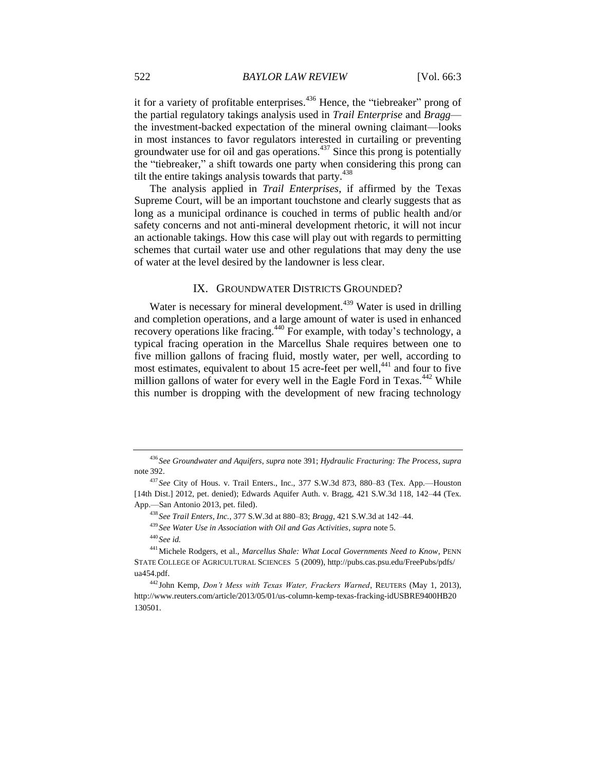it for a variety of profitable enterprises.[436] Hence, the "tiebreaker" prong of the partial regulatory takings analysis used in *Trail Enterprise* and *Bragg*—the investment-backed expectation of the mineral owning claimant—looks in most instances to favor regulators interested in curtailing or preventing groundwater use for oil and gas operations.[437] Since this prong is potentially the "tiebreaker," a shift towards one party when considering this prong can tilt the entire takings analysis towards that party.[438]

The analysis applied in *Trail Enterprises*, if affirmed by the Texas Supreme Court, will be an important touchstone and clearly suggests that as long as a municipal ordinance is couched in terms of public health and/or safety concerns and not anti-mineral development rhetoric, it will not incur an actionable takings. How this case will play out with regards to permitting schemes that curtail water use and other regulations that may deny the use of water at the level desired by the landowner is less clear.

## IX. Groundwater Districts Grounded?

Water is necessary for mineral development.[439] Water is used in drilling and completion operations, and a large amount of water is used in enhanced recovery operations like fracing.[440] For example, with today's technology, a typical fracing operation in the Marcellus Shale requires between one to five million gallons of fracing fluid, mostly water, per well, according to most estimates, equivalent to about 15 acre-feet per well,[441] and four to five million gallons of water for every well in the Eagle Ford in Texas.[442] While this number is dropping with the development of new fracing technology

---

[436] *See Groundwater and Aquifers*, *supra* note 391; *Hydraulic Fracturing: The Process*, *supra* note 392.

[437] *See* City of Hous. v. Trail Enters., Inc., 377 S.W.3d 873, 880–83 (Tex. App.—Houston [14th Dist.] 2012, pet. denied); Edwards Aquifer Auth. v. Bragg, 421 S.W.3d 118, 142–44 (Tex. App.—San Antonio 2013, pet. filed).

[438] *See Trail Enters, Inc.*, 377 S.W.3d at 880–83; *Bragg*, 421 S.W.3d at 142–44.

[439] *See Water Use in Association with Oil and Gas Activities*, *supra* note 5.

[440] *See id.*

[441] Michele Rodgers, et al., *Marcellus Shale: What Local Governments Need to Know*, PENN STATE COLLEGE OF AGRICULTURAL SCIENCES 5 (2009), http://pubs.cas.psu.edu/FreePubs/pdfs/ua454.pdf.

[442] John Kemp, *Don't Mess with Texas Water, Frackers Warned*, REUTERS (May 1, 2013), http://www.reuters.com/article/2013/05/01/us-column-kemp-texas-fracking-idUSBRE9400HB20130501.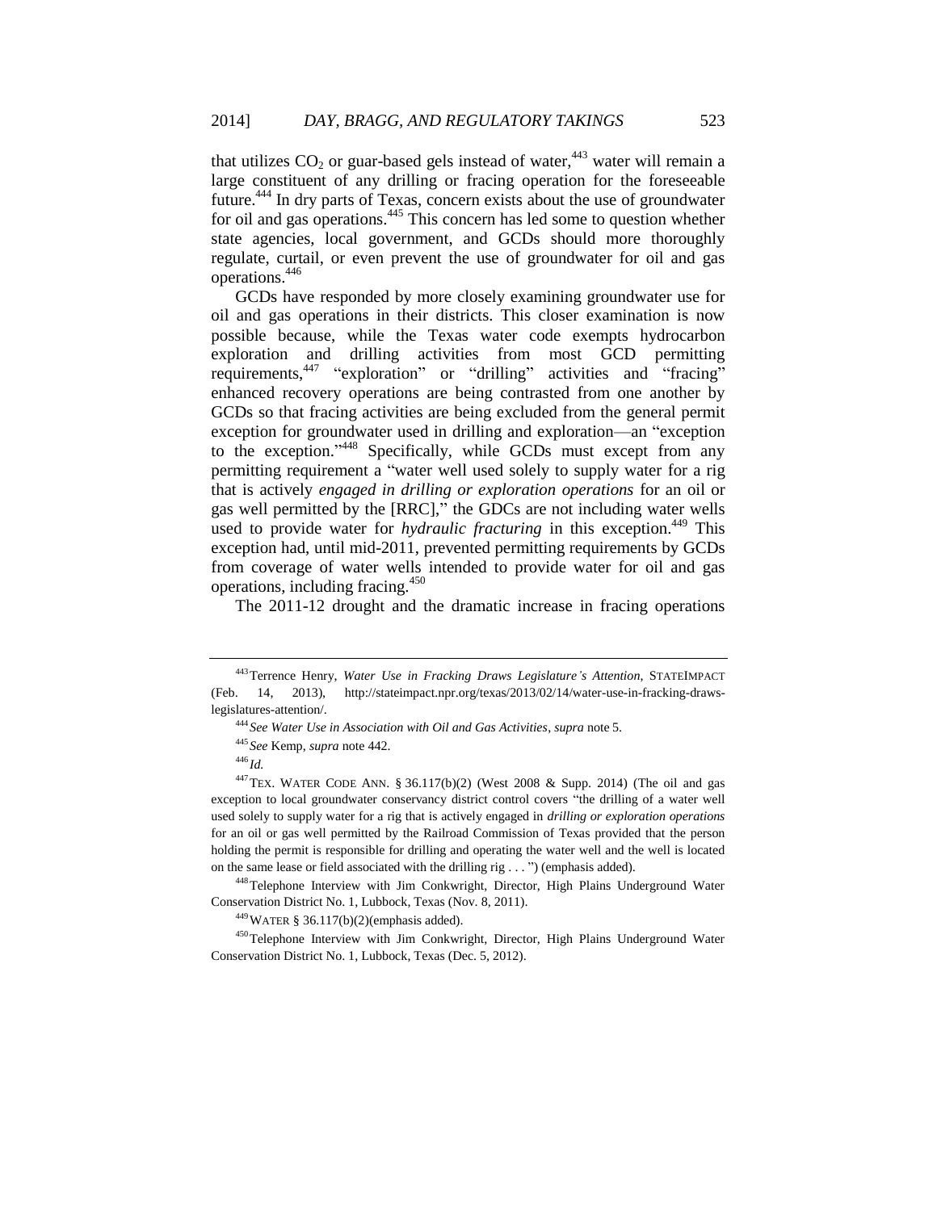that utilizes $CO_2$ or guar-based gels instead of water,[443] water will remain a large constituent of any drilling or fracing operation for the foreseeable future.[444] In dry parts of Texas, concern exists about the use of groundwater for oil and gas operations.[445] This concern has led some to question whether state agencies, local government, and GCDs should more thoroughly regulate, curtail, or even prevent the use of groundwater for oil and gas operations.[446]

GCDs have responded by more closely examining groundwater use for oil and gas operations in their districts. This closer examination is now possible because, while the Texas water code exempts hydrocarbon exploration and drilling activities from most GCD permitting requirements,[447] "exploration" or "drilling" activities and "fracing" enhanced recovery operations are being contrasted from one another by GCDs so that fracing activities are being excluded from the general permit exception for groundwater used in drilling and exploration—an "exception to the exception."[448] Specifically, while GCDs must except from any permitting requirement a "water well used solely to supply water for a rig that is actively *engaged in drilling or exploration operations* for an oil or gas well permitted by the [RRC]," the GDCs are not including water wells used to provide water for *hydraulic fracturing* in this exception.[449] This exception had, until mid-2011, prevented permitting requirements by GCDs from coverage of water wells intended to provide water for oil and gas operations, including fracing.[450]

The 2011-12 drought and the dramatic increase in fracing operations

---

[443] Terrence Henry, *Water Use in Fracking Draws Legislature's Attention*, STATEIMPACT (Feb. 14, 2013), http://stateimpact.npr.org/texas/2013/02/14/water-use-in-fracking-draws-legislatures-attention/.

[444] *See Water Use in Association with Oil and Gas Activities*, *supra* note 5.

[445] *See* Kemp, *supra* note 442.

[446] *Id.*

[447] TEX. WATER CODE ANN. § 36.117(b)(2) (West 2008 & Supp. 2014) (The oil and gas exception to local groundwater conservancy district control covers "the drilling of a water well used solely to supply water for a rig that is actively engaged in *drilling or exploration operations* for an oil or gas well permitted by the Railroad Commission of Texas provided that the person holding the permit is responsible for drilling and operating the water well and the well is located on the same lease or field associated with the drilling rig . . . ") (emphasis added).

[448] Telephone Interview with Jim Conkwright, Director, High Plains Underground Water Conservation District No. 1, Lubbock, Texas (Nov. 8, 2011).

[449] WATER § 36.117(b)(2)(emphasis added).

[450] Telephone Interview with Jim Conkwright, Director, High Plains Underground Water Conservation District No. 1, Lubbock, Texas (Dec. 5, 2012).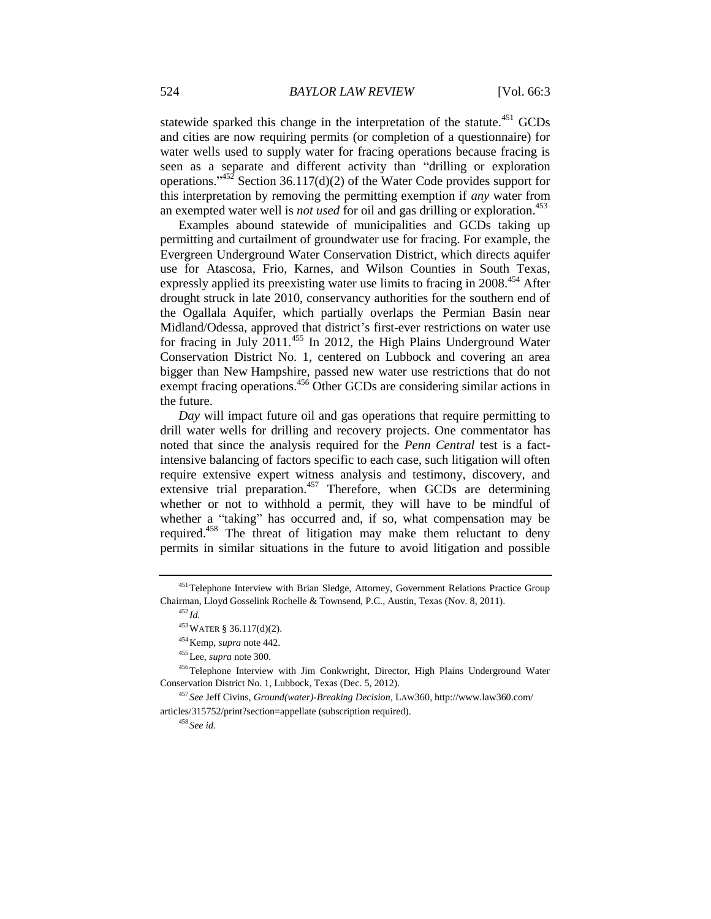statewide sparked this change in the interpretation of the statute.[451] GCDs and cities are now requiring permits (or completion of a questionnaire) for water wells used to supply water for fracing operations because fracing is seen as a separate and different activity than "drilling or exploration operations."[452] Section 36.117(d)(2) of the Water Code provides support for this interpretation by removing the permitting exemption if *any* water from an exempted water well is *not used* for oil and gas drilling or exploration.[453]

Examples abound statewide of municipalities and GCDs taking up permitting and curtailment of groundwater use for fracing. For example, the Evergreen Underground Water Conservation District, which directs aquifer use for Atascosa, Frio, Karnes, and Wilson Counties in South Texas, expressly applied its preexisting water use limits to fracing in 2008.[454] After drought struck in late 2010, conservancy authorities for the southern end of the Ogallala Aquifer, which partially overlaps the Permian Basin near Midland/Odessa, approved that district's first-ever restrictions on water use for fracing in July 2011.[455] In 2012, the High Plains Underground Water Conservation District No. 1, centered on Lubbock and covering an area bigger than New Hampshire, passed new water use restrictions that do not exempt fracing operations.[456] Other GCDs are considering similar actions in the future.

*Day* will impact future oil and gas operations that require permitting to drill water wells for drilling and recovery projects. One commentator has noted that since the analysis required for the *Penn Central* test is a fact-intensive balancing of factors specific to each case, such litigation will often require extensive expert witness analysis and testimony, discovery, and extensive trial preparation.[457] Therefore, when GCDs are determining whether or not to withhold a permit, they will have to be mindful of whether a "taking" has occurred and, if so, what compensation may be required.[458] The threat of litigation may make them reluctant to deny permits in similar situations in the future to avoid litigation and possible

---

[451] Telephone Interview with Brian Sledge, Attorney, Government Relations Practice Group Chairman, Lloyd Gosselink Rochelle & Townsend, P.C., Austin, Texas (Nov. 8, 2011).

[452] *Id.*

[453] WATER § 36.117(d)(2).

[454] Kemp, *supra* note 442.

[455] Lee, *supra* note 300.

[456] Telephone Interview with Jim Conkwright, Director, High Plains Underground Water Conservation District No. 1, Lubbock, Texas (Dec. 5, 2012).

[457] *See* Jeff Civins, *Ground(water)-Breaking Decision*, LAW360, http://www.law360.com/articles/315752/print?section=appellate (subscription required).

[458] *See id.*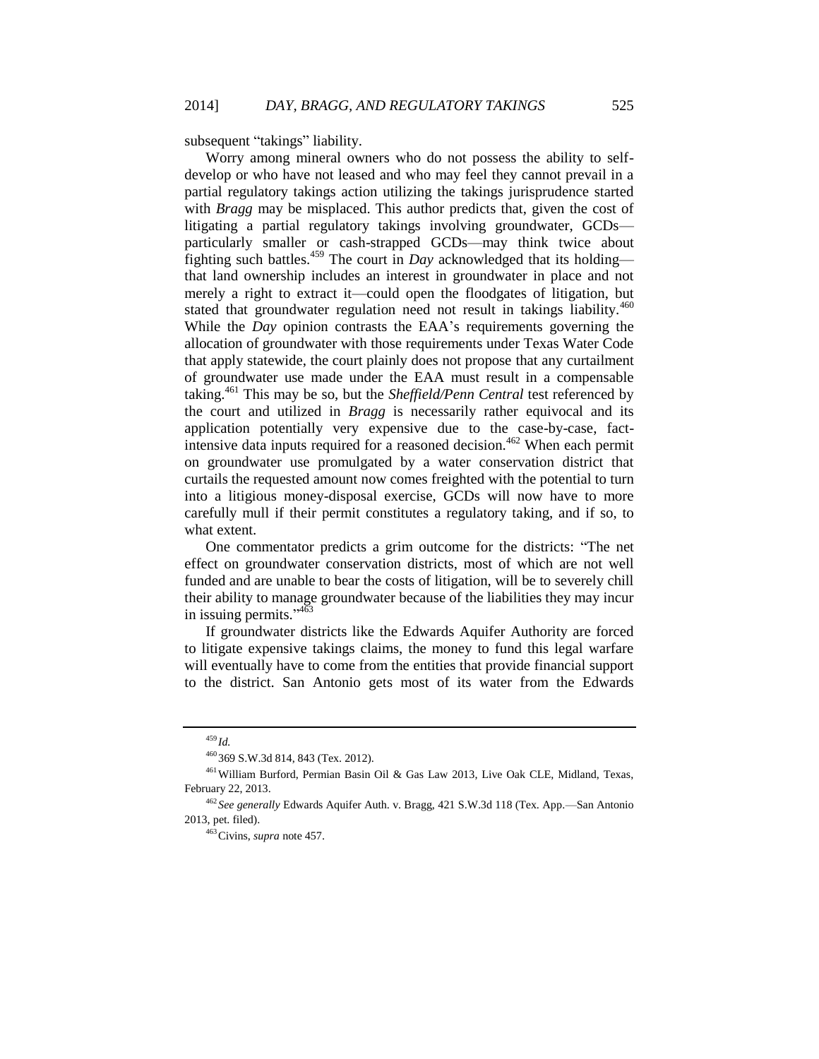subsequent "takings" liability.

Worry among mineral owners who do not possess the ability to self-develop or who have not leased and who may feel they cannot prevail in a partial regulatory takings action utilizing the takings jurisprudence started with *Bragg* may be misplaced. This author predicts that, given the cost of litigating a partial regulatory takings involving groundwater, GCDs—particularly smaller or cash-strapped GCDs—may think twice about fighting such battles.[459] The court in *Day* acknowledged that its holding—that land ownership includes an interest in groundwater in place and not merely a right to extract it—could open the floodgates of litigation, but stated that groundwater regulation need not result in takings liability.[460] While the *Day* opinion contrasts the EAA's requirements governing the allocation of groundwater with those requirements under Texas Water Code that apply statewide, the court plainly does not propose that any curtailment of groundwater use made under the EAA must result in a compensable taking.[461] This may be so, but the *Sheffield/Penn Central* test referenced by the court and utilized in *Bragg* is necessarily rather equivocal and its application potentially very expensive due to the case-by-case, fact-intensive data inputs required for a reasoned decision.[462] When each permit on groundwater use promulgated by a water conservation district that curtails the requested amount now comes freighted with the potential to turn into a litigious money-disposal exercise, GCDs will now have to more carefully mull if their permit constitutes a regulatory taking, and if so, to what extent.

One commentator predicts a grim outcome for the districts: "The net effect on groundwater conservation districts, most of which are not well funded and are unable to bear the costs of litigation, will be to severely chill their ability to manage groundwater because of the liabilities they may incur in issuing permits."[463]

If groundwater districts like the Edwards Aquifer Authority are forced to litigate expensive takings claims, the money to fund this legal warfare will eventually have to come from the entities that provide financial support to the district. San Antonio gets most of its water from the Edwards

---

[459] *Id.*

[460] 369 S.W.3d 814, 843 (Tex. 2012).

[461] William Burford, Permian Basin Oil & Gas Law 2013, Live Oak CLE, Midland, Texas, February 22, 2013.

[462] *See generally* Edwards Aquifer Auth. v. Bragg, 421 S.W.3d 118 (Tex. App.—San Antonio 2013, pet. filed).

[463] Civins, *supra* note 457.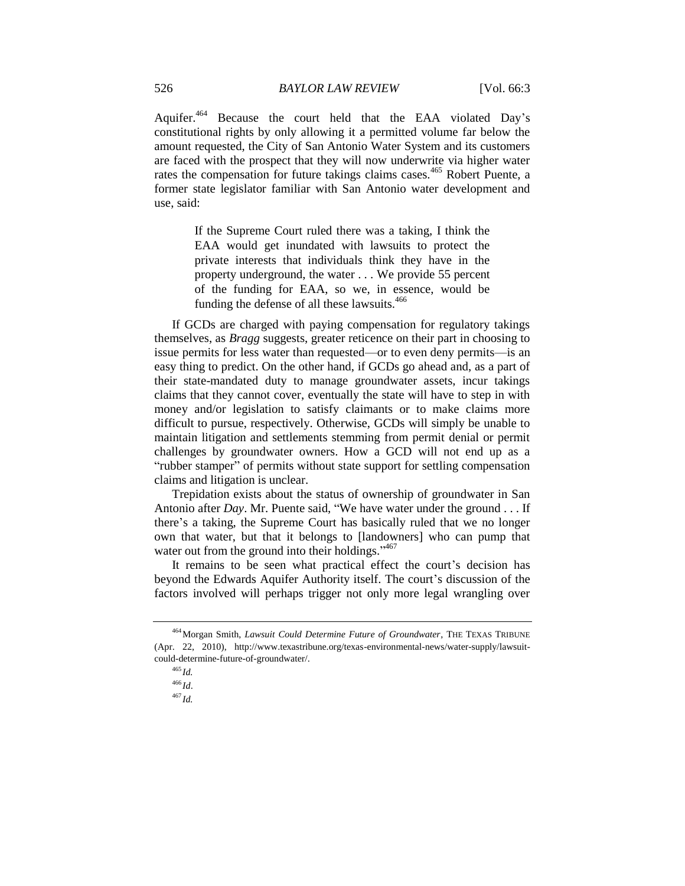Aquifer.[464] Because the court held that the EAA violated Day's constitutional rights by only allowing it a permitted volume far below the amount requested, the City of San Antonio Water System and its customers are faced with the prospect that they will now underwrite via higher water rates the compensation for future takings claims cases.[465] Robert Puente, a former state legislator familiar with San Antonio water development and use, said:

> If the Supreme Court ruled there was a taking, I think the EAA would get inundated with lawsuits to protect the private interests that individuals think they have in the property underground, the water . . . We provide 55 percent of the funding for EAA, so we, in essence, would be funding the defense of all these lawsuits.[466]

If GCDs are charged with paying compensation for regulatory takings themselves, as *Bragg* suggests, greater reticence on their part in choosing to issue permits for less water than requested—or to even deny permits—is an easy thing to predict. On the other hand, if GCDs go ahead and, as a part of their state-mandated duty to manage groundwater assets, incur takings claims that they cannot cover, eventually the state will have to step in with money and/or legislation to satisfy claimants or to make claims more difficult to pursue, respectively. Otherwise, GCDs will simply be unable to maintain litigation and settlements stemming from permit denial or permit challenges by groundwater owners. How a GCD will not end up as a "rubber stamper" of permits without state support for settling compensation claims and litigation is unclear.

Trepidation exists about the status of ownership of groundwater in San Antonio after *Day*. Mr. Puente said, "We have water under the ground . . . If there's a taking, the Supreme Court has basically ruled that we no longer own that water, but that it belongs to [landowners] who can pump that water out from the ground into their holdings."[467]

It remains to be seen what practical effect the court's decision has beyond the Edwards Aquifer Authority itself. The court's discussion of the factors involved will perhaps trigger not only more legal wrangling over

---

[464] Morgan Smith, *Lawsuit Could Determine Future of Groundwater*, THE TEXAS TRIBUNE (Apr. 22, 2010), http://www.texastribune.org/texas-environmental-news/water-supply/lawsuit-could-determine-future-of-groundwater/.

[465] *Id.*

[466] *Id*.

[467] *Id.*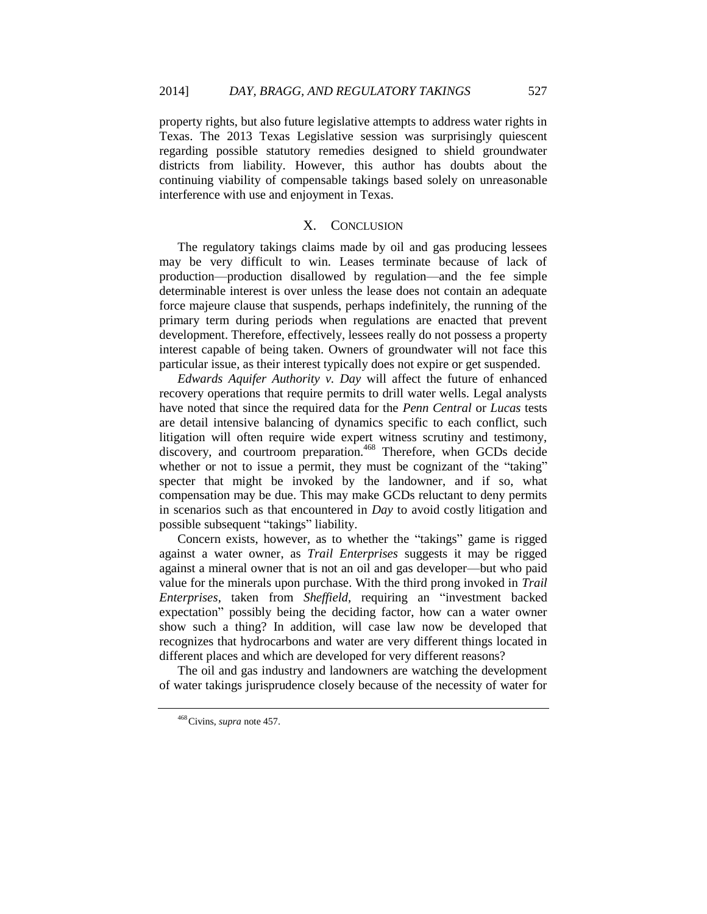property rights, but also future legislative attempts to address water rights in Texas. The 2013 Texas Legislative session was surprisingly quiescent regarding possible statutory remedies designed to shield groundwater districts from liability. However, this author has doubts about the continuing viability of compensable takings based solely on unreasonable interference with use and enjoyment in Texas.

## X. Conclusion

The regulatory takings claims made by oil and gas producing lessees may be very difficult to win. Leases terminate because of lack of production—production disallowed by regulation—and the fee simple determinable interest is over unless the lease does not contain an adequate force majeure clause that suspends, perhaps indefinitely, the running of the primary term during periods when regulations are enacted that prevent development. Therefore, effectively, lessees really do not possess a property interest capable of being taken. Owners of groundwater will not face this particular issue, as their interest typically does not expire or get suspended.

*Edwards Aquifer Authority v. Day* will affect the future of enhanced recovery operations that require permits to drill water wells. Legal analysts have noted that since the required data for the *Penn Central* or *Lucas* tests are detail intensive balancing of dynamics specific to each conflict, such litigation will often require wide expert witness scrutiny and testimony, discovery, and courtroom preparation.[468] Therefore, when GCDs decide whether or not to issue a permit, they must be cognizant of the "taking" specter that might be invoked by the landowner, and if so, what compensation may be due. This may make GCDs reluctant to deny permits in scenarios such as that encountered in *Day* to avoid costly litigation and possible subsequent "takings" liability.

Concern exists, however, as to whether the "takings" game is rigged against a water owner, as *Trail Enterprises* suggests it may be rigged against a mineral owner that is not an oil and gas developer—but who paid value for the minerals upon purchase. With the third prong invoked in *Trail Enterprises*, taken from *Sheffield*, requiring an "investment backed expectation" possibly being the deciding factor, how can a water owner show such a thing? In addition, will case law now be developed that recognizes that hydrocarbons and water are very different things located in different places and which are developed for very different reasons?

The oil and gas industry and landowners are watching the development of water takings jurisprudence closely because of the necessity of water for

---

[468] Civins, *supra* note 457.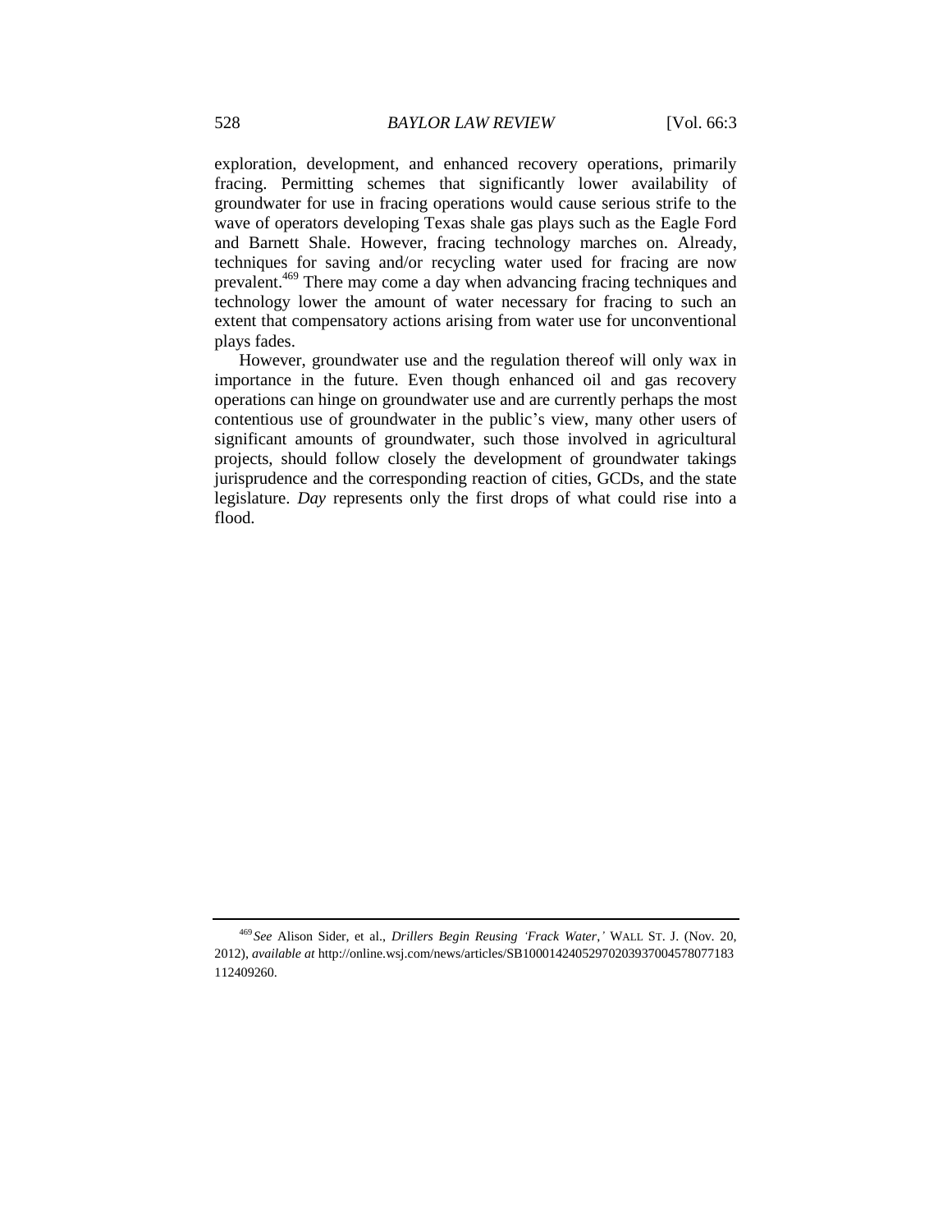exploration, development, and enhanced recovery operations, primarily fracing. Permitting schemes that significantly lower availability of groundwater for use in fracing operations would cause serious strife to the wave of operators developing Texas shale gas plays such as the Eagle Ford and Barnett Shale. However, fracing technology marches on. Already, techniques for saving and/or recycling water used for fracing are now prevalent.[469] There may come a day when advancing fracing techniques and technology lower the amount of water necessary for fracing to such an extent that compensatory actions arising from water use for unconventional plays fades.

However, groundwater use and the regulation thereof will only wax in importance in the future. Even though enhanced oil and gas recovery operations can hinge on groundwater use and are currently perhaps the most contentious use of groundwater in the public's view, many other users of significant amounts of groundwater, such those involved in agricultural projects, should follow closely the development of groundwater takings jurisprudence and the corresponding reaction of cities, GCDs, and the state legislature. *Day* represents only the first drops of what could rise into a flood.

---

[469] *See* Alison Sider, et al., *Drillers Begin Reusing 'Frack Water,'* WALL ST. J. (Nov. 20, 2012), *available at* http://online.wsj.com/news/articles/SB10001424052970203937004578077183112409260.